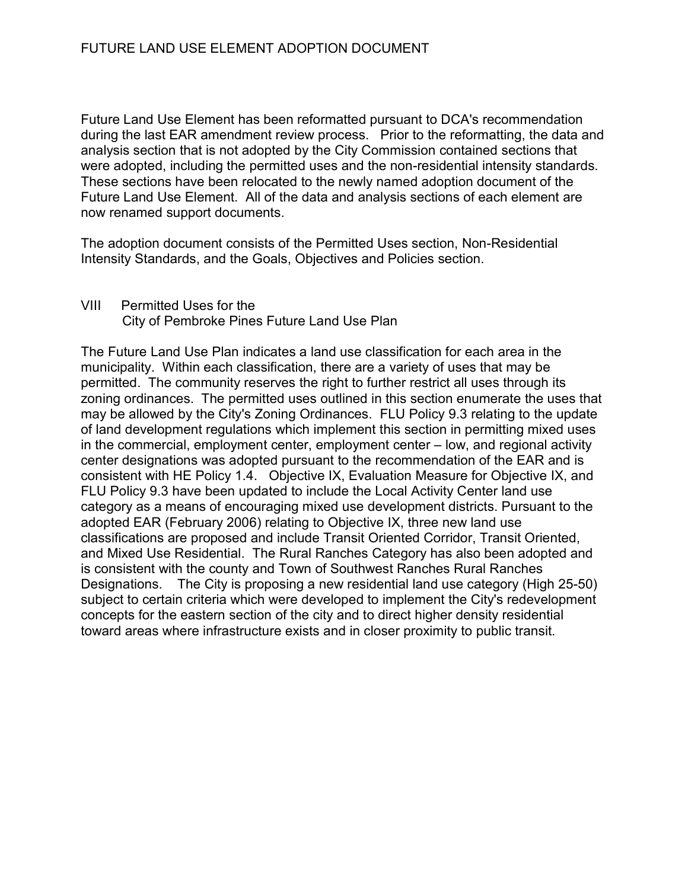# FUTURE LAND USE ELEMENT ADOPTION DOCUMENT

Future Land Use Element has been reformatted pursuant to DCA's recommendation during the last EAR amendment review process. Prior to the reformatting, the data and analysis section that is not adopted by the City Commission contained sections that were adopted, including the permitted uses and the non-residential intensity standards. These sections have been relocated to the newly named adoption document of the Future Land Use Element. All of the data and analysis sections of each element are now renamed support documents.

The adoption document consists of the Permitted Uses section, Non-Residential Intensity Standards, and the Goals, Objectives and Policies section.

## VIII Permitted Uses for the City of Pembroke Pines Future Land Use Plan

The Future Land Use Plan indicates a land use classification for each area in the municipality. Within each classification, there are a variety of uses that may be permitted. The community reserves the right to further restrict all uses through its zoning ordinances. The permitted uses outlined in this section enumerate the uses that may be allowed by the City's Zoning Ordinances. FLU Policy 9.3 relating to the update of land development regulations which implement this section in permitting mixed uses in the commercial, employment center, employment center – low, and regional activity center designations was adopted pursuant to the recommendation of the EAR and is consistent with HE Policy 1.4. Objective IX, Evaluation Measure for Objective IX, and FLU Policy 9.3 have been updated to include the Local Activity Center land use category as a means of encouraging mixed use development districts. Pursuant to the adopted EAR (February 2006) relating to Objective IX, three new land use classifications are proposed and include Transit Oriented Corridor, Transit Oriented, and Mixed Use Residential. The Rural Ranches Category has also been adopted and is consistent with the county and Town of Southwest Ranches Rural Ranches Designations. The City is proposing a new residential land use category (High 25-50) subject to certain criteria which were developed to implement the City's redevelopment concepts for the eastern section of the city and to direct higher density residential toward areas where infrastructure exists and in closer proximity to public transit.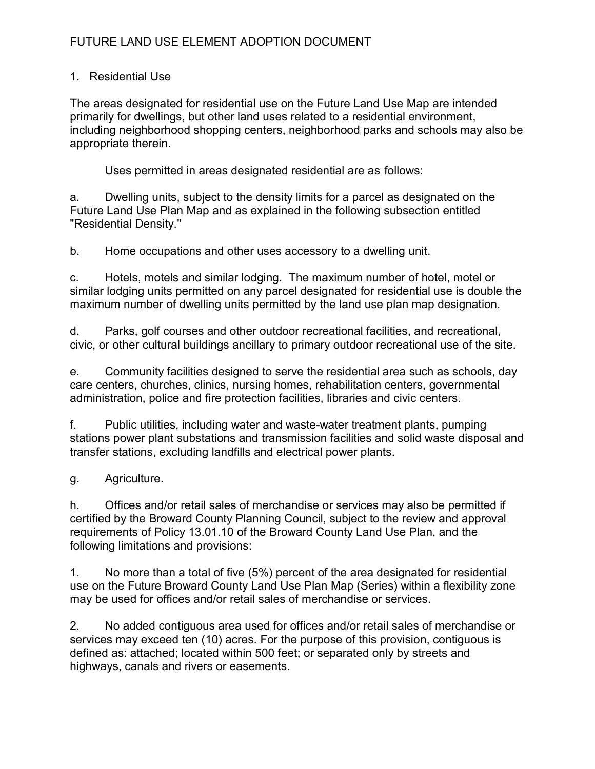1. Residential Use

The areas designated for residential use on the Future Land Use Map are intended primarily for dwellings, but other land uses related to a residential environment, including neighborhood shopping centers, neighborhood parks and schools may also be appropriate therein.

Uses permitted in areas designated residential are as follows:

a. Dwelling units, subject to the density limits for a parcel as designated on the Future Land Use Plan Map and as explained in the following subsection entitled "Residential Density."

b. Home occupations and other uses accessory to a dwelling unit.

c. Hotels, motels and similar lodging. The maximum number of hotel, motel or similar lodging units permitted on any parcel designated for residential use is double the maximum number of dwelling units permitted by the land use plan map designation.

d. Parks, golf courses and other outdoor recreational facilities, and recreational, civic, or other cultural buildings ancillary to primary outdoor recreational use of the site.

e. Community facilities designed to serve the residential area such as schools, day care centers, churches, clinics, nursing homes, rehabilitation centers, governmental administration, police and fire protection facilities, libraries and civic centers.

f. Public utilities, including water and waste-water treatment plants, pumping stations power plant substations and transmission facilities and solid waste disposal and transfer stations, excluding landfills and electrical power plants.

g. Agriculture.

h. Offices and/or retail sales of merchandise or services may also be permitted if certified by the Broward County Planning Council, subject to the review and approval requirements of Policy 13.01.10 of the Broward County Land Use Plan, and the following limitations and provisions:

1. No more than a total of five (5%) percent of the area designated for residential use on the Future Broward County Land Use Plan Map (Series) within a flexibility zone may be used for offices and/or retail sales of merchandise or services.

2. No added contiguous area used for offices and/or retail sales of merchandise or services may exceed ten (10) acres. For the purpose of this provision, contiguous is defined as: attached; located within 500 feet; or separated only by streets and highways, canals and rivers or easements.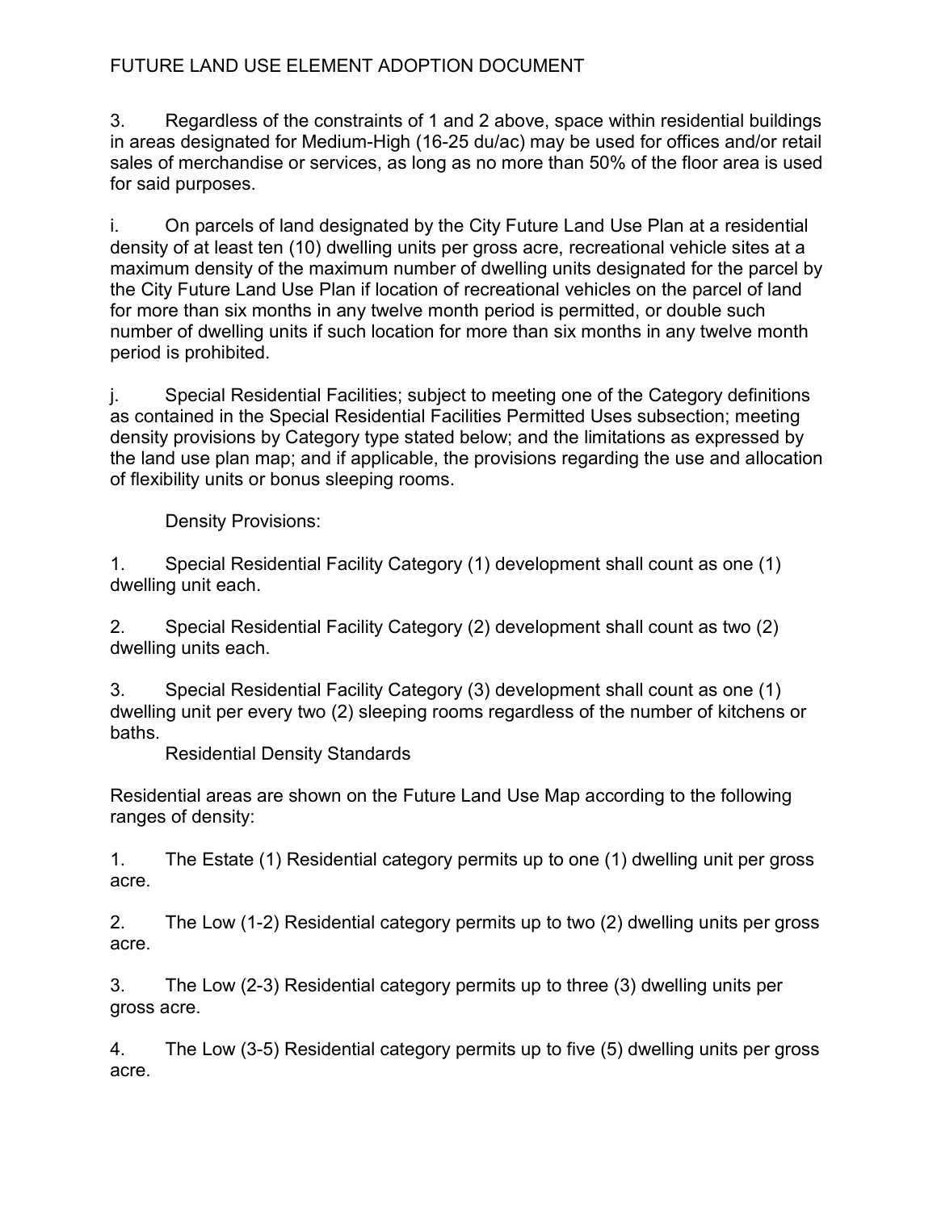3. Regardless of the constraints of 1 and 2 above, space within residential buildings in areas designated for Medium-High (16-25 du/ac) may be used for offices and/or retail sales of merchandise or services, as long as no more than 50% of the floor area is used for said purposes.

i. On parcels of land designated by the City Future Land Use Plan at a residential density of at least ten (10) dwelling units per gross acre, recreational vehicle sites at a maximum density of the maximum number of dwelling units designated for the parcel by the City Future Land Use Plan if location of recreational vehicles on the parcel of land for more than six months in any twelve month period is permitted, or double such number of dwelling units if such location for more than six months in any twelve month period is prohibited.

j. Special Residential Facilities; subject to meeting one of the Category definitions as contained in the Special Residential Facilities Permitted Uses subsection; meeting density provisions by Category type stated below; and the limitations as expressed by the land use plan map; and if applicable, the provisions regarding the use and allocation of flexibility units or bonus sleeping rooms.

Density Provisions:

1. Special Residential Facility Category (1) development shall count as one (1) dwelling unit each.

2. Special Residential Facility Category (2) development shall count as two (2) dwelling units each.

3. Special Residential Facility Category (3) development shall count as one (1) dwelling unit per every two (2) sleeping rooms regardless of the number of kitchens or baths.

Residential Density Standards

Residential areas are shown on the Future Land Use Map according to the following ranges of density:

1. The Estate (1) Residential category permits up to one (1) dwelling unit per gross acre.

2. The Low (1-2) Residential category permits up to two (2) dwelling units per gross acre.

3. The Low (2-3) Residential category permits up to three (3) dwelling units per gross acre.

4. The Low (3-5) Residential category permits up to five (5) dwelling units per gross acre.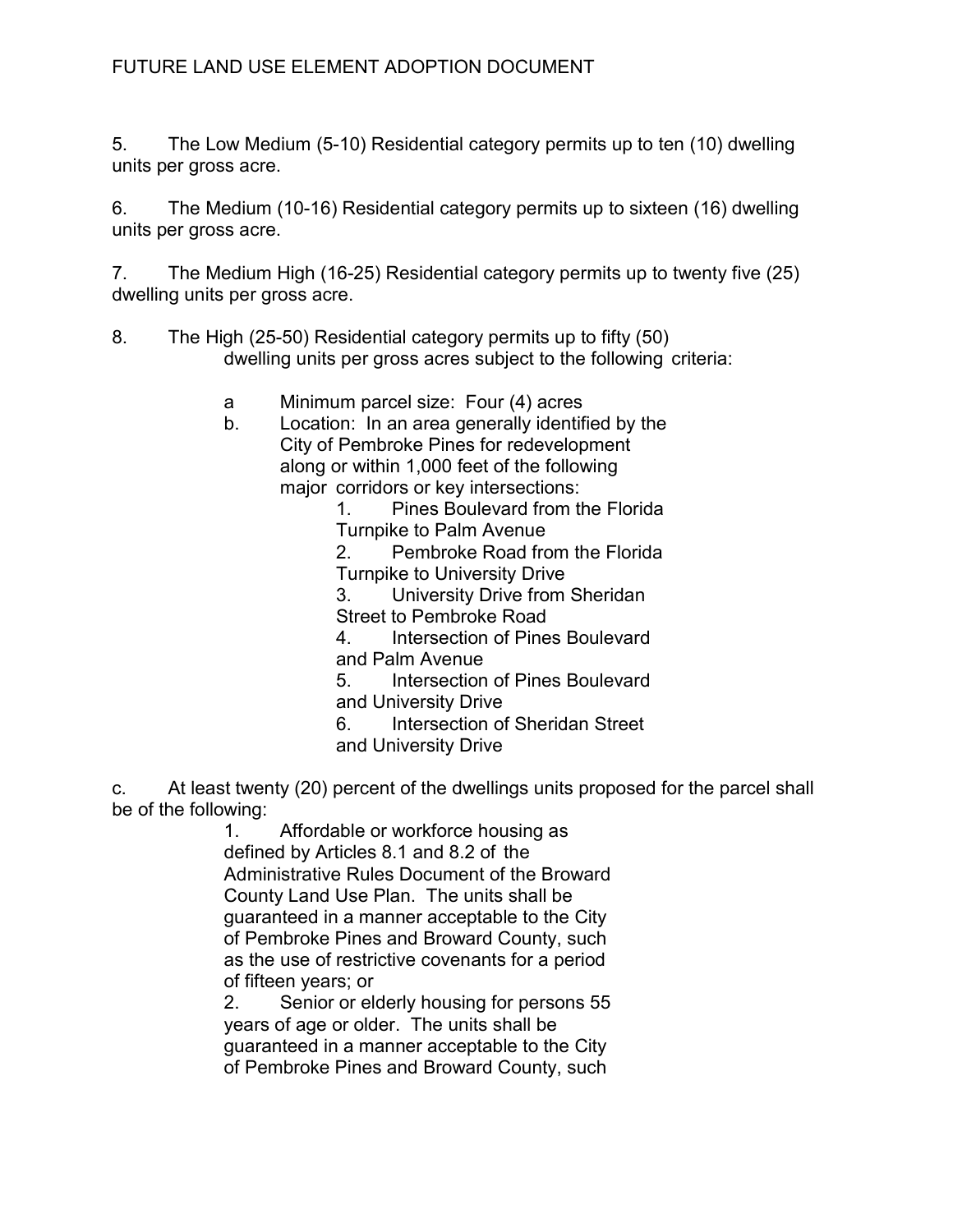5. The Low Medium (5-10) Residential category permits up to ten (10) dwelling units per gross acre.

6. The Medium (10-16) Residential category permits up to sixteen (16) dwelling units per gross acre.

7. The Medium High (16-25) Residential category permits up to twenty five (25) dwelling units per gross acre.

8. The High (25-50) Residential category permits up to fifty (50) dwelling units per gross acres subject to the following criteria:

   a Minimum parcel size: Four (4) acres

   b. Location: In an area generally identified by the City of Pembroke Pines for redevelopment along or within 1,000 feet of the following major corridors or key intersections:

      1. Pines Boulevard from the Florida Turnpike to Palm Avenue
      2. Pembroke Road from the Florida Turnpike to University Drive
      3. University Drive from Sheridan Street to Pembroke Road
      4. Intersection of Pines Boulevard and Palm Avenue
      5. Intersection of Pines Boulevard and University Drive
      6. Intersection of Sheridan Street and University Drive

c. At least twenty (20) percent of the dwellings units proposed for the parcel shall be of the following:

   1. Affordable or workforce housing as defined by Articles 8.1 and 8.2 of the Administrative Rules Document of the Broward County Land Use Plan. The units shall be guaranteed in a manner acceptable to the City of Pembroke Pines and Broward County, such as the use of restrictive covenants for a period of fifteen years; or
   2. Senior or elderly housing for persons 55 years of age or older. The units shall be guaranteed in a manner acceptable to the City of Pembroke Pines and Broward County, such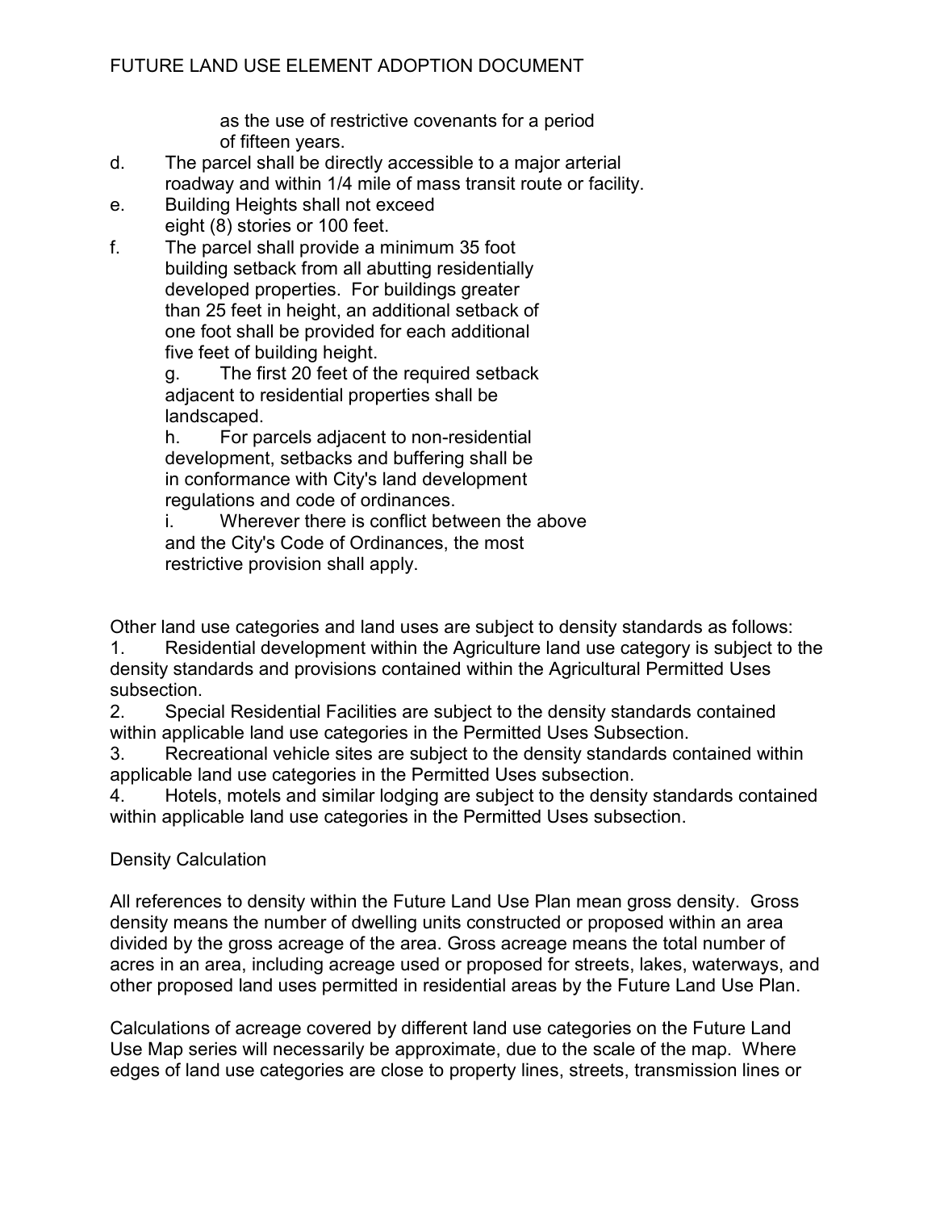as the use of restrictive covenants for a period of fifteen years.

d. The parcel shall be directly accessible to a major arterial roadway and within 1/4 mile of mass transit route or facility.

e. Building Heights shall not exceed eight (8) stories or 100 feet.

f. The parcel shall provide a minimum 35 foot building setback from all abutting residentially developed properties. For buildings greater than 25 feet in height, an additional setback of one foot shall be provided for each additional five feet of building height.

g. The first 20 feet of the required setback adjacent to residential properties shall be landscaped.

h. For parcels adjacent to non-residential development, setbacks and buffering shall be in conformance with City's land development regulations and code of ordinances.

i. Wherever there is conflict between the above and the City's Code of Ordinances, the most restrictive provision shall apply.

Other land use categories and land uses are subject to density standards as follows:

1. Residential development within the Agriculture land use category is subject to the density standards and provisions contained within the Agricultural Permitted Uses subsection.
2. Special Residential Facilities are subject to the density standards contained within applicable land use categories in the Permitted Uses Subsection.
3. Recreational vehicle sites are subject to the density standards contained within applicable land use categories in the Permitted Uses subsection.
4. Hotels, motels and similar lodging are subject to the density standards contained within applicable land use categories in the Permitted Uses subsection.

Density Calculation

All references to density within the Future Land Use Plan mean gross density. Gross density means the number of dwelling units constructed or proposed within an area divided by the gross acreage of the area. Gross acreage means the total number of acres in an area, including acreage used or proposed for streets, lakes, waterways, and other proposed land uses permitted in residential areas by the Future Land Use Plan.

Calculations of acreage covered by different land use categories on the Future Land Use Map series will necessarily be approximate, due to the scale of the map. Where edges of land use categories are close to property lines, streets, transmission lines or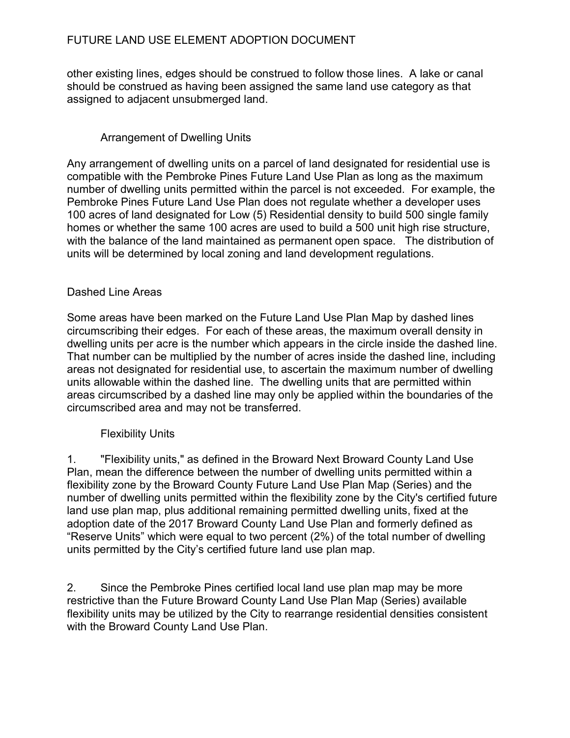other existing lines, edges should be construed to follow those lines. A lake or canal should be construed as having been assigned the same land use category as that assigned to adjacent unsubmerged land.

### Arrangement of Dwelling Units

Any arrangement of dwelling units on a parcel of land designated for residential use is compatible with the Pembroke Pines Future Land Use Plan as long as the maximum number of dwelling units permitted within the parcel is not exceeded. For example, the Pembroke Pines Future Land Use Plan does not regulate whether a developer uses 100 acres of land designated for Low (5) Residential density to build 500 single family homes or whether the same 100 acres are used to build a 500 unit high rise structure, with the balance of the land maintained as permanent open space. The distribution of units will be determined by local zoning and land development regulations.

### Dashed Line Areas

Some areas have been marked on the Future Land Use Plan Map by dashed lines circumscribing their edges. For each of these areas, the maximum overall density in dwelling units per acre is the number which appears in the circle inside the dashed line. That number can be multiplied by the number of acres inside the dashed line, including areas not designated for residential use, to ascertain the maximum number of dwelling units allowable within the dashed line. The dwelling units that are permitted within areas circumscribed by a dashed line may only be applied within the boundaries of the circumscribed area and may not be transferred.

### Flexibility Units

1. "Flexibility units," as defined in the Broward Next Broward County Land Use Plan, mean the difference between the number of dwelling units permitted within a flexibility zone by the Broward County Future Land Use Plan Map (Series) and the number of dwelling units permitted within the flexibility zone by the City's certified future land use plan map, plus additional remaining permitted dwelling units, fixed at the adoption date of the 2017 Broward County Land Use Plan and formerly defined as "Reserve Units" which were equal to two percent (2%) of the total number of dwelling units permitted by the City's certified future land use plan map.

2. Since the Pembroke Pines certified local land use plan map may be more restrictive than the Future Broward County Land Use Plan Map (Series) available flexibility units may be utilized by the City to rearrange residential densities consistent with the Broward County Land Use Plan.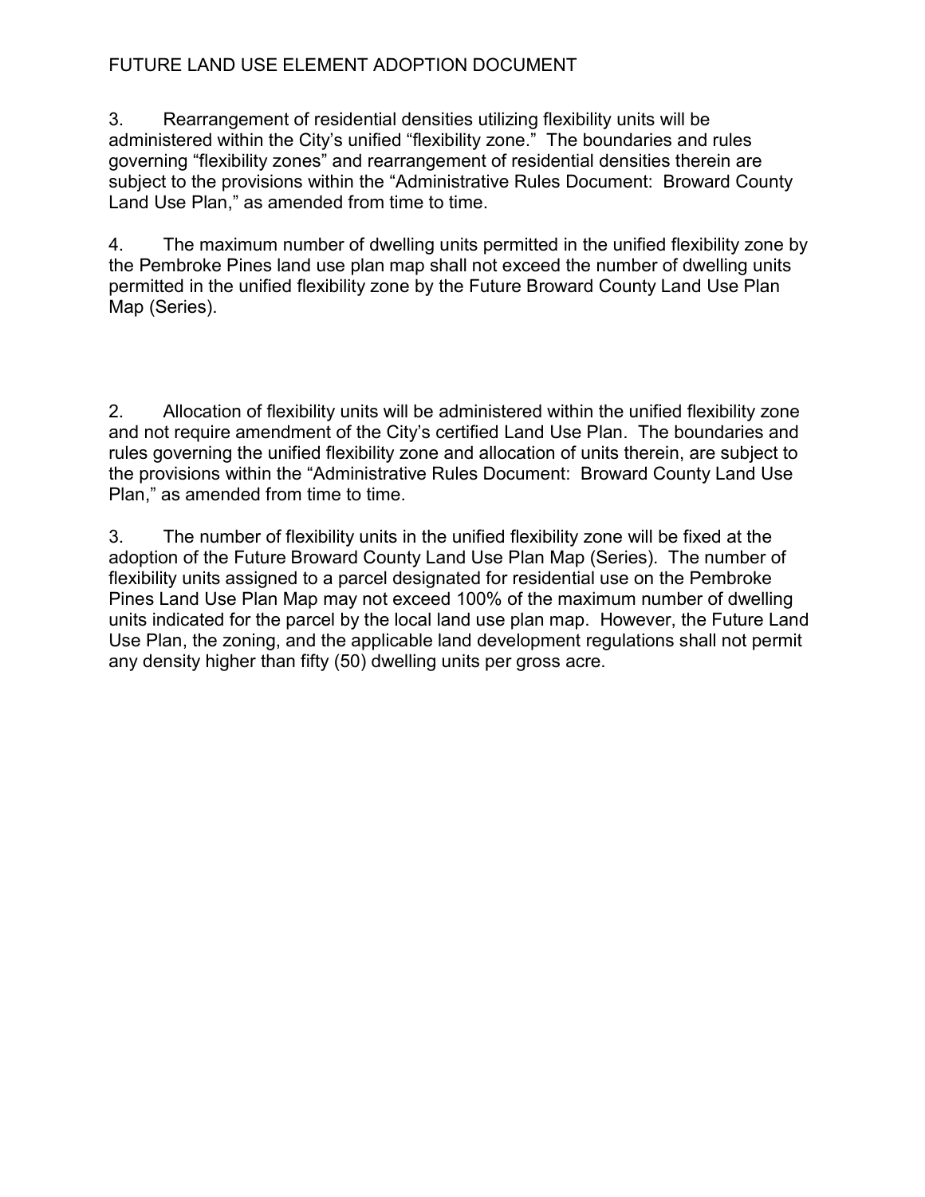3. Rearrangement of residential densities utilizing flexibility units will be administered within the City's unified "flexibility zone." The boundaries and rules governing "flexibility zones" and rearrangement of residential densities therein are subject to the provisions within the "Administrative Rules Document: Broward County Land Use Plan," as amended from time to time.

4. The maximum number of dwelling units permitted in the unified flexibility zone by the Pembroke Pines land use plan map shall not exceed the number of dwelling units permitted in the unified flexibility zone by the Future Broward County Land Use Plan Map (Series).

2. Allocation of flexibility units will be administered within the unified flexibility zone and not require amendment of the City's certified Land Use Plan. The boundaries and rules governing the unified flexibility zone and allocation of units therein, are subject to the provisions within the "Administrative Rules Document: Broward County Land Use Plan," as amended from time to time.

3. The number of flexibility units in the unified flexibility zone will be fixed at the adoption of the Future Broward County Land Use Plan Map (Series). The number of flexibility units assigned to a parcel designated for residential use on the Pembroke Pines Land Use Plan Map may not exceed 100% of the maximum number of dwelling units indicated for the parcel by the local land use plan map. However, the Future Land Use Plan, the zoning, and the applicable land development regulations shall not permit any density higher than fifty (50) dwelling units per gross acre.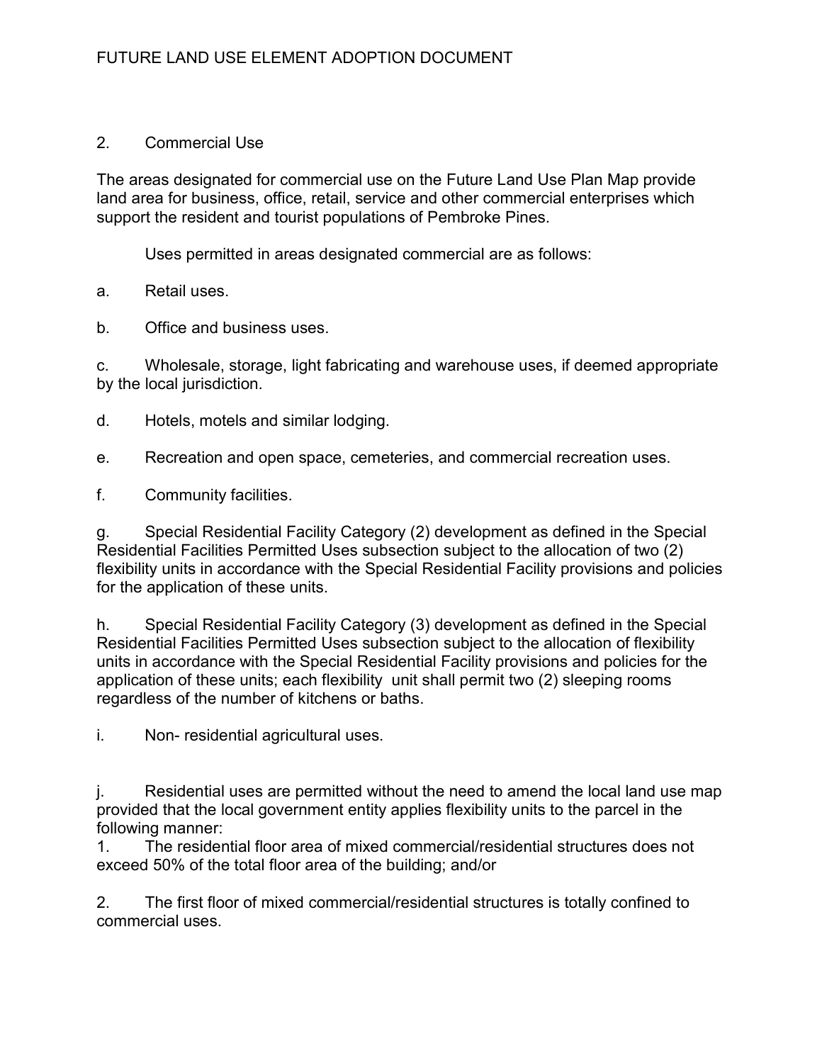## 2. Commercial Use

The areas designated for commercial use on the Future Land Use Plan Map provide land area for business, office, retail, service and other commercial enterprises which support the resident and tourist populations of Pembroke Pines.

Uses permitted in areas designated commercial are as follows:

a. Retail uses.

b. Office and business uses.

c. Wholesale, storage, light fabricating and warehouse uses, if deemed appropriate by the local jurisdiction.

d. Hotels, motels and similar lodging.

e. Recreation and open space, cemeteries, and commercial recreation uses.

f. Community facilities.

g. Special Residential Facility Category (2) development as defined in the Special Residential Facilities Permitted Uses subsection subject to the allocation of two (2) flexibility units in accordance with the Special Residential Facility provisions and policies for the application of these units.

h. Special Residential Facility Category (3) development as defined in the Special Residential Facilities Permitted Uses subsection subject to the allocation of flexibility units in accordance with the Special Residential Facility provisions and policies for the application of these units; each flexibility unit shall permit two (2) sleeping rooms regardless of the number of kitchens or baths.

i. Non- residential agricultural uses.

j. Residential uses are permitted without the need to amend the local land use map provided that the local government entity applies flexibility units to the parcel in the following manner:

1. The residential floor area of mixed commercial/residential structures does not exceed 50% of the total floor area of the building; and/or

2. The first floor of mixed commercial/residential structures is totally confined to commercial uses.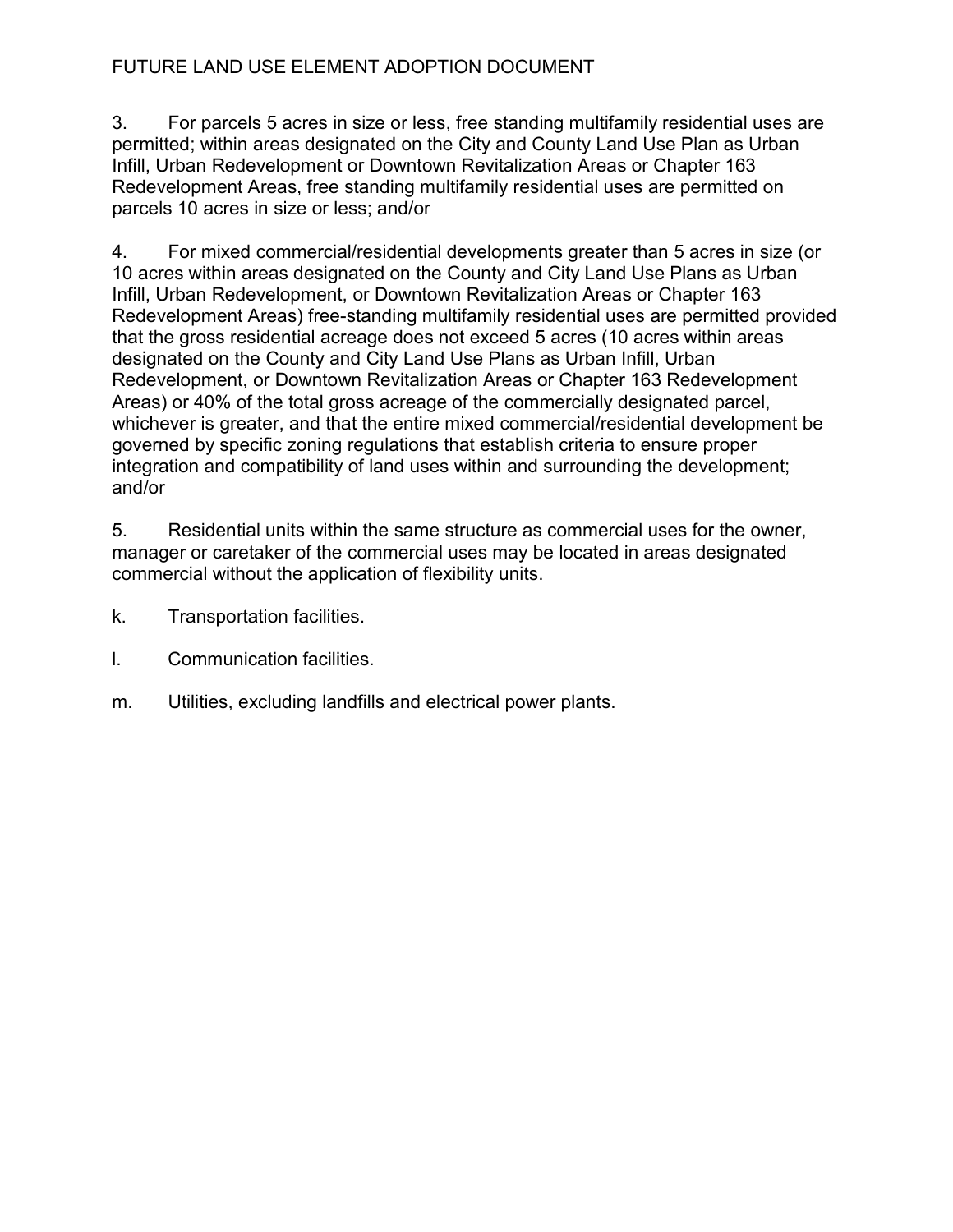3. For parcels 5 acres in size or less, free standing multifamily residential uses are permitted; within areas designated on the City and County Land Use Plan as Urban Infill, Urban Redevelopment or Downtown Revitalization Areas or Chapter 163 Redevelopment Areas, free standing multifamily residential uses are permitted on parcels 10 acres in size or less; and/or

4. For mixed commercial/residential developments greater than 5 acres in size (or 10 acres within areas designated on the County and City Land Use Plans as Urban Infill, Urban Redevelopment, or Downtown Revitalization Areas or Chapter 163 Redevelopment Areas) free-standing multifamily residential uses are permitted provided that the gross residential acreage does not exceed 5 acres (10 acres within areas designated on the County and City Land Use Plans as Urban Infill, Urban Redevelopment, or Downtown Revitalization Areas or Chapter 163 Redevelopment Areas) or 40% of the total gross acreage of the commercially designated parcel, whichever is greater, and that the entire mixed commercial/residential development be governed by specific zoning regulations that establish criteria to ensure proper integration and compatibility of land uses within and surrounding the development; and/or

5. Residential units within the same structure as commercial uses for the owner, manager or caretaker of the commercial uses may be located in areas designated commercial without the application of flexibility units.

k. Transportation facilities.

l. Communication facilities.

m. Utilities, excluding landfills and electrical power plants.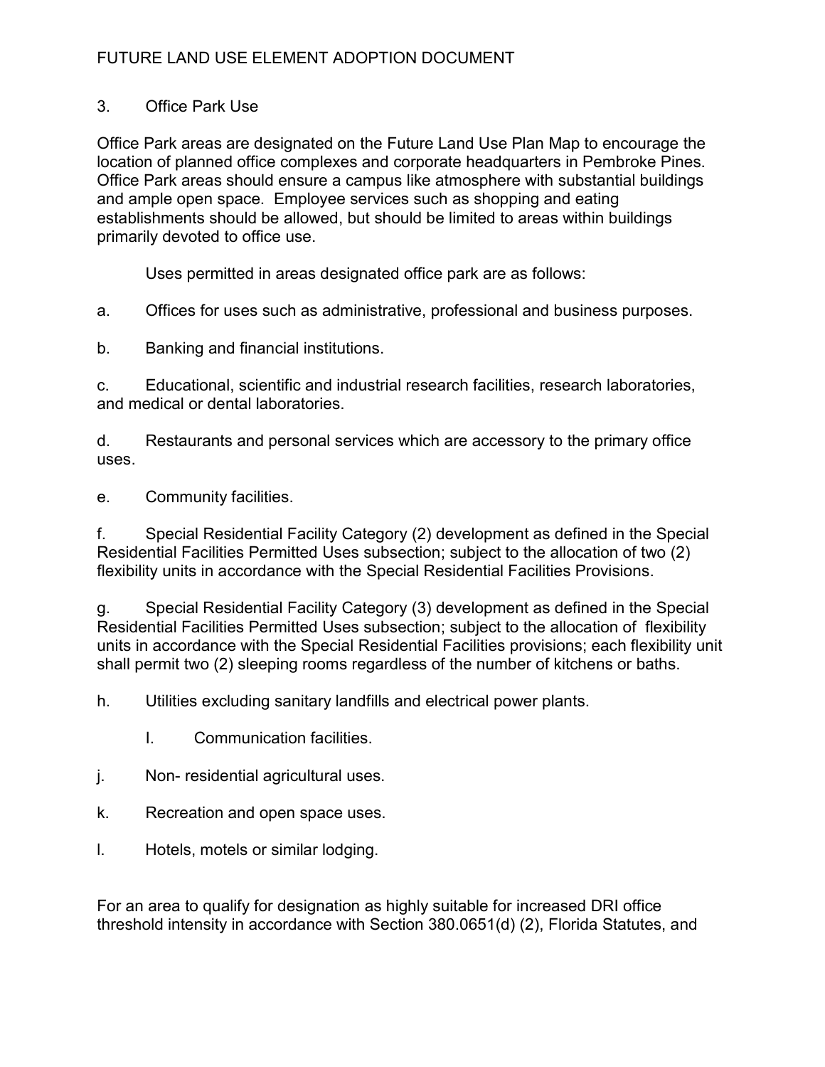3. Office Park Use

Office Park areas are designated on the Future Land Use Plan Map to encourage the location of planned office complexes and corporate headquarters in Pembroke Pines. Office Park areas should ensure a campus like atmosphere with substantial buildings and ample open space. Employee services such as shopping and eating establishments should be allowed, but should be limited to areas within buildings primarily devoted to office use.

Uses permitted in areas designated office park are as follows:

a. Offices for uses such as administrative, professional and business purposes.

b. Banking and financial institutions.

c. Educational, scientific and industrial research facilities, research laboratories, and medical or dental laboratories.

d. Restaurants and personal services which are accessory to the primary office uses.

e. Community facilities.

f. Special Residential Facility Category (2) development as defined in the Special Residential Facilities Permitted Uses subsection; subject to the allocation of two (2) flexibility units in accordance with the Special Residential Facilities Provisions.

g. Special Residential Facility Category (3) development as defined in the Special Residential Facilities Permitted Uses subsection; subject to the allocation of flexibility units in accordance with the Special Residential Facilities provisions; each flexibility unit shall permit two (2) sleeping rooms regardless of the number of kitchens or baths.

h. Utilities excluding sanitary landfills and electrical power plants.

I. Communication facilities.

j. Non- residential agricultural uses.

k. Recreation and open space uses.

l. Hotels, motels or similar lodging.

For an area to qualify for designation as highly suitable for increased DRI office threshold intensity in accordance with Section 380.0651(d) (2), Florida Statutes, and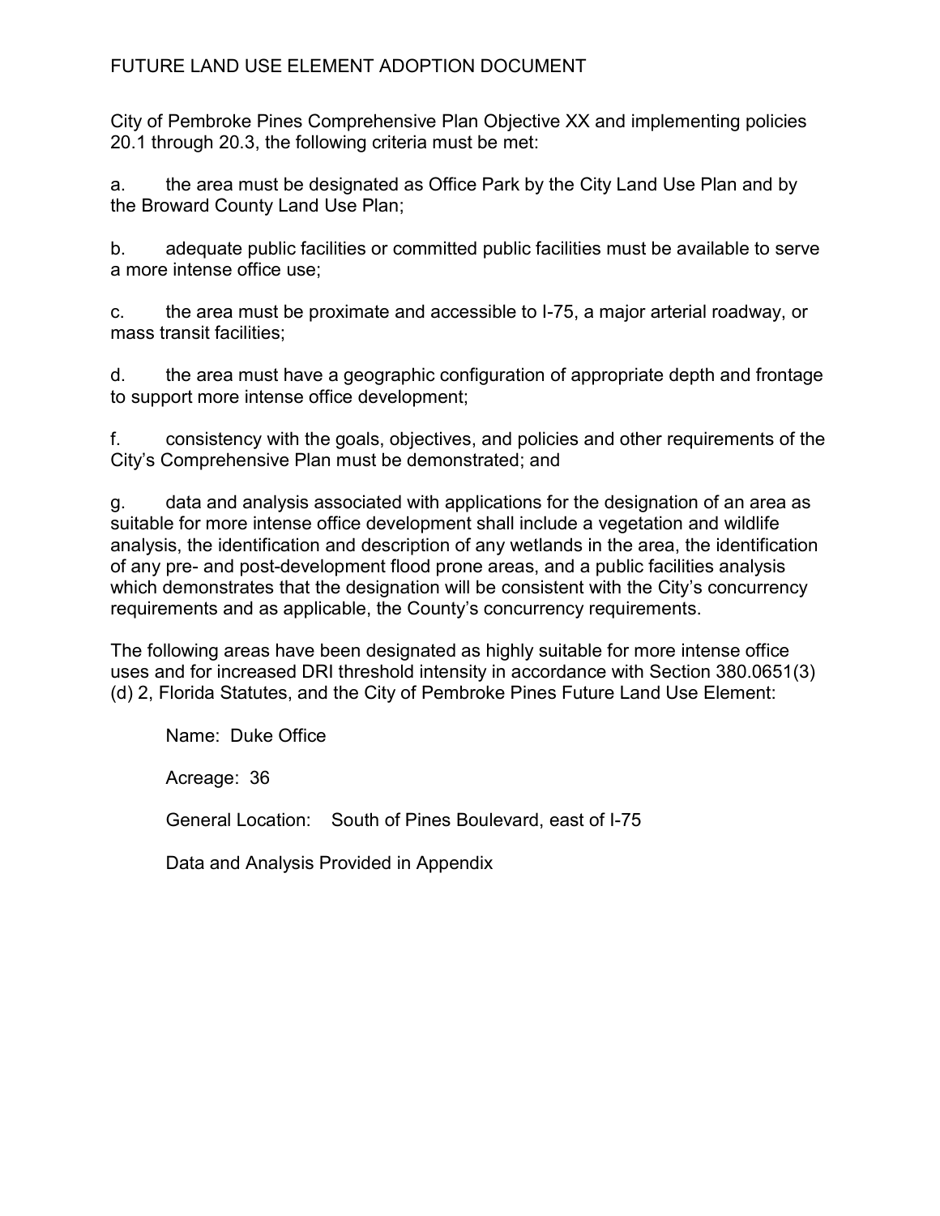FUTURE LAND USE ELEMENT ADOPTION DOCUMENT

City of Pembroke Pines Comprehensive Plan Objective XX and implementing policies 20.1 through 20.3, the following criteria must be met:

a. the area must be designated as Office Park by the City Land Use Plan and by the Broward County Land Use Plan;

b. adequate public facilities or committed public facilities must be available to serve a more intense office use;

c. the area must be proximate and accessible to I-75, a major arterial roadway, or mass transit facilities;

d. the area must have a geographic configuration of appropriate depth and frontage to support more intense office development;

f. consistency with the goals, objectives, and policies and other requirements of the City's Comprehensive Plan must be demonstrated; and

g. data and analysis associated with applications for the designation of an area as suitable for more intense office development shall include a vegetation and wildlife analysis, the identification and description of any wetlands in the area, the identification of any pre- and post-development flood prone areas, and a public facilities analysis which demonstrates that the designation will be consistent with the City's concurrency requirements and as applicable, the County's concurrency requirements.

The following areas have been designated as highly suitable for more intense office uses and for increased DRI threshold intensity in accordance with Section 380.0651(3)(d) 2, Florida Statutes, and the City of Pembroke Pines Future Land Use Element:

Name: Duke Office

Acreage: 36

General Location: South of Pines Boulevard, east of I-75

Data and Analysis Provided in Appendix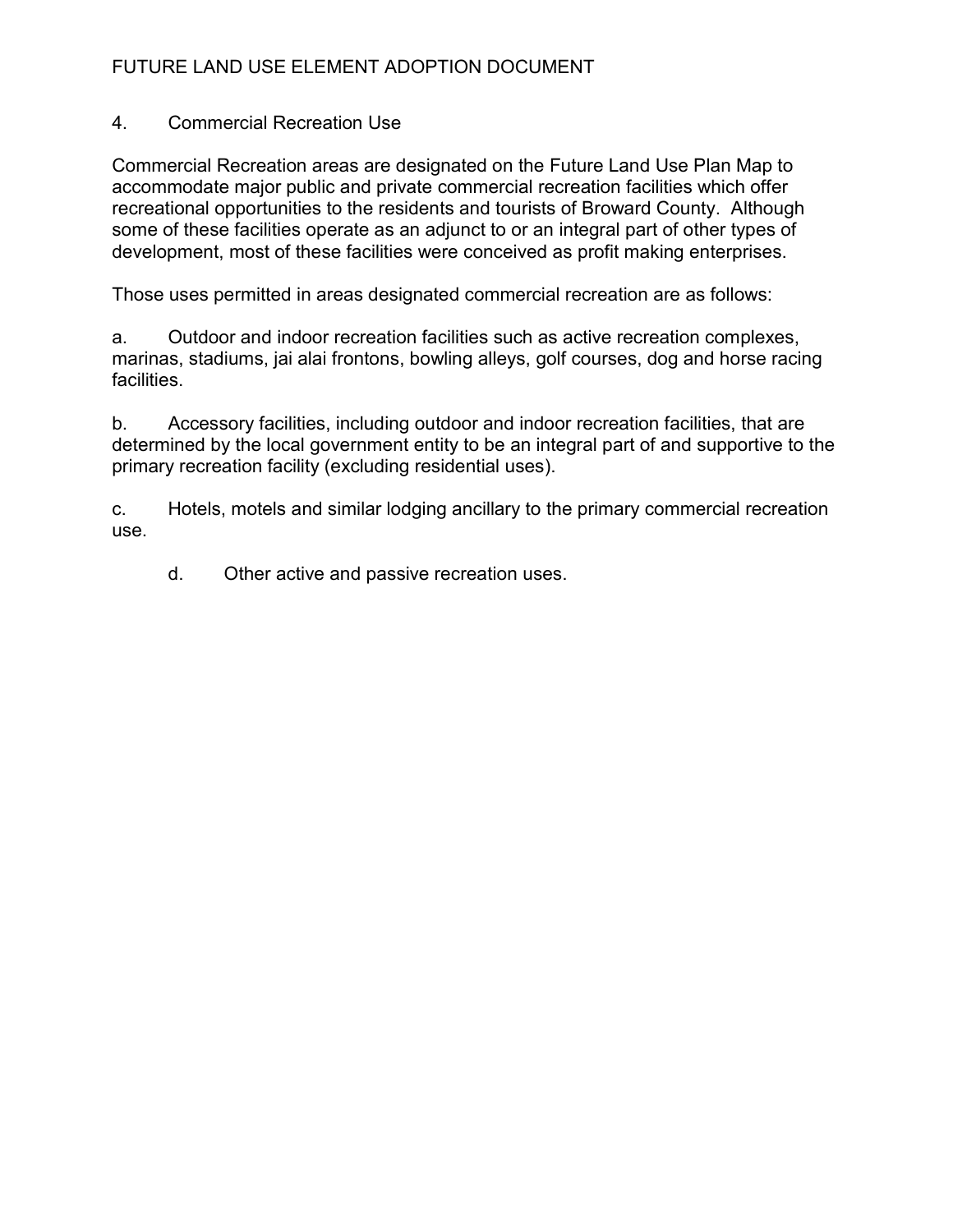## 4. Commercial Recreation Use

Commercial Recreation areas are designated on the Future Land Use Plan Map to accommodate major public and private commercial recreation facilities which offer recreational opportunities to the residents and tourists of Broward County. Although some of these facilities operate as an adjunct to or an integral part of other types of development, most of these facilities were conceived as profit making enterprises.

Those uses permitted in areas designated commercial recreation are as follows:

a. Outdoor and indoor recreation facilities such as active recreation complexes, marinas, stadiums, jai alai frontons, bowling alleys, golf courses, dog and horse racing facilities.

b. Accessory facilities, including outdoor and indoor recreation facilities, that are determined by the local government entity to be an integral part of and supportive to the primary recreation facility (excluding residential uses).

c. Hotels, motels and similar lodging ancillary to the primary commercial recreation use.

d. Other active and passive recreation uses.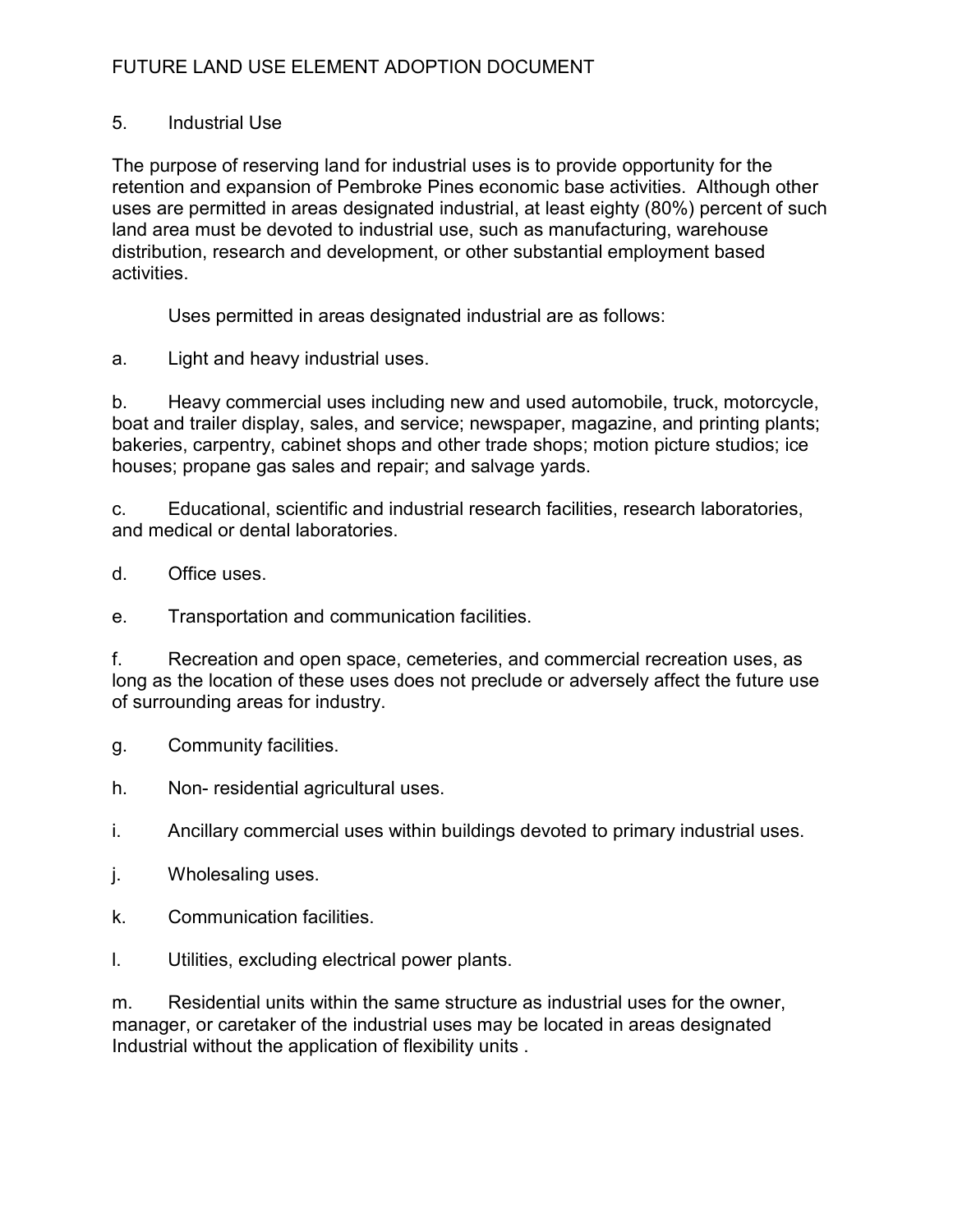### 5. Industrial Use

The purpose of reserving land for industrial uses is to provide opportunity for the retention and expansion of Pembroke Pines economic base activities. Although other uses are permitted in areas designated industrial, at least eighty (80%) percent of such land area must be devoted to industrial use, such as manufacturing, warehouse distribution, research and development, or other substantial employment based activities.

Uses permitted in areas designated industrial are as follows:

a. Light and heavy industrial uses.

b. Heavy commercial uses including new and used automobile, truck, motorcycle, boat and trailer display, sales, and service; newspaper, magazine, and printing plants; bakeries, carpentry, cabinet shops and other trade shops; motion picture studios; ice houses; propane gas sales and repair; and salvage yards.

c. Educational, scientific and industrial research facilities, research laboratories, and medical or dental laboratories.

d. Office uses.

e. Transportation and communication facilities.

f. Recreation and open space, cemeteries, and commercial recreation uses, as long as the location of these uses does not preclude or adversely affect the future use of surrounding areas for industry.

g. Community facilities.

h. Non- residential agricultural uses.

i. Ancillary commercial uses within buildings devoted to primary industrial uses.

j. Wholesaling uses.

k. Communication facilities.

l. Utilities, excluding electrical power plants.

m. Residential units within the same structure as industrial uses for the owner, manager, or caretaker of the industrial uses may be located in areas designated Industrial without the application of flexibility units .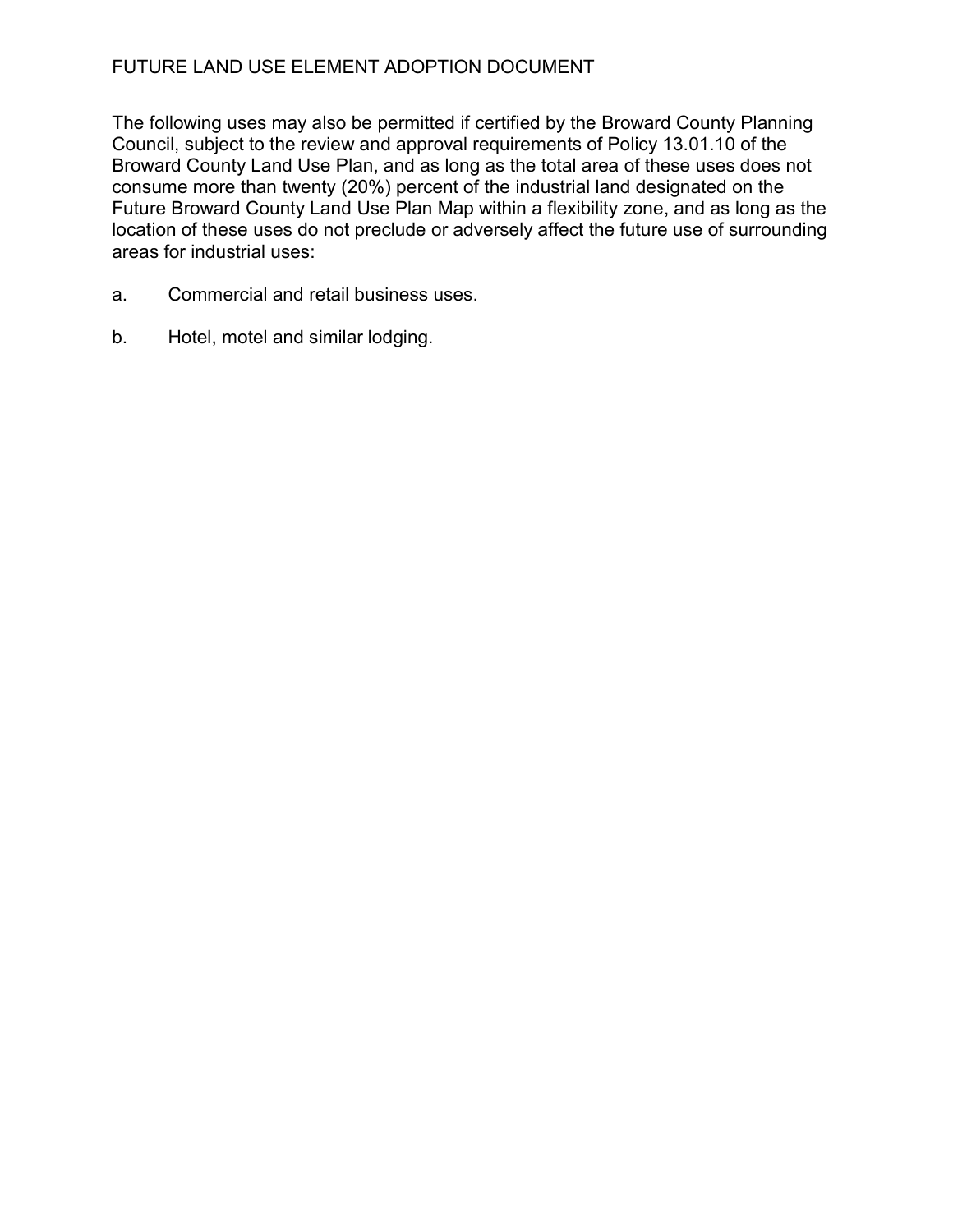The following uses may also be permitted if certified by the Broward County Planning Council, subject to the review and approval requirements of Policy 13.01.10 of the Broward County Land Use Plan, and as long as the total area of these uses does not consume more than twenty (20%) percent of the industrial land designated on the Future Broward County Land Use Plan Map within a flexibility zone, and as long as the location of these uses do not preclude or adversely affect the future use of surrounding areas for industrial uses:

a. Commercial and retail business uses.

b. Hotel, motel and similar lodging.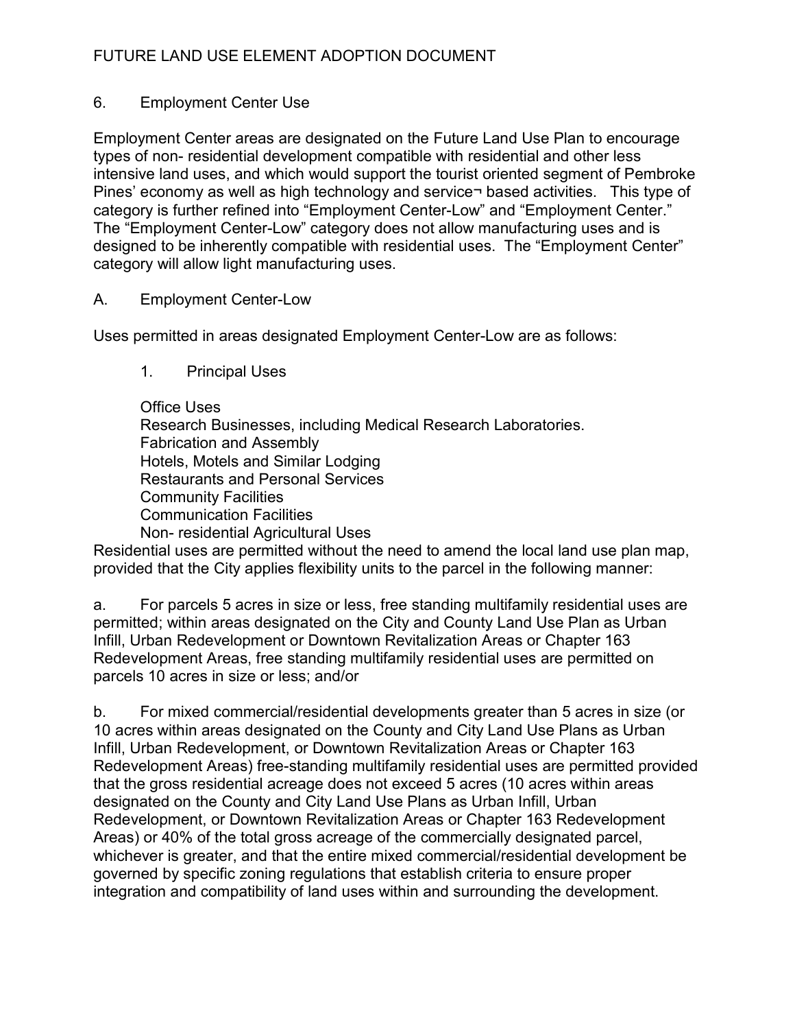## 6. Employment Center Use

Employment Center areas are designated on the Future Land Use Plan to encourage types of non- residential development compatible with residential and other less intensive land uses, and which would support the tourist oriented segment of Pembroke Pines' economy as well as high technology and service¬ based activities. This type of category is further refined into "Employment Center-Low" and "Employment Center." The "Employment Center-Low" category does not allow manufacturing uses and is designed to be inherently compatible with residential uses. The "Employment Center" category will allow light manufacturing uses.

### A. Employment Center-Low

Uses permitted in areas designated Employment Center-Low are as follows:

1. Principal Uses

   Office Uses
   Research Businesses, including Medical Research Laboratories.
   Fabrication and Assembly
   Hotels, Motels and Similar Lodging
   Restaurants and Personal Services
   Community Facilities
   Communication Facilities
   Non- residential Agricultural Uses

Residential uses are permitted without the need to amend the local land use plan map, provided that the City applies flexibility units to the parcel in the following manner:

a. For parcels 5 acres in size or less, free standing multifamily residential uses are permitted; within areas designated on the City and County Land Use Plan as Urban Infill, Urban Redevelopment or Downtown Revitalization Areas or Chapter 163 Redevelopment Areas, free standing multifamily residential uses are permitted on parcels 10 acres in size or less; and/or

b. For mixed commercial/residential developments greater than 5 acres in size (or 10 acres within areas designated on the County and City Land Use Plans as Urban Infill, Urban Redevelopment, or Downtown Revitalization Areas or Chapter 163 Redevelopment Areas) free-standing multifamily residential uses are permitted provided that the gross residential acreage does not exceed 5 acres (10 acres within areas designated on the County and City Land Use Plans as Urban Infill, Urban Redevelopment, or Downtown Revitalization Areas or Chapter 163 Redevelopment Areas) or 40% of the total gross acreage of the commercially designated parcel, whichever is greater, and that the entire mixed commercial/residential development be governed by specific zoning regulations that establish criteria to ensure proper integration and compatibility of land uses within and surrounding the development.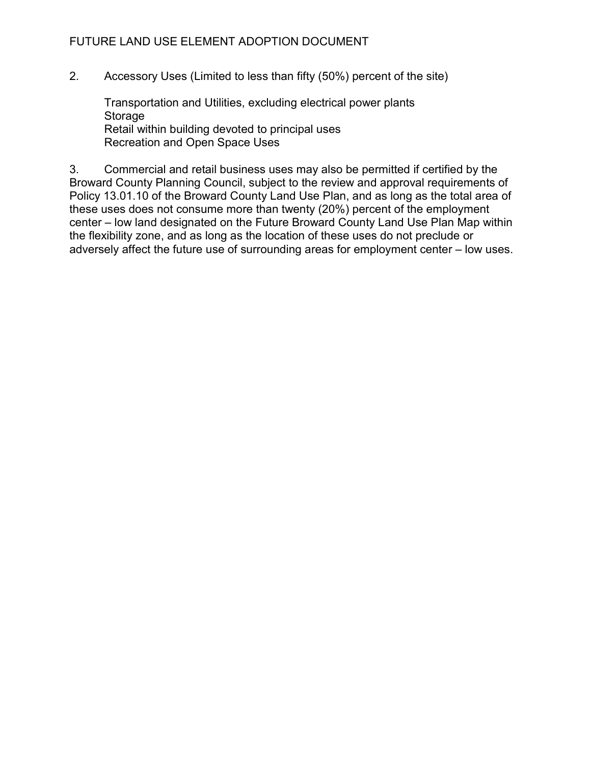2. Accessory Uses (Limited to less than fifty (50%) percent of the site)

   Transportation and Utilities, excluding electrical power plants
   Storage
   Retail within building devoted to principal uses
   Recreation and Open Space Uses

3. Commercial and retail business uses may also be permitted if certified by the Broward County Planning Council, subject to the review and approval requirements of Policy 13.01.10 of the Broward County Land Use Plan, and as long as the total area of these uses does not consume more than twenty (20%) percent of the employment center – low land designated on the Future Broward County Land Use Plan Map within the flexibility zone, and as long as the location of these uses do not preclude or adversely affect the future use of surrounding areas for employment center – low uses.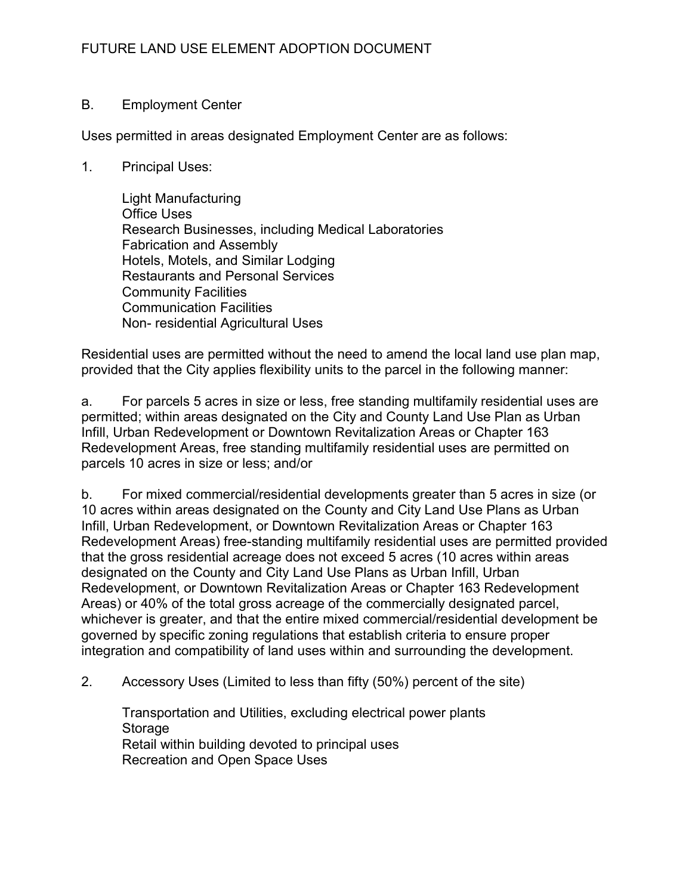## B. Employment Center

Uses permitted in areas designated Employment Center are as follows:

1. Principal Uses:

   Light Manufacturing
   Office Uses
   Research Businesses, including Medical Laboratories
   Fabrication and Assembly
   Hotels, Motels, and Similar Lodging
   Restaurants and Personal Services
   Community Facilities
   Communication Facilities
   Non- residential Agricultural Uses

Residential uses are permitted without the need to amend the local land use plan map, provided that the City applies flexibility units to the parcel in the following manner:

a. For parcels 5 acres in size or less, free standing multifamily residential uses are permitted; within areas designated on the City and County Land Use Plan as Urban Infill, Urban Redevelopment or Downtown Revitalization Areas or Chapter 163 Redevelopment Areas, free standing multifamily residential uses are permitted on parcels 10 acres in size or less; and/or

b. For mixed commercial/residential developments greater than 5 acres in size (or 10 acres within areas designated on the County and City Land Use Plans as Urban Infill, Urban Redevelopment, or Downtown Revitalization Areas or Chapter 163 Redevelopment Areas) free-standing multifamily residential uses are permitted provided that the gross residential acreage does not exceed 5 acres (10 acres within areas designated on the County and City Land Use Plans as Urban Infill, Urban Redevelopment, or Downtown Revitalization Areas or Chapter 163 Redevelopment Areas) or 40% of the total gross acreage of the commercially designated parcel, whichever is greater, and that the entire mixed commercial/residential development be governed by specific zoning regulations that establish criteria to ensure proper integration and compatibility of land uses within and surrounding the development.

2. Accessory Uses (Limited to less than fifty (50%) percent of the site)

   Transportation and Utilities, excluding electrical power plants
   Storage
   Retail within building devoted to principal uses
   Recreation and Open Space Uses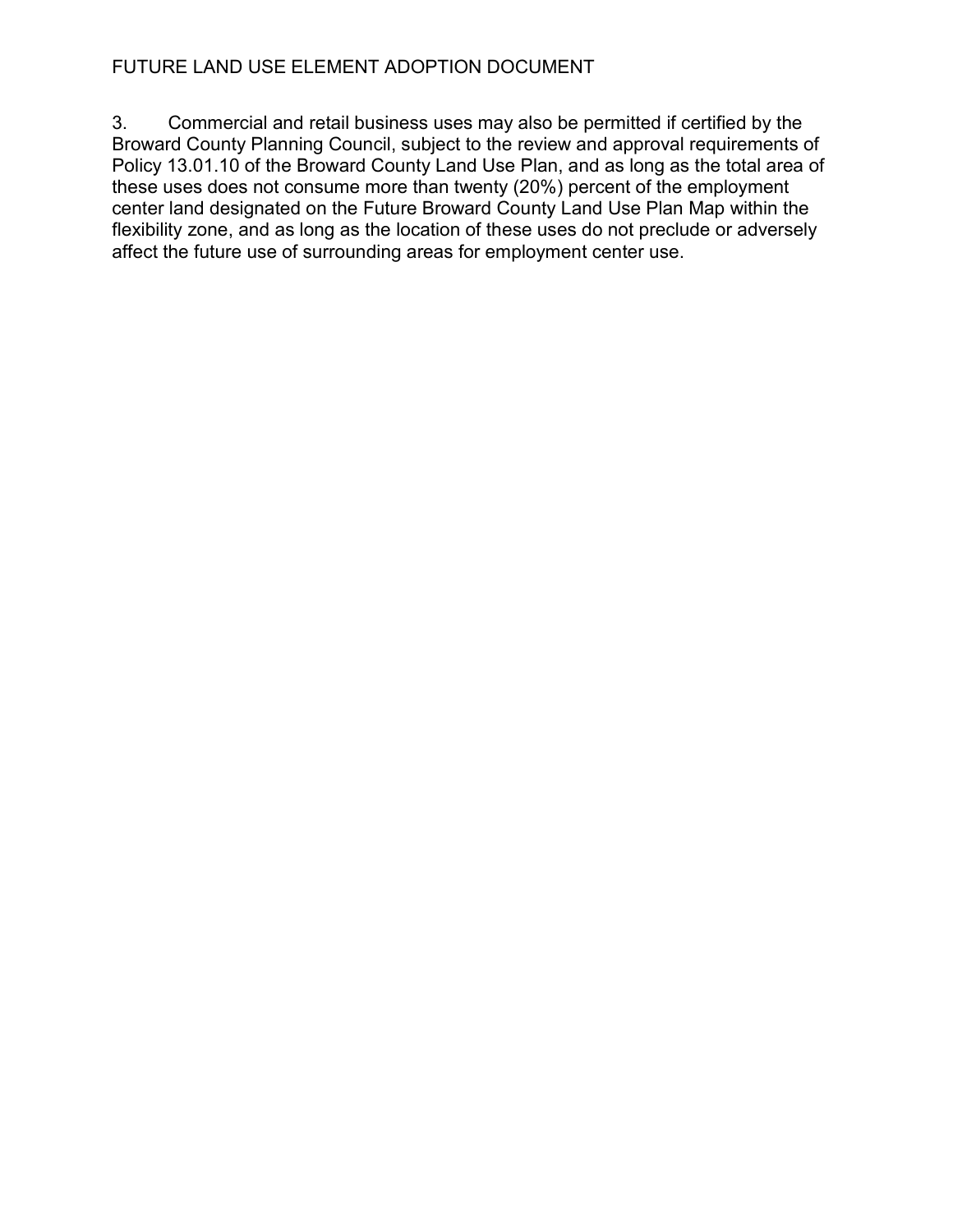3. Commercial and retail business uses may also be permitted if certified by the Broward County Planning Council, subject to the review and approval requirements of Policy 13.01.10 of the Broward County Land Use Plan, and as long as the total area of these uses does not consume more than twenty (20%) percent of the employment center land designated on the Future Broward County Land Use Plan Map within the flexibility zone, and as long as the location of these uses do not preclude or adversely affect the future use of surrounding areas for employment center use.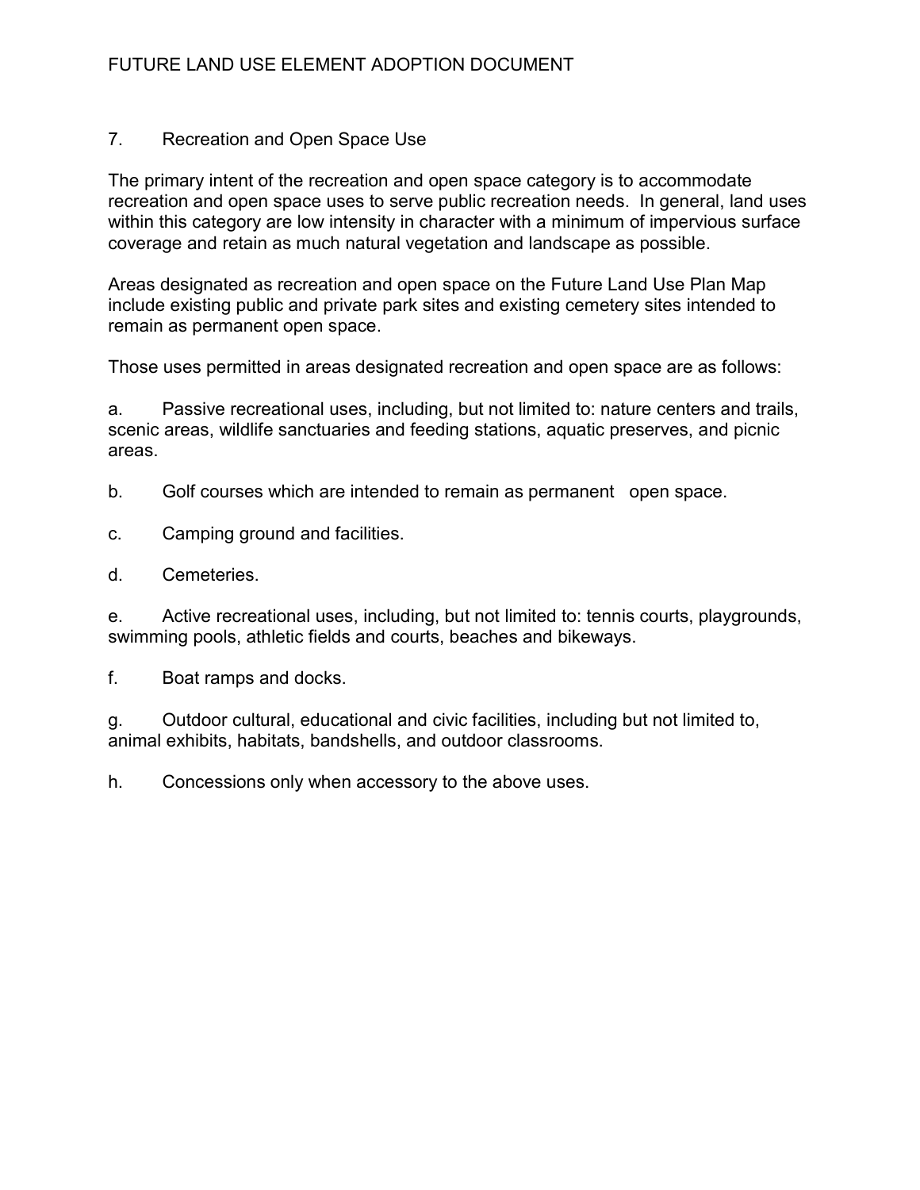## 7. Recreation and Open Space Use

The primary intent of the recreation and open space category is to accommodate recreation and open space uses to serve public recreation needs. In general, land uses within this category are low intensity in character with a minimum of impervious surface coverage and retain as much natural vegetation and landscape as possible.

Areas designated as recreation and open space on the Future Land Use Plan Map include existing public and private park sites and existing cemetery sites intended to remain as permanent open space.

Those uses permitted in areas designated recreation and open space are as follows:

a. Passive recreational uses, including, but not limited to: nature centers and trails, scenic areas, wildlife sanctuaries and feeding stations, aquatic preserves, and picnic areas.

b. Golf courses which are intended to remain as permanent open space.

c. Camping ground and facilities.

d. Cemeteries.

e. Active recreational uses, including, but not limited to: tennis courts, playgrounds, swimming pools, athletic fields and courts, beaches and bikeways.

f. Boat ramps and docks.

g. Outdoor cultural, educational and civic facilities, including but not limited to, animal exhibits, habitats, bandshells, and outdoor classrooms.

h. Concessions only when accessory to the above uses.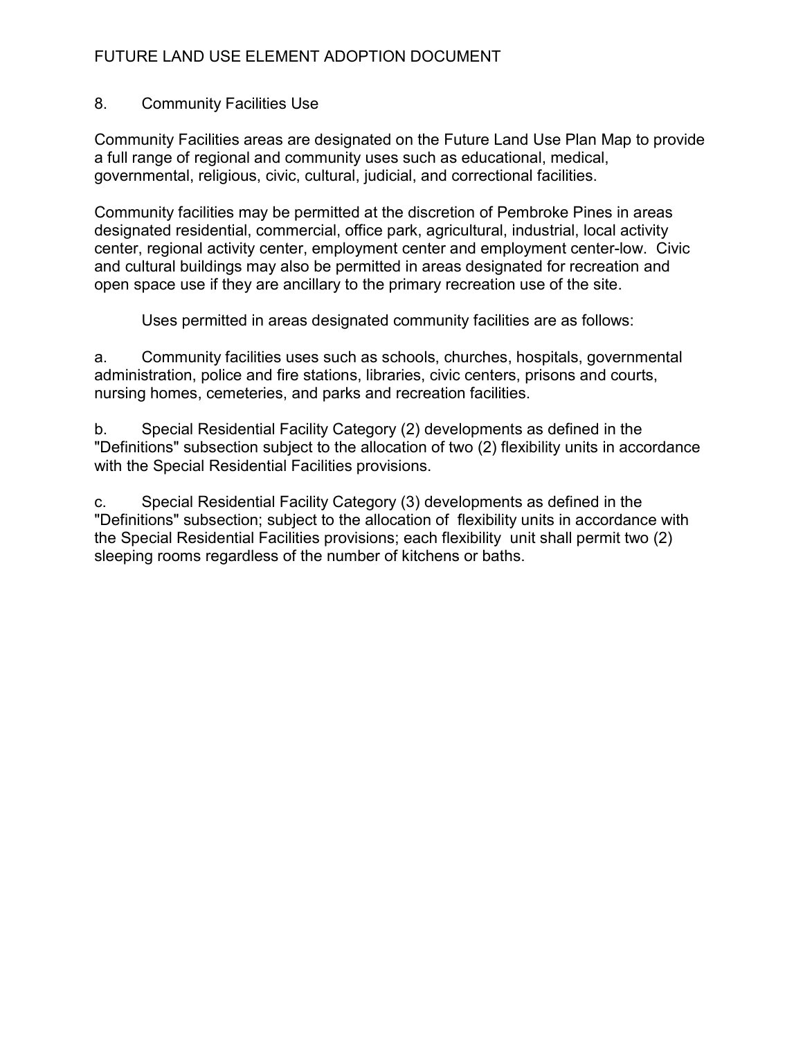## 8. Community Facilities Use

Community Facilities areas are designated on the Future Land Use Plan Map to provide a full range of regional and community uses such as educational, medical, governmental, religious, civic, cultural, judicial, and correctional facilities.

Community facilities may be permitted at the discretion of Pembroke Pines in areas designated residential, commercial, office park, agricultural, industrial, local activity center, regional activity center, employment center and employment center-low. Civic and cultural buildings may also be permitted in areas designated for recreation and open space use if they are ancillary to the primary recreation use of the site.

Uses permitted in areas designated community facilities are as follows:

a. Community facilities uses such as schools, churches, hospitals, governmental administration, police and fire stations, libraries, civic centers, prisons and courts, nursing homes, cemeteries, and parks and recreation facilities.

b. Special Residential Facility Category (2) developments as defined in the "Definitions" subsection subject to the allocation of two (2) flexibility units in accordance with the Special Residential Facilities provisions.

c. Special Residential Facility Category (3) developments as defined in the "Definitions" subsection; subject to the allocation of flexibility units in accordance with the Special Residential Facilities provisions; each flexibility unit shall permit two (2) sleeping rooms regardless of the number of kitchens or baths.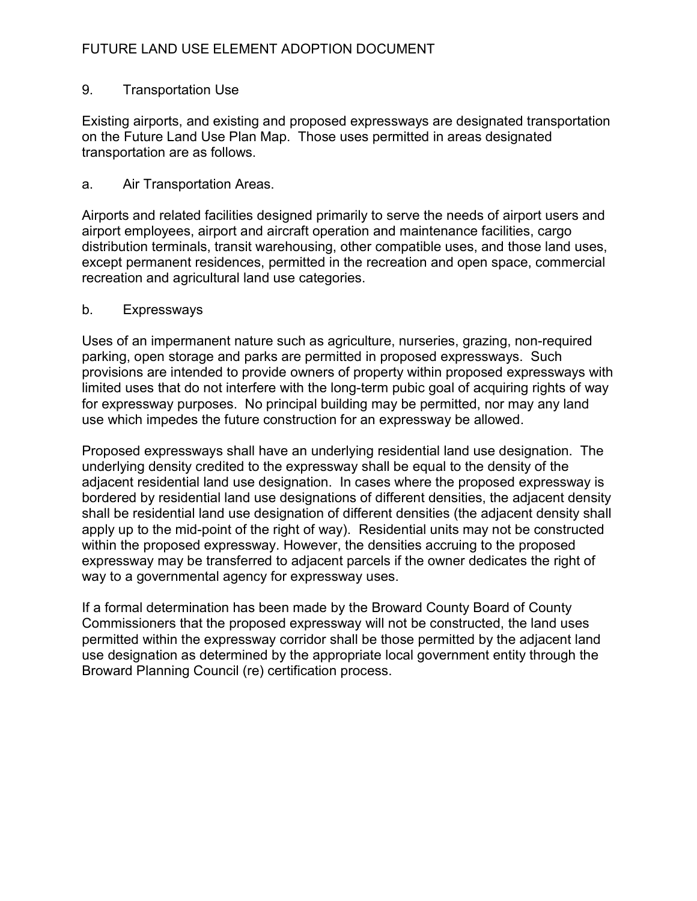## 9. Transportation Use

Existing airports, and existing and proposed expressways are designated transportation on the Future Land Use Plan Map. Those uses permitted in areas designated transportation are as follows.

### a. Air Transportation Areas.

Airports and related facilities designed primarily to serve the needs of airport users and airport employees, airport and aircraft operation and maintenance facilities, cargo distribution terminals, transit warehousing, other compatible uses, and those land uses, except permanent residences, permitted in the recreation and open space, commercial recreation and agricultural land use categories.

### b. Expressways

Uses of an impermanent nature such as agriculture, nurseries, grazing, non-required parking, open storage and parks are permitted in proposed expressways. Such provisions are intended to provide owners of property within proposed expressways with limited uses that do not interfere with the long-term pubic goal of acquiring rights of way for expressway purposes. No principal building may be permitted, nor may any land use which impedes the future construction for an expressway be allowed.

Proposed expressways shall have an underlying residential land use designation. The underlying density credited to the expressway shall be equal to the density of the adjacent residential land use designation. In cases where the proposed expressway is bordered by residential land use designations of different densities, the adjacent density shall be residential land use designation of different densities (the adjacent density shall apply up to the mid-point of the right of way). Residential units may not be constructed within the proposed expressway. However, the densities accruing to the proposed expressway may be transferred to adjacent parcels if the owner dedicates the right of way to a governmental agency for expressway uses.

If a formal determination has been made by the Broward County Board of County Commissioners that the proposed expressway will not be constructed, the land uses permitted within the expressway corridor shall be those permitted by the adjacent land use designation as determined by the appropriate local government entity through the Broward Planning Council (re) certification process.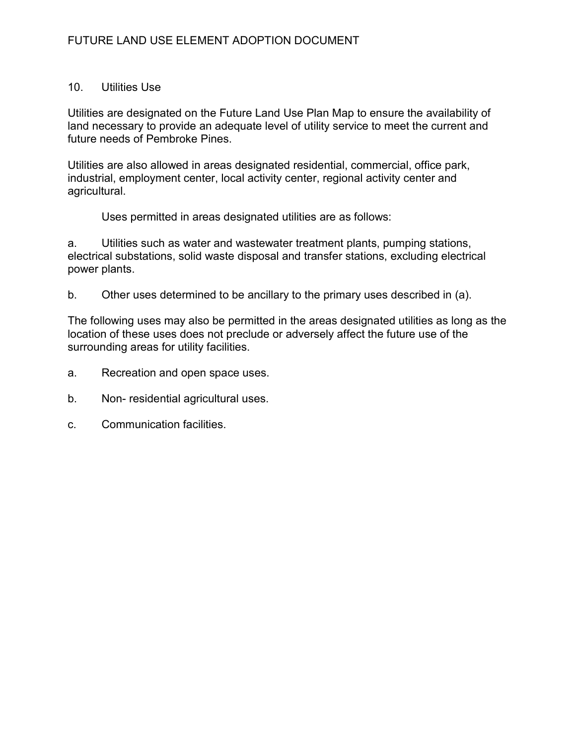## 10. Utilities Use

Utilities are designated on the Future Land Use Plan Map to ensure the availability of land necessary to provide an adequate level of utility service to meet the current and future needs of Pembroke Pines.

Utilities are also allowed in areas designated residential, commercial, office park, industrial, employment center, local activity center, regional activity center and agricultural.

Uses permitted in areas designated utilities are as follows:

a. Utilities such as water and wastewater treatment plants, pumping stations, electrical substations, solid waste disposal and transfer stations, excluding electrical power plants.

b. Other uses determined to be ancillary to the primary uses described in (a).

The following uses may also be permitted in the areas designated utilities as long as the location of these uses does not preclude or adversely affect the future use of the surrounding areas for utility facilities.

a. Recreation and open space uses.

b. Non- residential agricultural uses.

c. Communication facilities.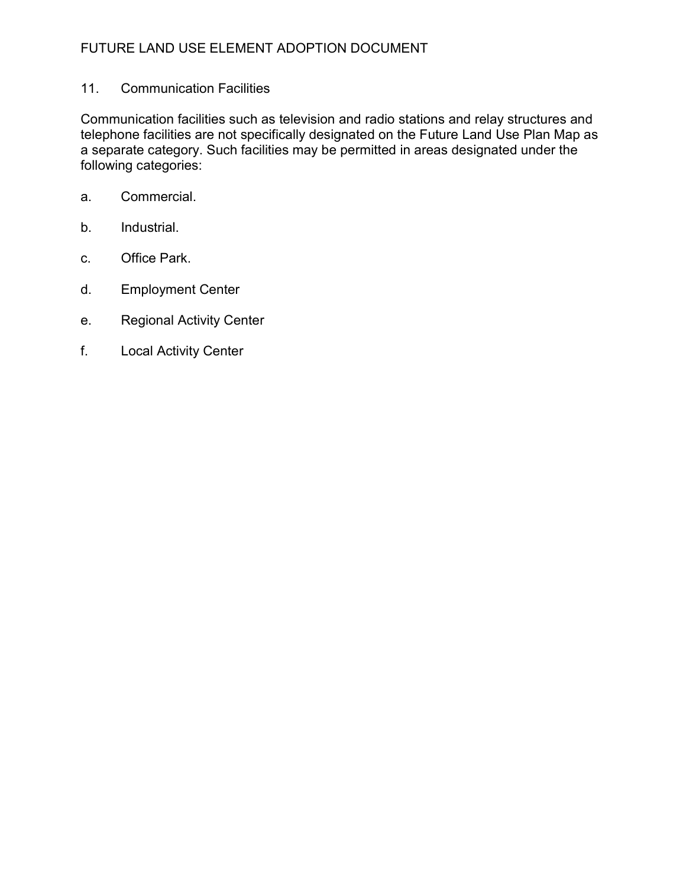### 11. Communication Facilities

Communication facilities such as television and radio stations and relay structures and telephone facilities are not specifically designated on the Future Land Use Plan Map as a separate category. Such facilities may be permitted in areas designated under the following categories:

a. Commercial.

b. Industrial.

c. Office Park.

d. Employment Center

e. Regional Activity Center

f. Local Activity Center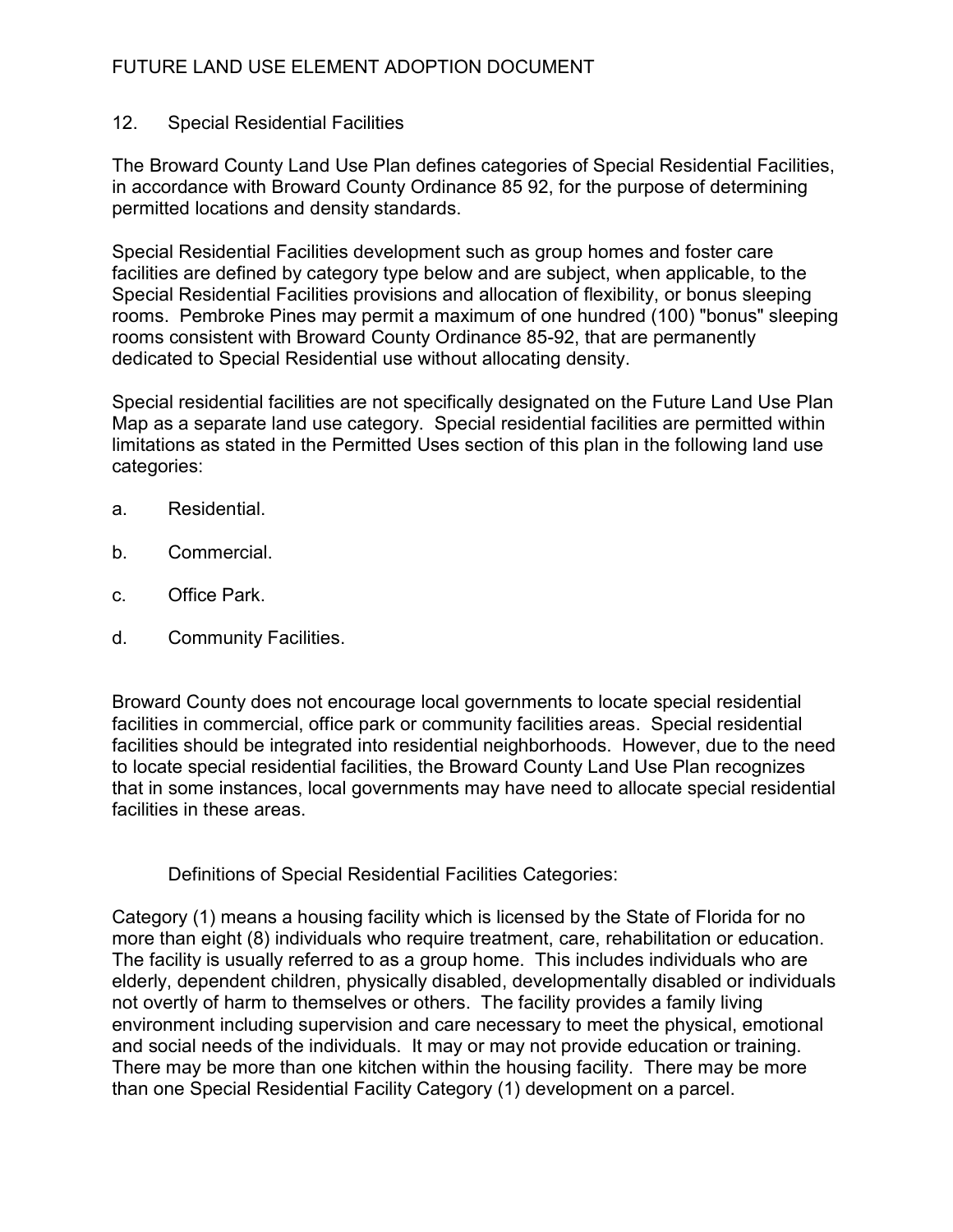## 12. Special Residential Facilities

The Broward County Land Use Plan defines categories of Special Residential Facilities, in accordance with Broward County Ordinance 85 92, for the purpose of determining permitted locations and density standards.

Special Residential Facilities development such as group homes and foster care facilities are defined by category type below and are subject, when applicable, to the Special Residential Facilities provisions and allocation of flexibility, or bonus sleeping rooms. Pembroke Pines may permit a maximum of one hundred (100) "bonus" sleeping rooms consistent with Broward County Ordinance 85-92, that are permanently dedicated to Special Residential use without allocating density.

Special residential facilities are not specifically designated on the Future Land Use Plan Map as a separate land use category. Special residential facilities are permitted within limitations as stated in the Permitted Uses section of this plan in the following land use categories:

a. Residential.

b. Commercial.

c. Office Park.

d. Community Facilities.

Broward County does not encourage local governments to locate special residential facilities in commercial, office park or community facilities areas. Special residential facilities should be integrated into residential neighborhoods. However, due to the need to locate special residential facilities, the Broward County Land Use Plan recognizes that in some instances, local governments may have need to allocate special residential facilities in these areas.

Definitions of Special Residential Facilities Categories:

Category (1) means a housing facility which is licensed by the State of Florida for no more than eight (8) individuals who require treatment, care, rehabilitation or education. The facility is usually referred to as a group home. This includes individuals who are elderly, dependent children, physically disabled, developmentally disabled or individuals not overtly of harm to themselves or others. The facility provides a family living environment including supervision and care necessary to meet the physical, emotional and social needs of the individuals. It may or may not provide education or training. There may be more than one kitchen within the housing facility. There may be more than one Special Residential Facility Category (1) development on a parcel.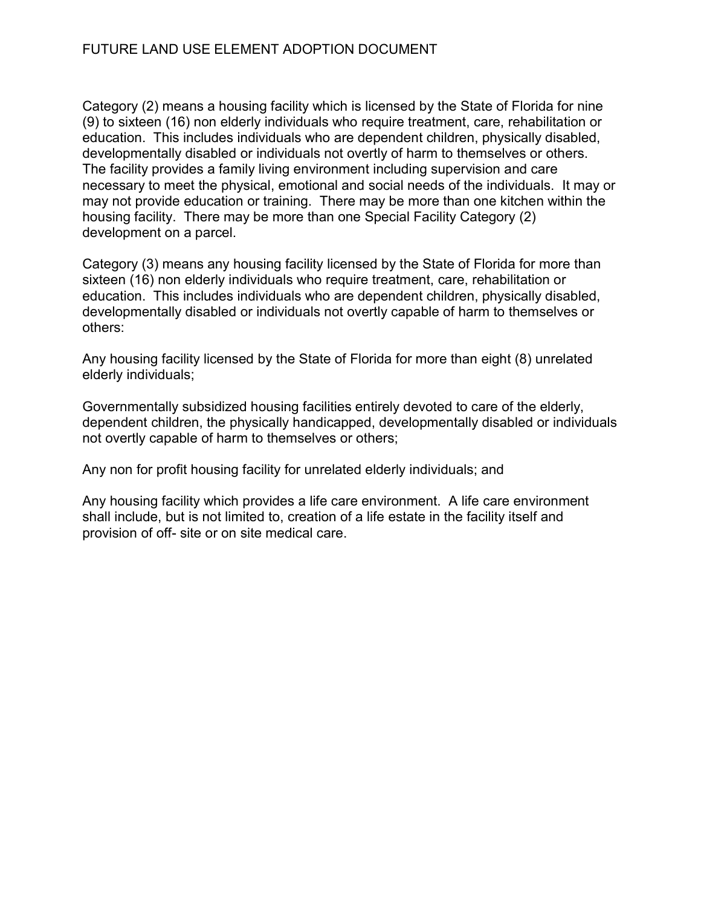Category (2) means a housing facility which is licensed by the State of Florida for nine (9) to sixteen (16) non elderly individuals who require treatment, care, rehabilitation or education. This includes individuals who are dependent children, physically disabled, developmentally disabled or individuals not overtly of harm to themselves or others. The facility provides a family living environment including supervision and care necessary to meet the physical, emotional and social needs of the individuals. It may or may not provide education or training. There may be more than one kitchen within the housing facility. There may be more than one Special Facility Category (2) development on a parcel.

Category (3) means any housing facility licensed by the State of Florida for more than sixteen (16) non elderly individuals who require treatment, care, rehabilitation or education. This includes individuals who are dependent children, physically disabled, developmentally disabled or individuals not overtly capable of harm to themselves or others:

Any housing facility licensed by the State of Florida for more than eight (8) unrelated elderly individuals;

Governmentally subsidized housing facilities entirely devoted to care of the elderly, dependent children, the physically handicapped, developmentally disabled or individuals not overtly capable of harm to themselves or others;

Any non for profit housing facility for unrelated elderly individuals; and

Any housing facility which provides a life care environment. A life care environment shall include, but is not limited to, creation of a life estate in the facility itself and provision of off- site or on site medical care.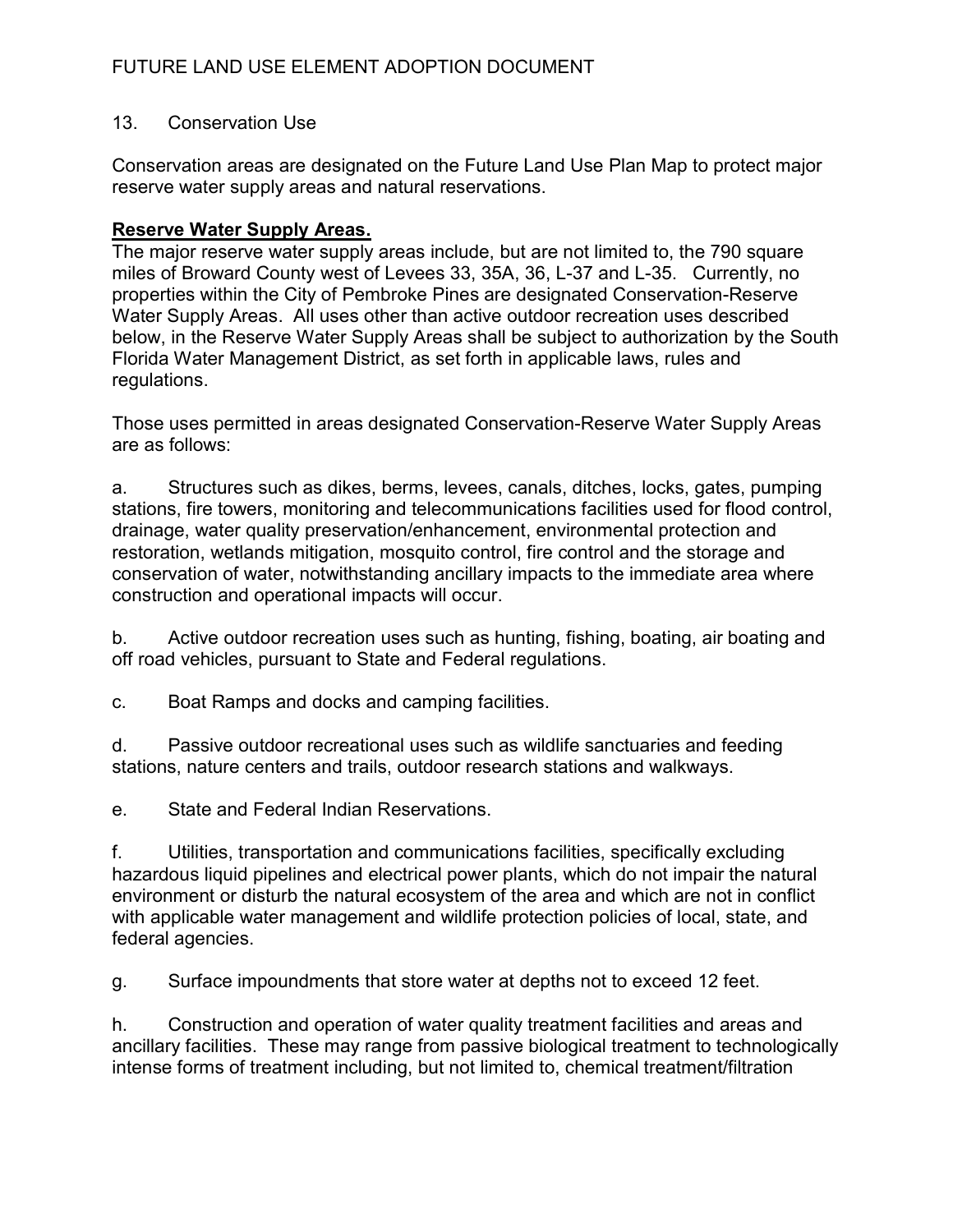13. Conservation Use

Conservation areas are designated on the Future Land Use Plan Map to protect major reserve water supply areas and natural reservations.

**Reserve Water Supply Areas.**

The major reserve water supply areas include, but are not limited to, the 790 square miles of Broward County west of Levees 33, 35A, 36, L-37 and L-35. Currently, no properties within the City of Pembroke Pines are designated Conservation-Reserve Water Supply Areas. All uses other than active outdoor recreation uses described below, in the Reserve Water Supply Areas shall be subject to authorization by the South Florida Water Management District, as set forth in applicable laws, rules and regulations.

Those uses permitted in areas designated Conservation-Reserve Water Supply Areas are as follows:

a. Structures such as dikes, berms, levees, canals, ditches, locks, gates, pumping stations, fire towers, monitoring and telecommunications facilities used for flood control, drainage, water quality preservation/enhancement, environmental protection and restoration, wetlands mitigation, mosquito control, fire control and the storage and conservation of water, notwithstanding ancillary impacts to the immediate area where construction and operational impacts will occur.

b. Active outdoor recreation uses such as hunting, fishing, boating, air boating and off road vehicles, pursuant to State and Federal regulations.

c. Boat Ramps and docks and camping facilities.

d. Passive outdoor recreational uses such as wildlife sanctuaries and feeding stations, nature centers and trails, outdoor research stations and walkways.

e. State and Federal Indian Reservations.

f. Utilities, transportation and communications facilities, specifically excluding hazardous liquid pipelines and electrical power plants, which do not impair the natural environment or disturb the natural ecosystem of the area and which are not in conflict with applicable water management and wildlife protection policies of local, state, and federal agencies.

g. Surface impoundments that store water at depths not to exceed 12 feet.

h. Construction and operation of water quality treatment facilities and areas and ancillary facilities. These may range from passive biological treatment to technologically intense forms of treatment including, but not limited to, chemical treatment/filtration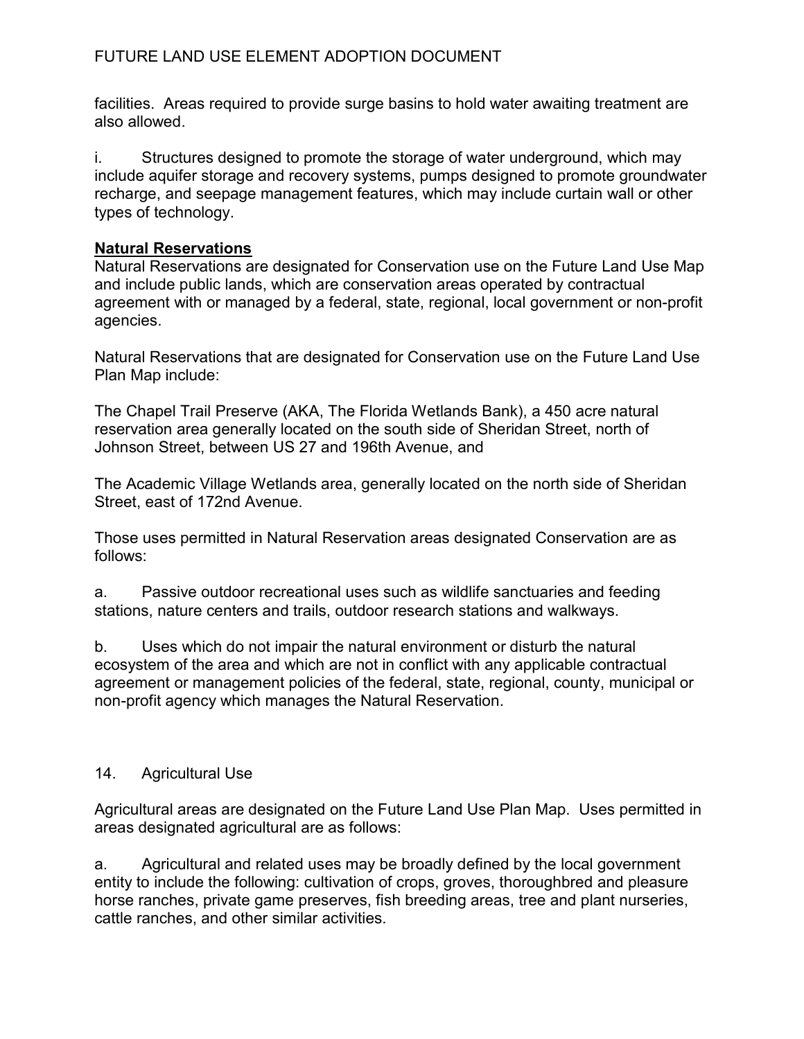facilities. Areas required to provide surge basins to hold water awaiting treatment are also allowed.

i. Structures designed to promote the storage of water underground, which may include aquifer storage and recovery systems, pumps designed to promote groundwater recharge, and seepage management features, which may include curtain wall or other types of technology.

**Natural Reservations**

Natural Reservations are designated for Conservation use on the Future Land Use Map and include public lands, which are conservation areas operated by contractual agreement with or managed by a federal, state, regional, local government or non-profit agencies.

Natural Reservations that are designated for Conservation use on the Future Land Use Plan Map include:

The Chapel Trail Preserve (AKA, The Florida Wetlands Bank), a 450 acre natural reservation area generally located on the south side of Sheridan Street, north of Johnson Street, between US 27 and 196th Avenue, and

The Academic Village Wetlands area, generally located on the north side of Sheridan Street, east of 172nd Avenue.

Those uses permitted in Natural Reservation areas designated Conservation are as follows:

a. Passive outdoor recreational uses such as wildlife sanctuaries and feeding stations, nature centers and trails, outdoor research stations and walkways.

b. Uses which do not impair the natural environment or disturb the natural ecosystem of the area and which are not in conflict with any applicable contractual agreement or management policies of the federal, state, regional, county, municipal or non-profit agency which manages the Natural Reservation.

14. Agricultural Use

Agricultural areas are designated on the Future Land Use Plan Map. Uses permitted in areas designated agricultural are as follows:

a. Agricultural and related uses may be broadly defined by the local government entity to include the following: cultivation of crops, groves, thoroughbred and pleasure horse ranches, private game preserves, fish breeding areas, tree and plant nurseries, cattle ranches, and other similar activities.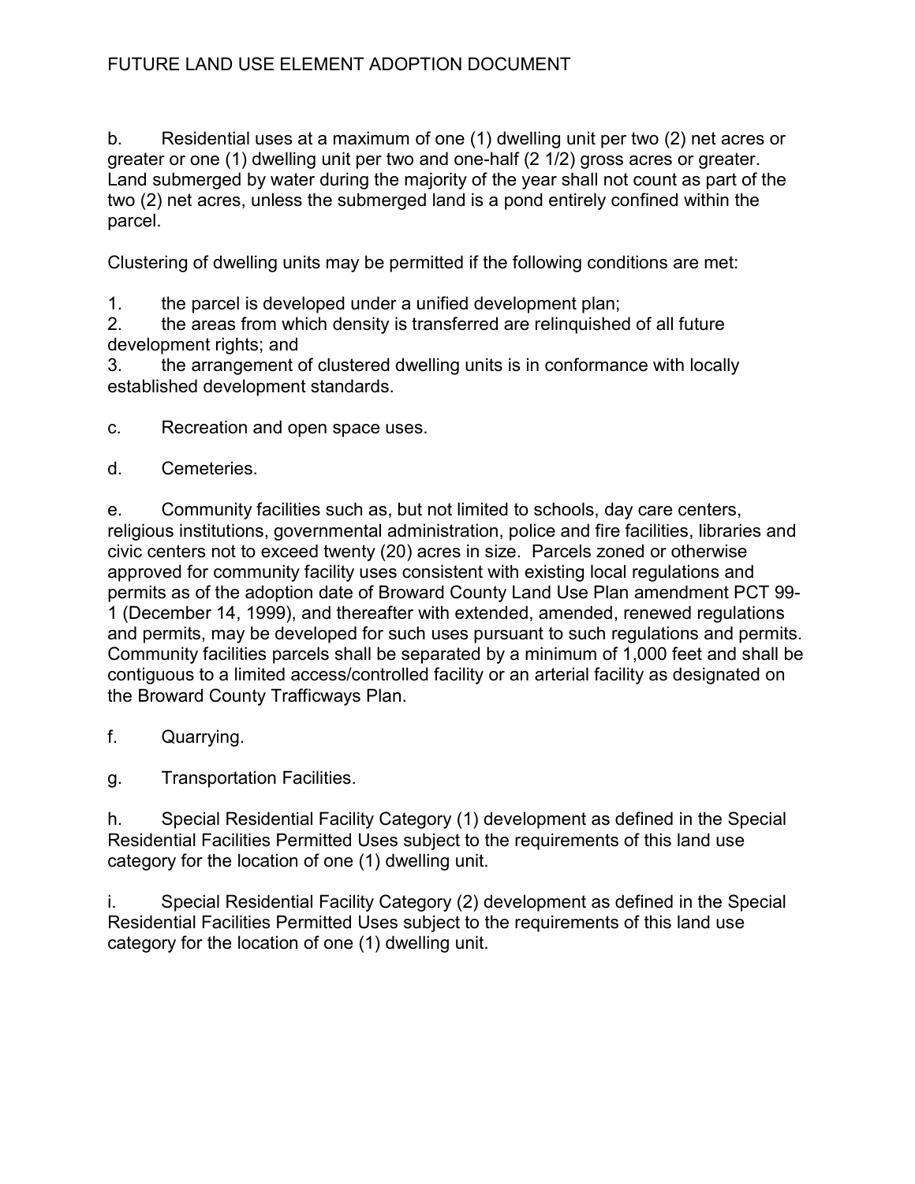b. Residential uses at a maximum of one (1) dwelling unit per two (2) net acres or greater or one (1) dwelling unit per two and one-half (2 1/2) gross acres or greater. Land submerged by water during the majority of the year shall not count as part of the two (2) net acres, unless the submerged land is a pond entirely confined within the parcel.

Clustering of dwelling units may be permitted if the following conditions are met:

1. the parcel is developed under a unified development plan;
2. the areas from which density is transferred are relinquished of all future development rights; and
3. the arrangement of clustered dwelling units is in conformance with locally established development standards.

c. Recreation and open space uses.

d. Cemeteries.

e. Community facilities such as, but not limited to schools, day care centers, religious institutions, governmental administration, police and fire facilities, libraries and civic centers not to exceed twenty (20) acres in size. Parcels zoned or otherwise approved for community facility uses consistent with existing local regulations and permits as of the adoption date of Broward County Land Use Plan amendment PCT 99-1 (December 14, 1999), and thereafter with extended, amended, renewed regulations and permits, may be developed for such uses pursuant to such regulations and permits. Community facilities parcels shall be separated by a minimum of 1,000 feet and shall be contiguous to a limited access/controlled facility or an arterial facility as designated on the Broward County Trafficways Plan.

f. Quarrying.

g. Transportation Facilities.

h. Special Residential Facility Category (1) development as defined in the Special Residential Facilities Permitted Uses subject to the requirements of this land use category for the location of one (1) dwelling unit.

i. Special Residential Facility Category (2) development as defined in the Special Residential Facilities Permitted Uses subject to the requirements of this land use category for the location of one (1) dwelling unit.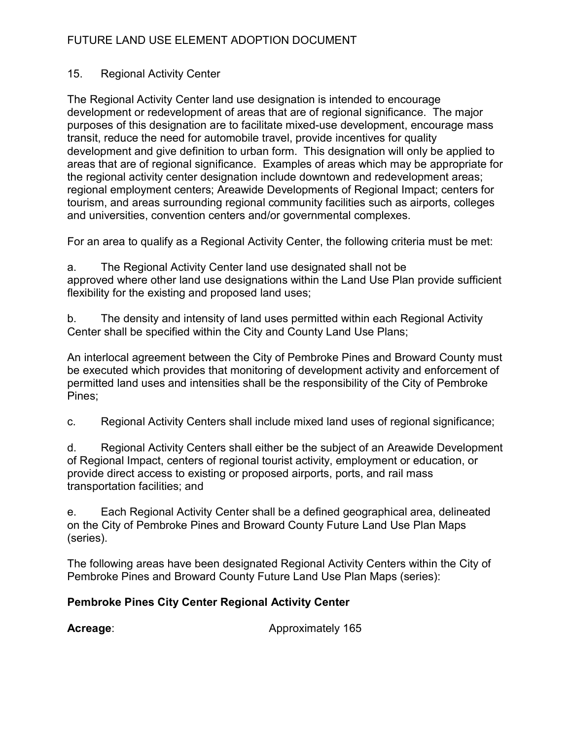15. Regional Activity Center

The Regional Activity Center land use designation is intended to encourage development or redevelopment of areas that are of regional significance. The major purposes of this designation are to facilitate mixed-use development, encourage mass transit, reduce the need for automobile travel, provide incentives for quality development and give definition to urban form. This designation will only be applied to areas that are of regional significance. Examples of areas which may be appropriate for the regional activity center designation include downtown and redevelopment areas; regional employment centers; Areawide Developments of Regional Impact; centers for tourism, and areas surrounding regional community facilities such as airports, colleges and universities, convention centers and/or governmental complexes.

For an area to qualify as a Regional Activity Center, the following criteria must be met:

a. The Regional Activity Center land use designated shall not be approved where other land use designations within the Land Use Plan provide sufficient flexibility for the existing and proposed land uses;

b. The density and intensity of land uses permitted within each Regional Activity Center shall be specified within the City and County Land Use Plans;

An interlocal agreement between the City of Pembroke Pines and Broward County must be executed which provides that monitoring of development activity and enforcement of permitted land uses and intensities shall be the responsibility of the City of Pembroke Pines;

c. Regional Activity Centers shall include mixed land uses of regional significance;

d. Regional Activity Centers shall either be the subject of an Areawide Development of Regional Impact, centers of regional tourist activity, employment or education, or provide direct access to existing or proposed airports, ports, and rail mass transportation facilities; and

e. Each Regional Activity Center shall be a defined geographical area, delineated on the City of Pembroke Pines and Broward County Future Land Use Plan Maps (series).

The following areas have been designated Regional Activity Centers within the City of Pembroke Pines and Broward County Future Land Use Plan Maps (series):

**Pembroke Pines City Center Regional Activity Center**

**Acreage**: Approximately 165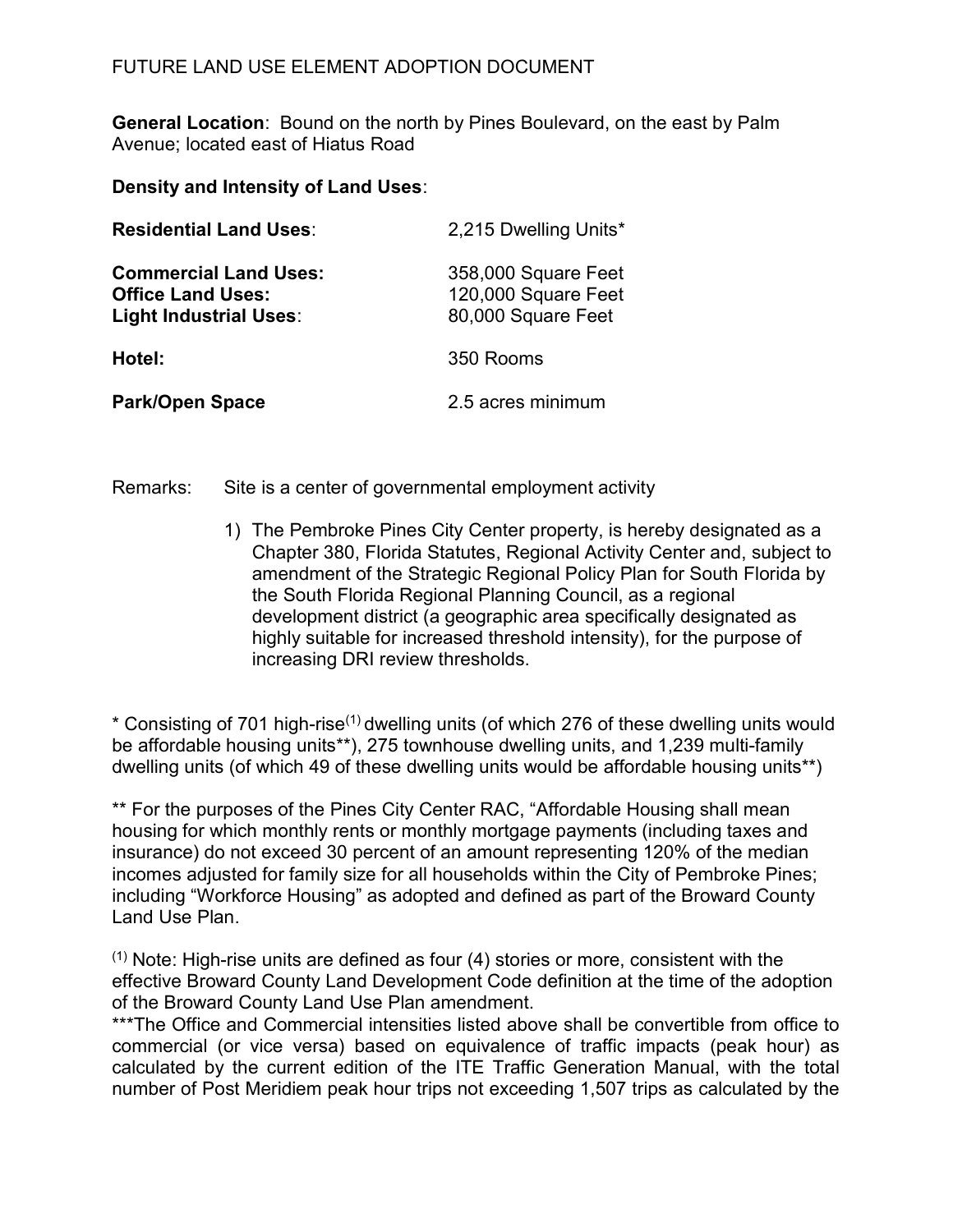FUTURE LAND USE ELEMENT ADOPTION DOCUMENT

**General Location**: Bound on the north by Pines Boulevard, on the east by Palm Avenue; located east of Hiatus Road

**Density and Intensity of Land Uses**:

| | |
|---|---|
| **Residential Land Uses**: | 2,215 Dwelling Units* |
| **Commercial Land Uses:** | 358,000 Square Feet |
| **Office Land Uses:** | 120,000 Square Feet |
| **Light Industrial Uses**: | 80,000 Square Feet |
| **Hotel:** | 350 Rooms |
| **Park/Open Space** | 2.5 acres minimum |

Remarks: Site is a center of governmental employment activity

1) The Pembroke Pines City Center property, is hereby designated as a Chapter 380, Florida Statutes, Regional Activity Center and, subject to amendment of the Strategic Regional Policy Plan for South Florida by the South Florida Regional Planning Council, as a regional development district (a geographic area specifically designated as highly suitable for increased threshold intensity), for the purpose of increasing DRI review thresholds.

* Consisting of 701 high-rise[(1)] dwelling units (of which 276 of these dwelling units would be affordable housing units**), 275 townhouse dwelling units, and 1,239 multi-family dwelling units (of which 49 of these dwelling units would be affordable housing units**)

** For the purposes of the Pines City Center RAC, "Affordable Housing shall mean housing for which monthly rents or monthly mortgage payments (including taxes and insurance) do not exceed 30 percent of an amount representing 120% of the median incomes adjusted for family size for all households within the City of Pembroke Pines; including "Workforce Housing" as adopted and defined as part of the Broward County Land Use Plan.

[(1)] Note: High-rise units are defined as four (4) stories or more, consistent with the effective Broward County Land Development Code definition at the time of the adoption of the Broward County Land Use Plan amendment.

***The Office and Commercial intensities listed above shall be convertible from office to commercial (or vice versa) based on equivalence of traffic impacts (peak hour) as calculated by the current edition of the ITE Traffic Generation Manual, with the total number of Post Meridiem peak hour trips not exceeding 1,507 trips as calculated by the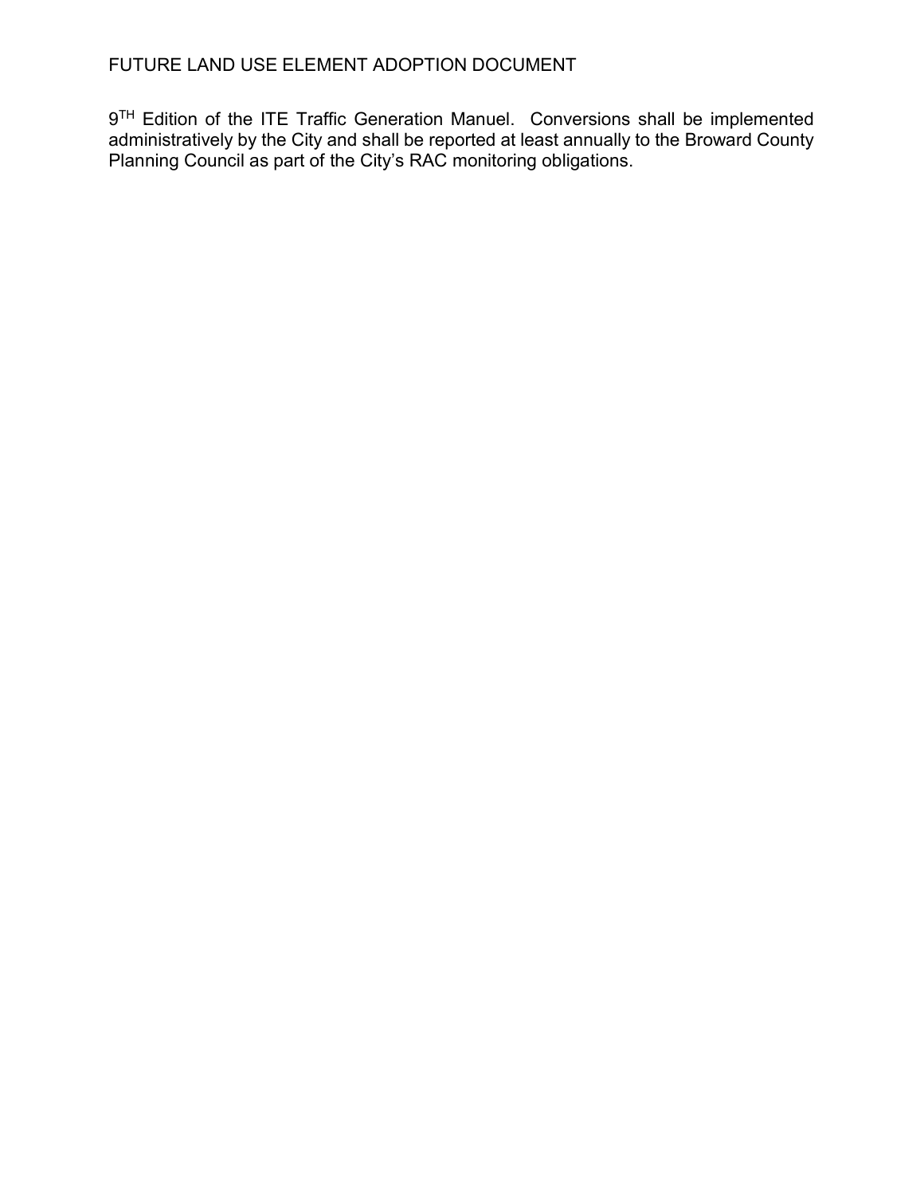9TH Edition of the ITE Traffic Generation Manuel. Conversions shall be implemented administratively by the City and shall be reported at least annually to the Broward County Planning Council as part of the City's RAC monitoring obligations.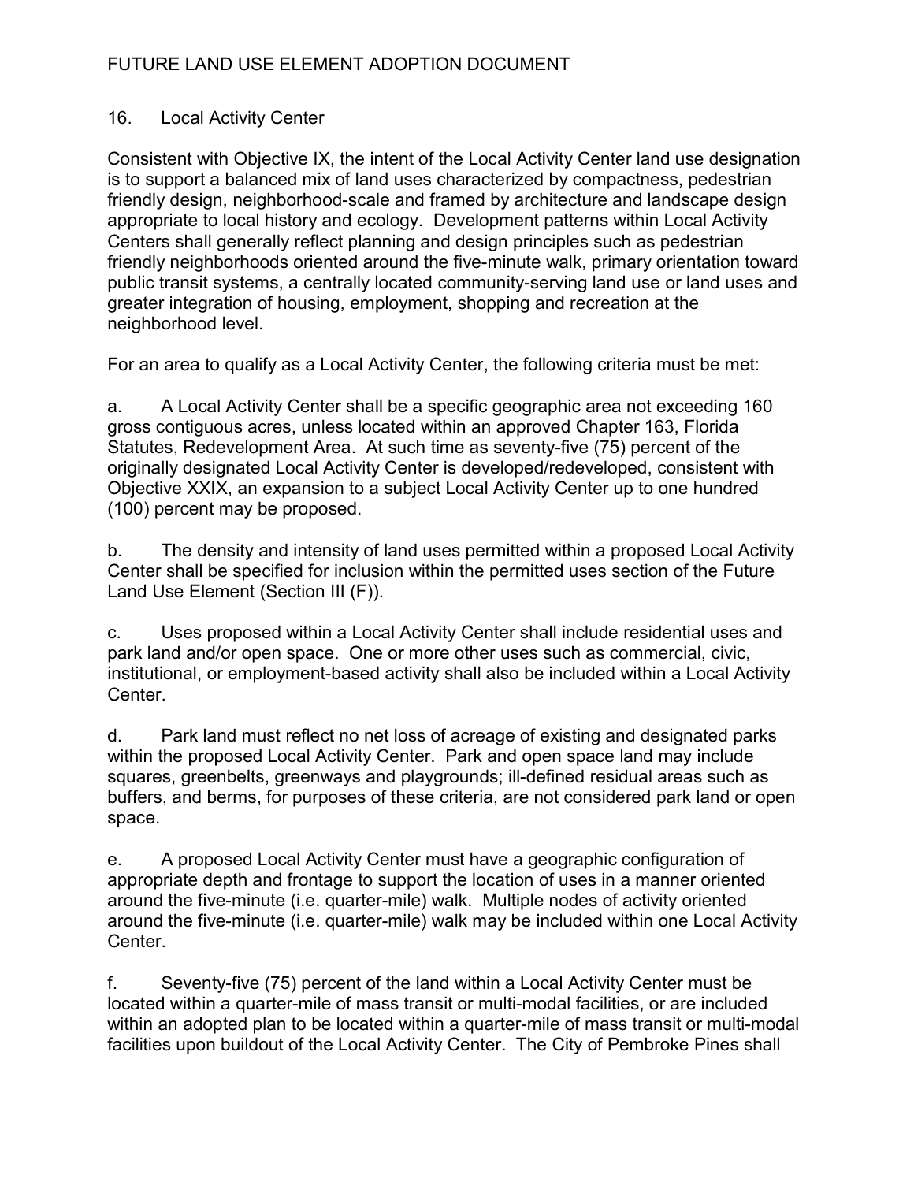16. Local Activity Center

Consistent with Objective IX, the intent of the Local Activity Center land use designation is to support a balanced mix of land uses characterized by compactness, pedestrian friendly design, neighborhood-scale and framed by architecture and landscape design appropriate to local history and ecology. Development patterns within Local Activity Centers shall generally reflect planning and design principles such as pedestrian friendly neighborhoods oriented around the five-minute walk, primary orientation toward public transit systems, a centrally located community-serving land use or land uses and greater integration of housing, employment, shopping and recreation at the neighborhood level.

For an area to qualify as a Local Activity Center, the following criteria must be met:

a. A Local Activity Center shall be a specific geographic area not exceeding 160 gross contiguous acres, unless located within an approved Chapter 163, Florida Statutes, Redevelopment Area. At such time as seventy-five (75) percent of the originally designated Local Activity Center is developed/redeveloped, consistent with Objective XXIX, an expansion to a subject Local Activity Center up to one hundred (100) percent may be proposed.

b. The density and intensity of land uses permitted within a proposed Local Activity Center shall be specified for inclusion within the permitted uses section of the Future Land Use Element (Section III (F)).

c. Uses proposed within a Local Activity Center shall include residential uses and park land and/or open space. One or more other uses such as commercial, civic, institutional, or employment-based activity shall also be included within a Local Activity Center.

d. Park land must reflect no net loss of acreage of existing and designated parks within the proposed Local Activity Center. Park and open space land may include squares, greenbelts, greenways and playgrounds; ill-defined residual areas such as buffers, and berms, for purposes of these criteria, are not considered park land or open space.

e. A proposed Local Activity Center must have a geographic configuration of appropriate depth and frontage to support the location of uses in a manner oriented around the five-minute (i.e. quarter-mile) walk. Multiple nodes of activity oriented around the five-minute (i.e. quarter-mile) walk may be included within one Local Activity Center.

f. Seventy-five (75) percent of the land within a Local Activity Center must be located within a quarter-mile of mass transit or multi-modal facilities, or are included within an adopted plan to be located within a quarter-mile of mass transit or multi-modal facilities upon buildout of the Local Activity Center. The City of Pembroke Pines shall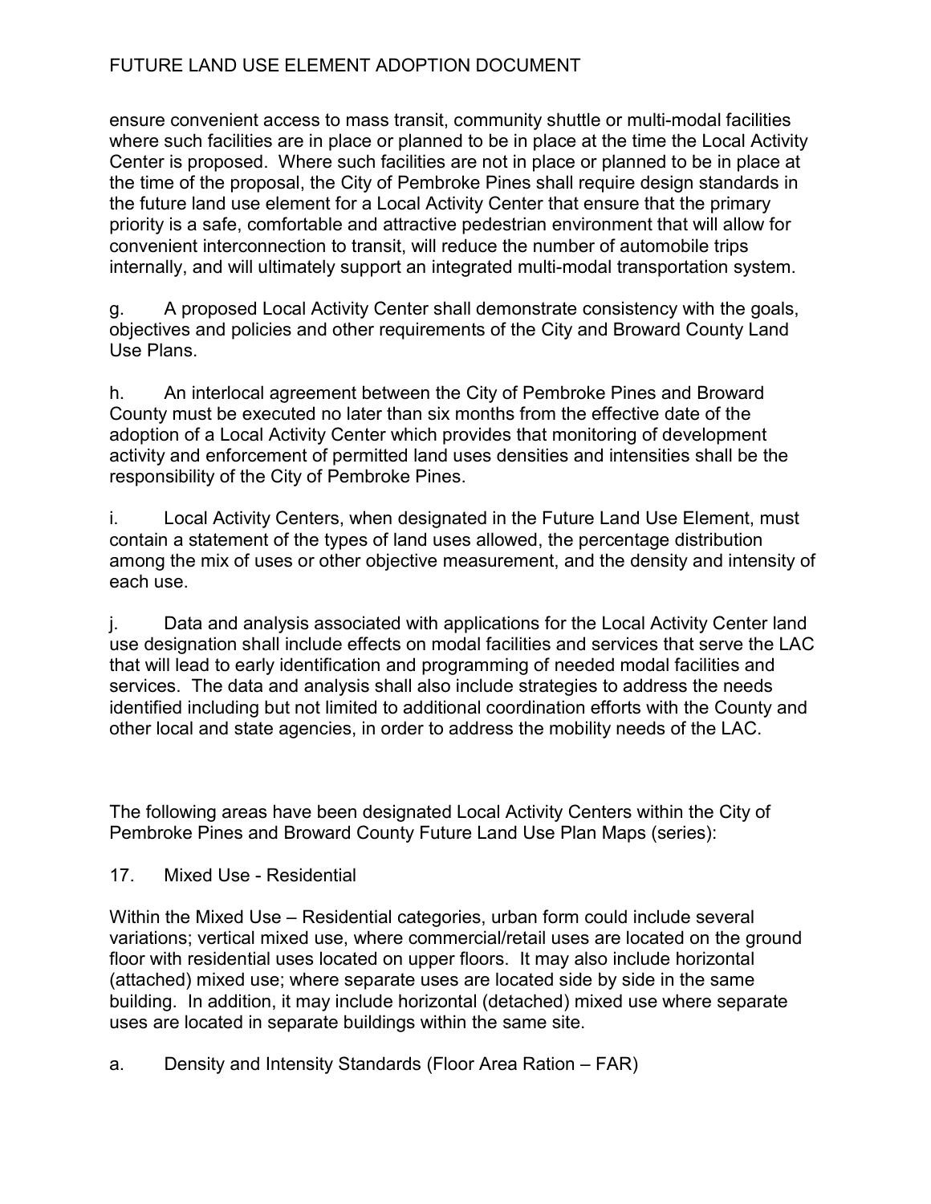ensure convenient access to mass transit, community shuttle or multi-modal facilities where such facilities are in place or planned to be in place at the time the Local Activity Center is proposed. Where such facilities are not in place or planned to be in place at the time of the proposal, the City of Pembroke Pines shall require design standards in the future land use element for a Local Activity Center that ensure that the primary priority is a safe, comfortable and attractive pedestrian environment that will allow for convenient interconnection to transit, will reduce the number of automobile trips internally, and will ultimately support an integrated multi-modal transportation system.

g. A proposed Local Activity Center shall demonstrate consistency with the goals, objectives and policies and other requirements of the City and Broward County Land Use Plans.

h. An interlocal agreement between the City of Pembroke Pines and Broward County must be executed no later than six months from the effective date of the adoption of a Local Activity Center which provides that monitoring of development activity and enforcement of permitted land uses densities and intensities shall be the responsibility of the City of Pembroke Pines.

i. Local Activity Centers, when designated in the Future Land Use Element, must contain a statement of the types of land uses allowed, the percentage distribution among the mix of uses or other objective measurement, and the density and intensity of each use.

j. Data and analysis associated with applications for the Local Activity Center land use designation shall include effects on modal facilities and services that serve the LAC that will lead to early identification and programming of needed modal facilities and services. The data and analysis shall also include strategies to address the needs identified including but not limited to additional coordination efforts with the County and other local and state agencies, in order to address the mobility needs of the LAC.

The following areas have been designated Local Activity Centers within the City of Pembroke Pines and Broward County Future Land Use Plan Maps (series):

17. Mixed Use - Residential

Within the Mixed Use – Residential categories, urban form could include several variations; vertical mixed use, where commercial/retail uses are located on the ground floor with residential uses located on upper floors. It may also include horizontal (attached) mixed use; where separate uses are located side by side in the same building. In addition, it may include horizontal (detached) mixed use where separate uses are located in separate buildings within the same site.

a. Density and Intensity Standards (Floor Area Ration – FAR)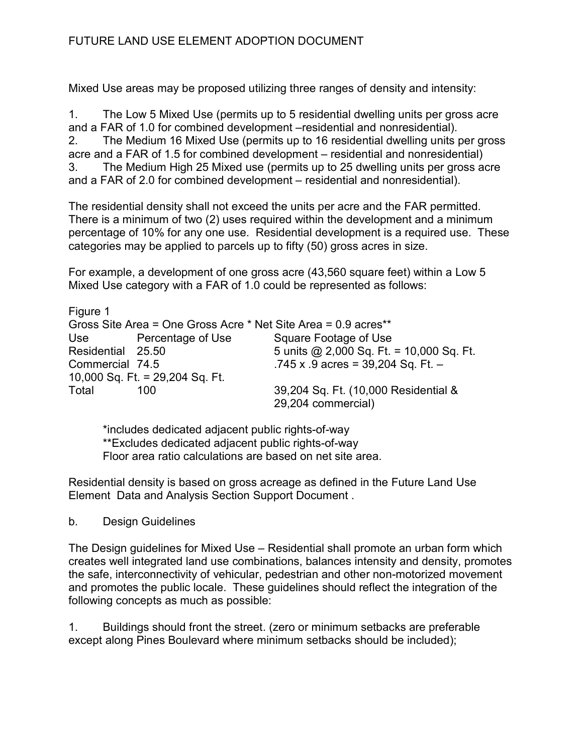Mixed Use areas may be proposed utilizing three ranges of density and intensity:

1. The Low 5 Mixed Use (permits up to 5 residential dwelling units per gross acre and a FAR of 1.0 for combined development –residential and nonresidential).
2. The Medium 16 Mixed Use (permits up to 16 residential dwelling units per gross acre and a FAR of 1.5 for combined development – residential and nonresidential)
3. The Medium High 25 Mixed use (permits up to 25 dwelling units per gross acre and a FAR of 2.0 for combined development – residential and nonresidential).

The residential density shall not exceed the units per acre and the FAR permitted. There is a minimum of two (2) uses required within the development and a minimum percentage of 10% for any one use. Residential development is a required use. These categories may be applied to parcels up to fifty (50) gross acres in size.

For example, a development of one gross acre (43,560 square feet) within a Low 5 Mixed Use category with a FAR of 1.0 could be represented as follows:

Figure 1

Gross Site Area = One Gross Acre * Net Site Area = 0.9 acres**

| Use | Percentage of Use | Square Footage of Use |
|---|---|---|
| Residential | 25.50 | 5 units @ 2,000 Sq. Ft. = 10,000 Sq. Ft. |
| Commercial | 74.5 | .745 x .9 acres = 39,204 Sq. Ft. – 10,000 Sq. Ft. = 29,204 Sq. Ft. |
| Total | 100 | 39,204 Sq. Ft. (10,000 Residential & 29,204 commercial) |

*includes dedicated adjacent public rights-of-way
**Excludes dedicated adjacent public rights-of-way
Floor area ratio calculations are based on net site area.

Residential density is based on gross acreage as defined in the Future Land Use Element Data and Analysis Section Support Document .

b. Design Guidelines

The Design guidelines for Mixed Use – Residential shall promote an urban form which creates well integrated land use combinations, balances intensity and density, promotes the safe, interconnectivity of vehicular, pedestrian and other non-motorized movement and promotes the public locale. These guidelines should reflect the integration of the following concepts as much as possible:

1. Buildings should front the street. (zero or minimum setbacks are preferable except along Pines Boulevard where minimum setbacks should be included);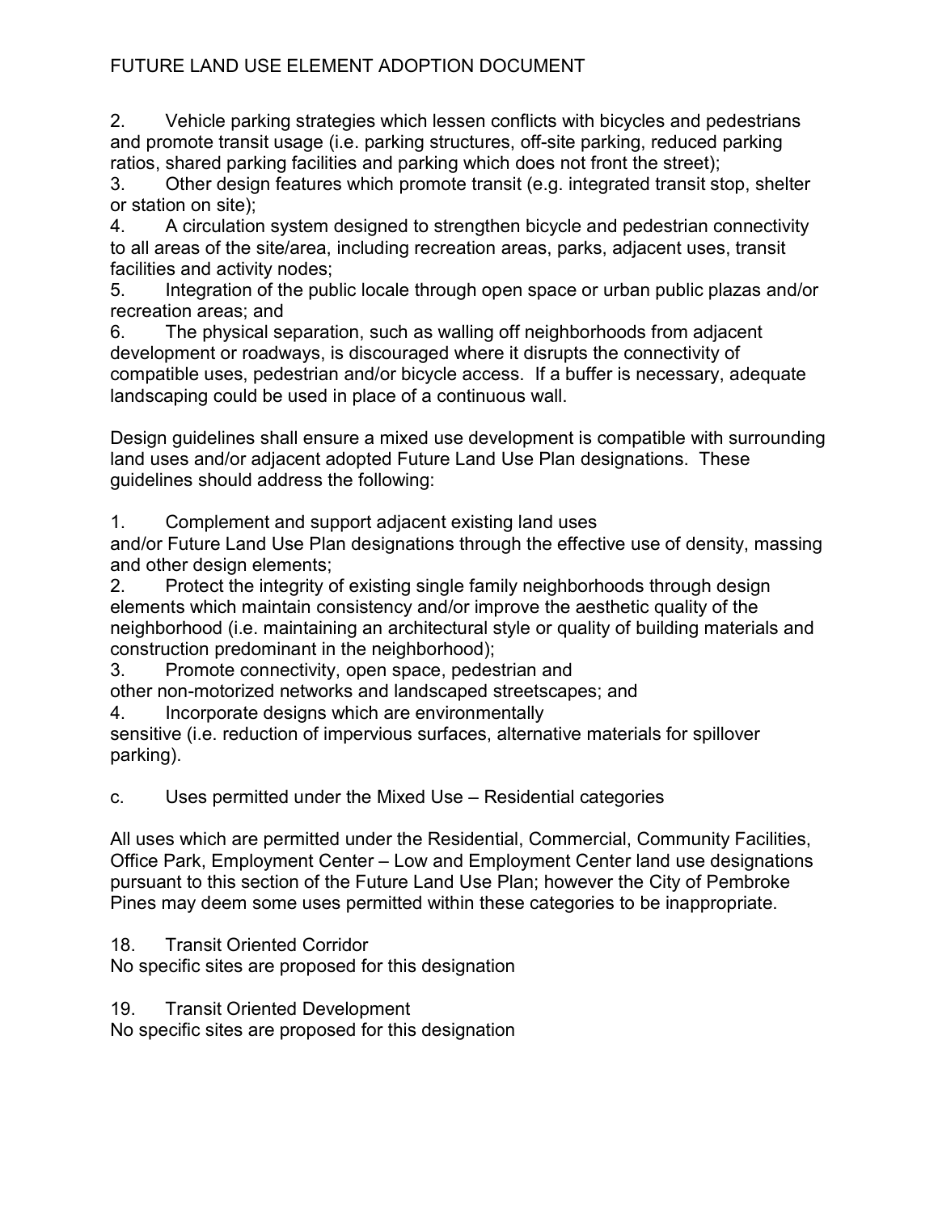2. Vehicle parking strategies which lessen conflicts with bicycles and pedestrians and promote transit usage (i.e. parking structures, off-site parking, reduced parking ratios, shared parking facilities and parking which does not front the street);
3. Other design features which promote transit (e.g. integrated transit stop, shelter or station on site);
4. A circulation system designed to strengthen bicycle and pedestrian connectivity to all areas of the site/area, including recreation areas, parks, adjacent uses, transit facilities and activity nodes;
5. Integration of the public locale through open space or urban public plazas and/or recreation areas; and
6. The physical separation, such as walling off neighborhoods from adjacent development or roadways, is discouraged where it disrupts the connectivity of compatible uses, pedestrian and/or bicycle access. If a buffer is necessary, adequate landscaping could be used in place of a continuous wall.

Design guidelines shall ensure a mixed use development is compatible with surrounding land uses and/or adjacent adopted Future Land Use Plan designations. These guidelines should address the following:

1. Complement and support adjacent existing land uses and/or Future Land Use Plan designations through the effective use of density, massing and other design elements;
2. Protect the integrity of existing single family neighborhoods through design elements which maintain consistency and/or improve the aesthetic quality of the neighborhood (i.e. maintaining an architectural style or quality of building materials and construction predominant in the neighborhood);
3. Promote connectivity, open space, pedestrian and other non-motorized networks and landscaped streetscapes; and
4. Incorporate designs which are environmentally sensitive (i.e. reduction of impervious surfaces, alternative materials for spillover parking).

c. Uses permitted under the Mixed Use – Residential categories

All uses which are permitted under the Residential, Commercial, Community Facilities, Office Park, Employment Center – Low and Employment Center land use designations pursuant to this section of the Future Land Use Plan; however the City of Pembroke Pines may deem some uses permitted within these categories to be inappropriate.

18. Transit Oriented Corridor

No specific sites are proposed for this designation

19. Transit Oriented Development

No specific sites are proposed for this designation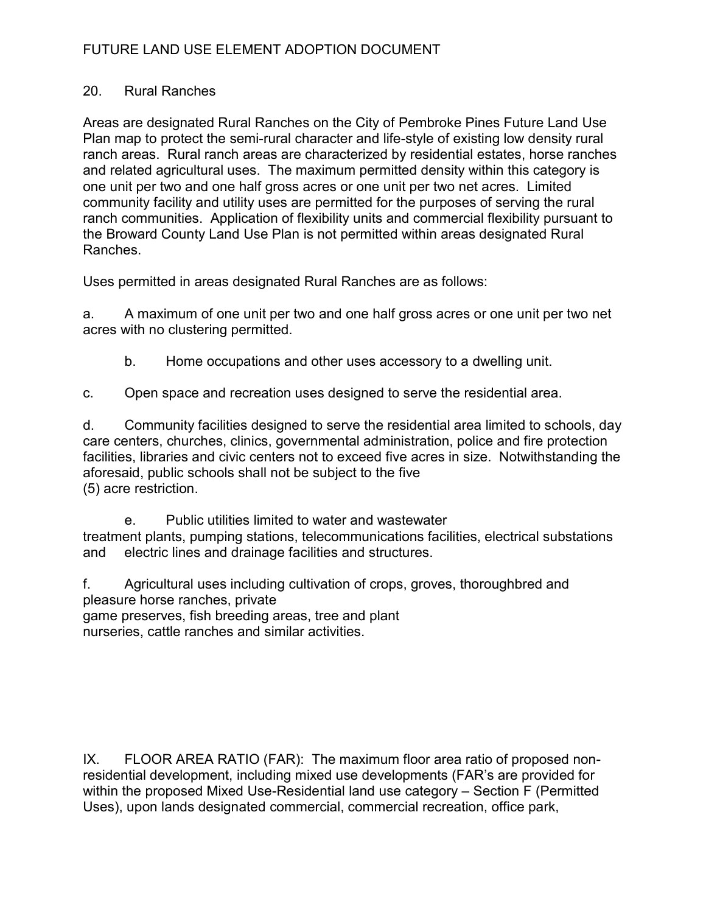20. Rural Ranches

Areas are designated Rural Ranches on the City of Pembroke Pines Future Land Use Plan map to protect the semi-rural character and life-style of existing low density rural ranch areas. Rural ranch areas are characterized by residential estates, horse ranches and related agricultural uses. The maximum permitted density within this category is one unit per two and one half gross acres or one unit per two net acres. Limited community facility and utility uses are permitted for the purposes of serving the rural ranch communities. Application of flexibility units and commercial flexibility pursuant to the Broward County Land Use Plan is not permitted within areas designated Rural Ranches.

Uses permitted in areas designated Rural Ranches are as follows:

a. A maximum of one unit per two and one half gross acres or one unit per two net acres with no clustering permitted.

b. Home occupations and other uses accessory to a dwelling unit.

c. Open space and recreation uses designed to serve the residential area.

d. Community facilities designed to serve the residential area limited to schools, day care centers, churches, clinics, governmental administration, police and fire protection facilities, libraries and civic centers not to exceed five acres in size. Notwithstanding the aforesaid, public schools shall not be subject to the five (5) acre restriction.

e. Public utilities limited to water and wastewater treatment plants, pumping stations, telecommunications facilities, electrical substations and electric lines and drainage facilities and structures.

f. Agricultural uses including cultivation of crops, groves, thoroughbred and pleasure horse ranches, private game preserves, fish breeding areas, tree and plant nurseries, cattle ranches and similar activities.

IX. FLOOR AREA RATIO (FAR): The maximum floor area ratio of proposed non-residential development, including mixed use developments (FAR's are provided for within the proposed Mixed Use-Residential land use category – Section F (Permitted Uses), upon lands designated commercial, commercial recreation, office park,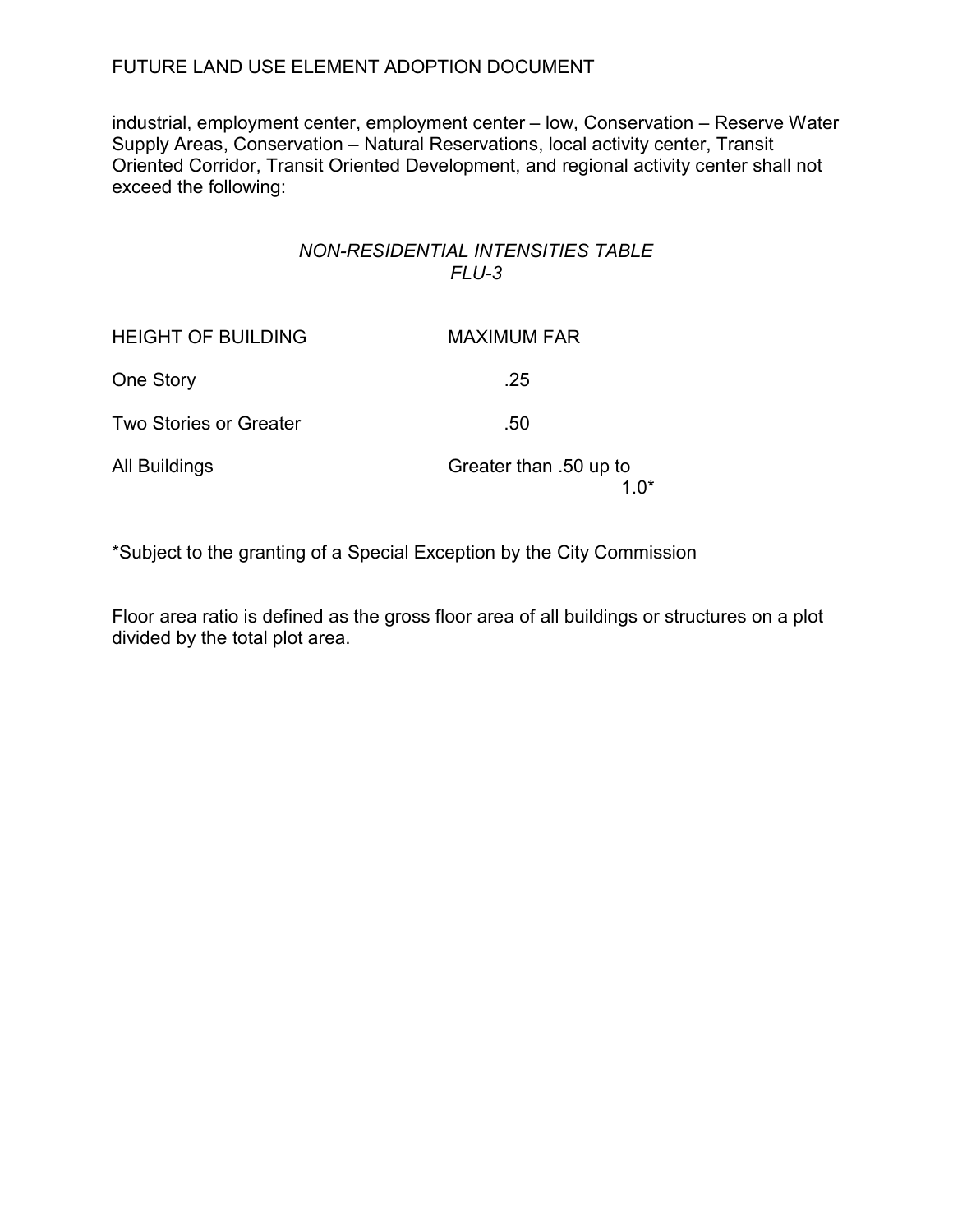industrial, employment center, employment center – low, Conservation – Reserve Water Supply Areas, Conservation – Natural Reservations, local activity center, Transit Oriented Corridor, Transit Oriented Development, and regional activity center shall not exceed the following:

*NON-RESIDENTIAL INTENSITIES TABLE*
*FLU-3*

| HEIGHT OF BUILDING | MAXIMUM FAR |
|---|---|
| One Story | .25 |
| Two Stories or Greater | .50 |
| All Buildings | Greater than .50 up to 1.0* |

*Subject to the granting of a Special Exception by the City Commission

Floor area ratio is defined as the gross floor area of all buildings or structures on a plot divided by the total plot area.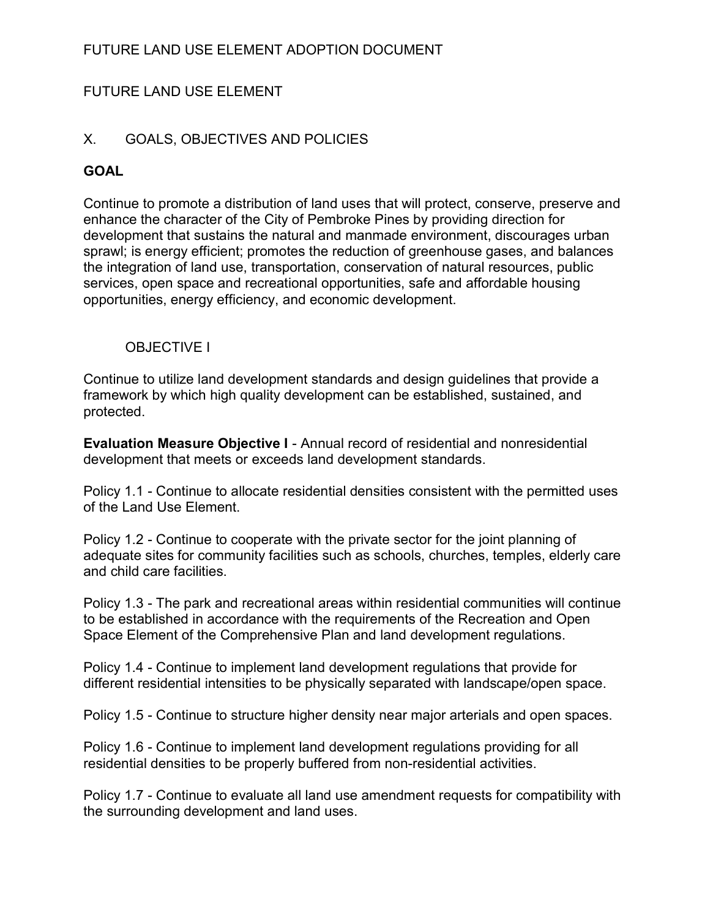FUTURE LAND USE ELEMENT ADOPTION DOCUMENT

# FUTURE LAND USE ELEMENT

## X. GOALS, OBJECTIVES AND POLICIES

### GOAL

Continue to promote a distribution of land uses that will protect, conserve, preserve and enhance the character of the City of Pembroke Pines by providing direction for development that sustains the natural and manmade environment, discourages urban sprawl; is energy efficient; promotes the reduction of greenhouse gases, and balances the integration of land use, transportation, conservation of natural resources, public services, open space and recreational opportunities, safe and affordable housing opportunities, energy efficiency, and economic development.

### OBJECTIVE I

Continue to utilize land development standards and design guidelines that provide a framework by which high quality development can be established, sustained, and protected.

**Evaluation Measure Objective I** - Annual record of residential and nonresidential development that meets or exceeds land development standards.

Policy 1.1 - Continue to allocate residential densities consistent with the permitted uses of the Land Use Element.

Policy 1.2 - Continue to cooperate with the private sector for the joint planning of adequate sites for community facilities such as schools, churches, temples, elderly care and child care facilities.

Policy 1.3 - The park and recreational areas within residential communities will continue to be established in accordance with the requirements of the Recreation and Open Space Element of the Comprehensive Plan and land development regulations.

Policy 1.4 - Continue to implement land development regulations that provide for different residential intensities to be physically separated with landscape/open space.

Policy 1.5 - Continue to structure higher density near major arterials and open spaces.

Policy 1.6 - Continue to implement land development regulations providing for all residential densities to be properly buffered from non-residential activities.

Policy 1.7 - Continue to evaluate all land use amendment requests for compatibility with the surrounding development and land uses.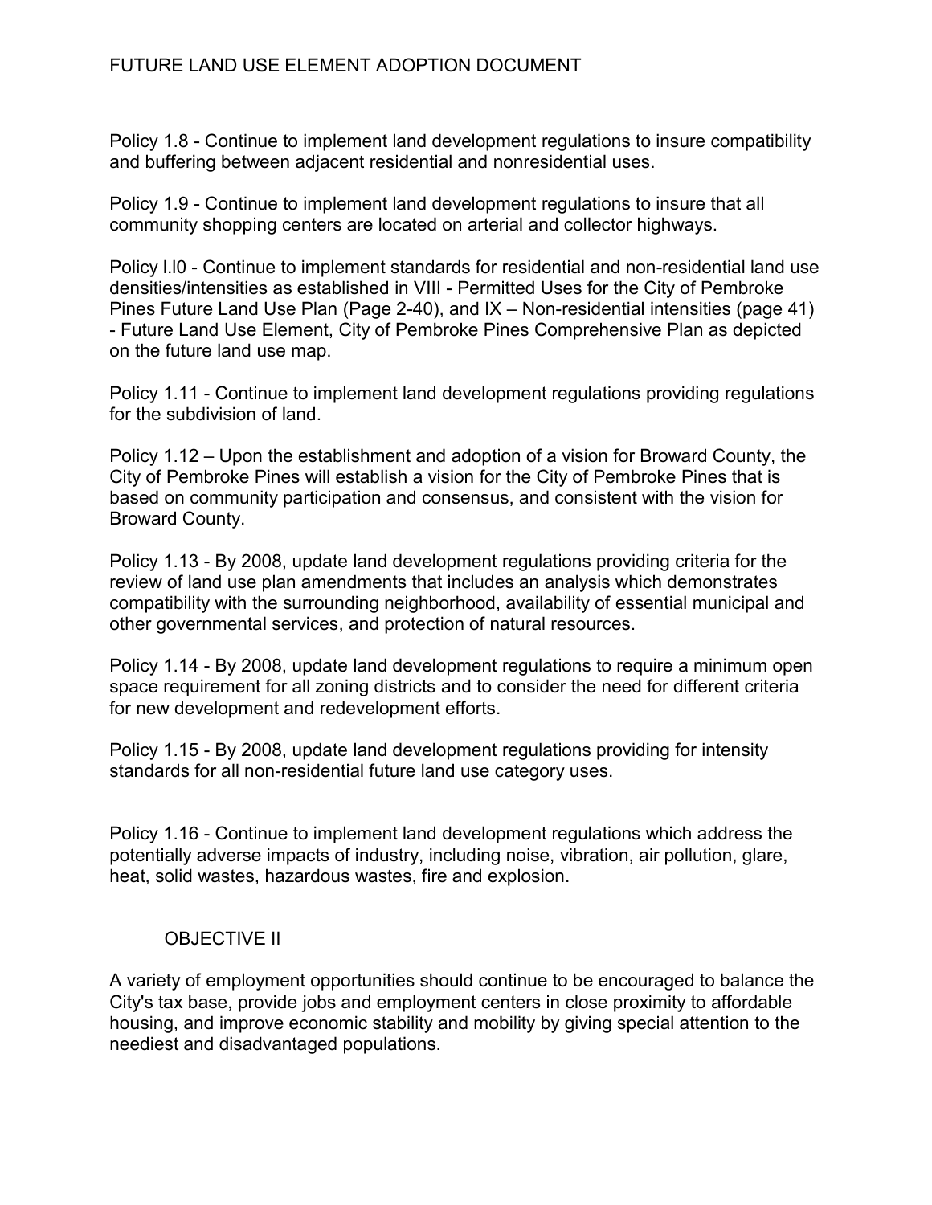Policy 1.8 - Continue to implement land development regulations to insure compatibility and buffering between adjacent residential and nonresidential uses.

Policy 1.9 - Continue to implement land development regulations to insure that all community shopping centers are located on arterial and collector highways.

Policy l.l0 - Continue to implement standards for residential and non-residential land use densities/intensities as established in VIII - Permitted Uses for the City of Pembroke Pines Future Land Use Plan (Page 2-40), and IX – Non-residential intensities (page 41) - Future Land Use Element, City of Pembroke Pines Comprehensive Plan as depicted on the future land use map.

Policy 1.11 - Continue to implement land development regulations providing regulations for the subdivision of land.

Policy 1.12 – Upon the establishment and adoption of a vision for Broward County, the City of Pembroke Pines will establish a vision for the City of Pembroke Pines that is based on community participation and consensus, and consistent with the vision for Broward County.

Policy 1.13 - By 2008, update land development regulations providing criteria for the review of land use plan amendments that includes an analysis which demonstrates compatibility with the surrounding neighborhood, availability of essential municipal and other governmental services, and protection of natural resources.

Policy 1.14 - By 2008, update land development regulations to require a minimum open space requirement for all zoning districts and to consider the need for different criteria for new development and redevelopment efforts.

Policy 1.15 - By 2008, update land development regulations providing for intensity standards for all non-residential future land use category uses.

Policy 1.16 - Continue to implement land development regulations which address the potentially adverse impacts of industry, including noise, vibration, air pollution, glare, heat, solid wastes, hazardous wastes, fire and explosion.

## OBJECTIVE II

A variety of employment opportunities should continue to be encouraged to balance the City's tax base, provide jobs and employment centers in close proximity to affordable housing, and improve economic stability and mobility by giving special attention to the neediest and disadvantaged populations.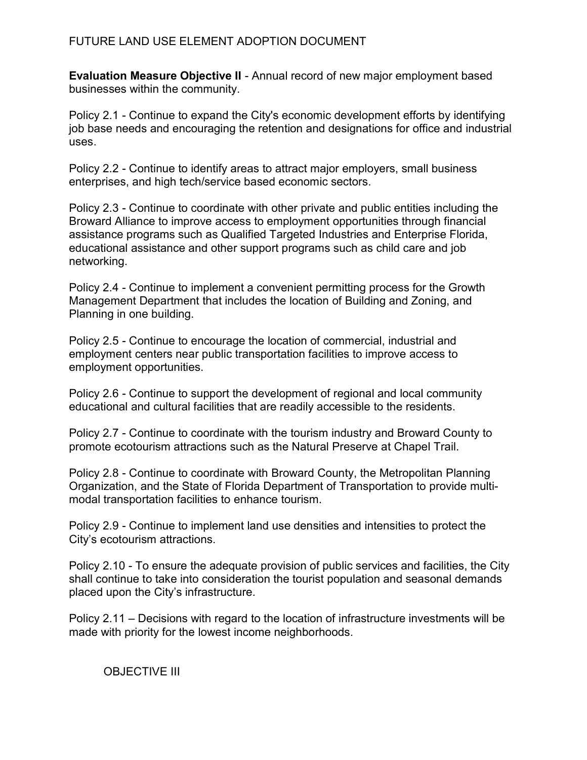**Evaluation Measure Objective II** - Annual record of new major employment based businesses within the community.

Policy 2.1 - Continue to expand the City's economic development efforts by identifying job base needs and encouraging the retention and designations for office and industrial uses.

Policy 2.2 - Continue to identify areas to attract major employers, small business enterprises, and high tech/service based economic sectors.

Policy 2.3 - Continue to coordinate with other private and public entities including the Broward Alliance to improve access to employment opportunities through financial assistance programs such as Qualified Targeted Industries and Enterprise Florida, educational assistance and other support programs such as child care and job networking.

Policy 2.4 - Continue to implement a convenient permitting process for the Growth Management Department that includes the location of Building and Zoning, and Planning in one building.

Policy 2.5 - Continue to encourage the location of commercial, industrial and employment centers near public transportation facilities to improve access to employment opportunities.

Policy 2.6 - Continue to support the development of regional and local community educational and cultural facilities that are readily accessible to the residents.

Policy 2.7 - Continue to coordinate with the tourism industry and Broward County to promote ecotourism attractions such as the Natural Preserve at Chapel Trail.

Policy 2.8 - Continue to coordinate with Broward County, the Metropolitan Planning Organization, and the State of Florida Department of Transportation to provide multi-modal transportation facilities to enhance tourism.

Policy 2.9 - Continue to implement land use densities and intensities to protect the City's ecotourism attractions.

Policy 2.10 - To ensure the adequate provision of public services and facilities, the City shall continue to take into consideration the tourist population and seasonal demands placed upon the City's infrastructure.

Policy 2.11 – Decisions with regard to the location of infrastructure investments will be made with priority for the lowest income neighborhoods.

OBJECTIVE III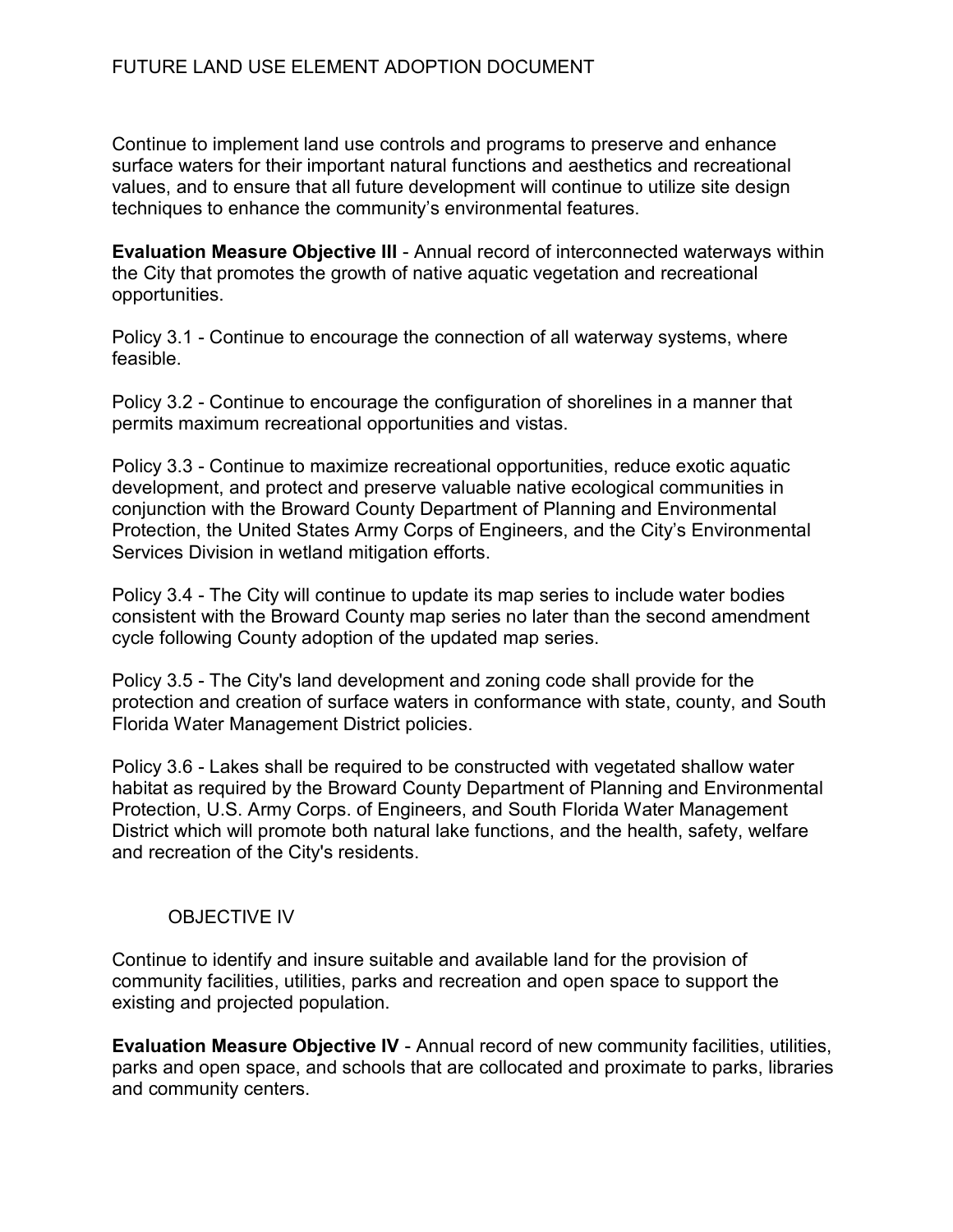Continue to implement land use controls and programs to preserve and enhance surface waters for their important natural functions and aesthetics and recreational values, and to ensure that all future development will continue to utilize site design techniques to enhance the community's environmental features.

**Evaluation Measure Objective III** - Annual record of interconnected waterways within the City that promotes the growth of native aquatic vegetation and recreational opportunities.

Policy 3.1 - Continue to encourage the connection of all waterway systems, where feasible.

Policy 3.2 - Continue to encourage the configuration of shorelines in a manner that permits maximum recreational opportunities and vistas.

Policy 3.3 - Continue to maximize recreational opportunities, reduce exotic aquatic development, and protect and preserve valuable native ecological communities in conjunction with the Broward County Department of Planning and Environmental Protection, the United States Army Corps of Engineers, and the City's Environmental Services Division in wetland mitigation efforts.

Policy 3.4 - The City will continue to update its map series to include water bodies consistent with the Broward County map series no later than the second amendment cycle following County adoption of the updated map series.

Policy 3.5 - The City's land development and zoning code shall provide for the protection and creation of surface waters in conformance with state, county, and South Florida Water Management District policies.

Policy 3.6 - Lakes shall be required to be constructed with vegetated shallow water habitat as required by the Broward County Department of Planning and Environmental Protection, U.S. Army Corps. of Engineers, and South Florida Water Management District which will promote both natural lake functions, and the health, safety, welfare and recreation of the City's residents.

## OBJECTIVE IV

Continue to identify and insure suitable and available land for the provision of community facilities, utilities, parks and recreation and open space to support the existing and projected population.

**Evaluation Measure Objective IV** - Annual record of new community facilities, utilities, parks and open space, and schools that are collocated and proximate to parks, libraries and community centers.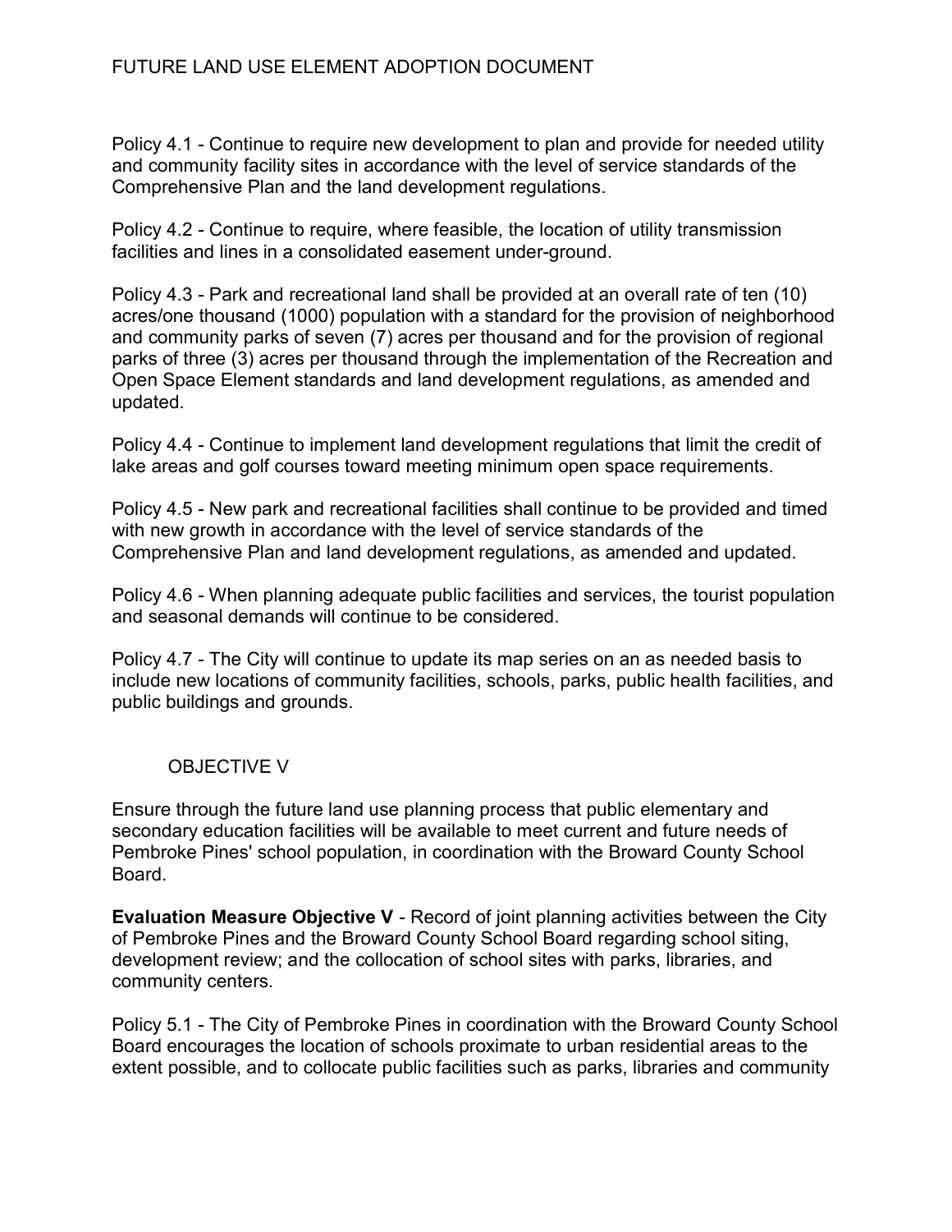Policy 4.1 - Continue to require new development to plan and provide for needed utility and community facility sites in accordance with the level of service standards of the Comprehensive Plan and the land development regulations.

Policy 4.2 - Continue to require, where feasible, the location of utility transmission facilities and lines in a consolidated easement under-ground.

Policy 4.3 - Park and recreational land shall be provided at an overall rate of ten (10) acres/one thousand (1000) population with a standard for the provision of neighborhood and community parks of seven (7) acres per thousand and for the provision of regional parks of three (3) acres per thousand through the implementation of the Recreation and Open Space Element standards and land development regulations, as amended and updated.

Policy 4.4 - Continue to implement land development regulations that limit the credit of lake areas and golf courses toward meeting minimum open space requirements.

Policy 4.5 - New park and recreational facilities shall continue to be provided and timed with new growth in accordance with the level of service standards of the Comprehensive Plan and land development regulations, as amended and updated.

Policy 4.6 - When planning adequate public facilities and services, the tourist population and seasonal demands will continue to be considered.

Policy 4.7 - The City will continue to update its map series on an as needed basis to include new locations of community facilities, schools, parks, public health facilities, and public buildings and grounds.

## OBJECTIVE V

Ensure through the future land use planning process that public elementary and secondary education facilities will be available to meet current and future needs of Pembroke Pines' school population, in coordination with the Broward County School Board.

**Evaluation Measure Objective V** - Record of joint planning activities between the City of Pembroke Pines and the Broward County School Board regarding school siting, development review; and the collocation of school sites with parks, libraries, and community centers.

Policy 5.1 - The City of Pembroke Pines in coordination with the Broward County School Board encourages the location of schools proximate to urban residential areas to the extent possible, and to collocate public facilities such as parks, libraries and community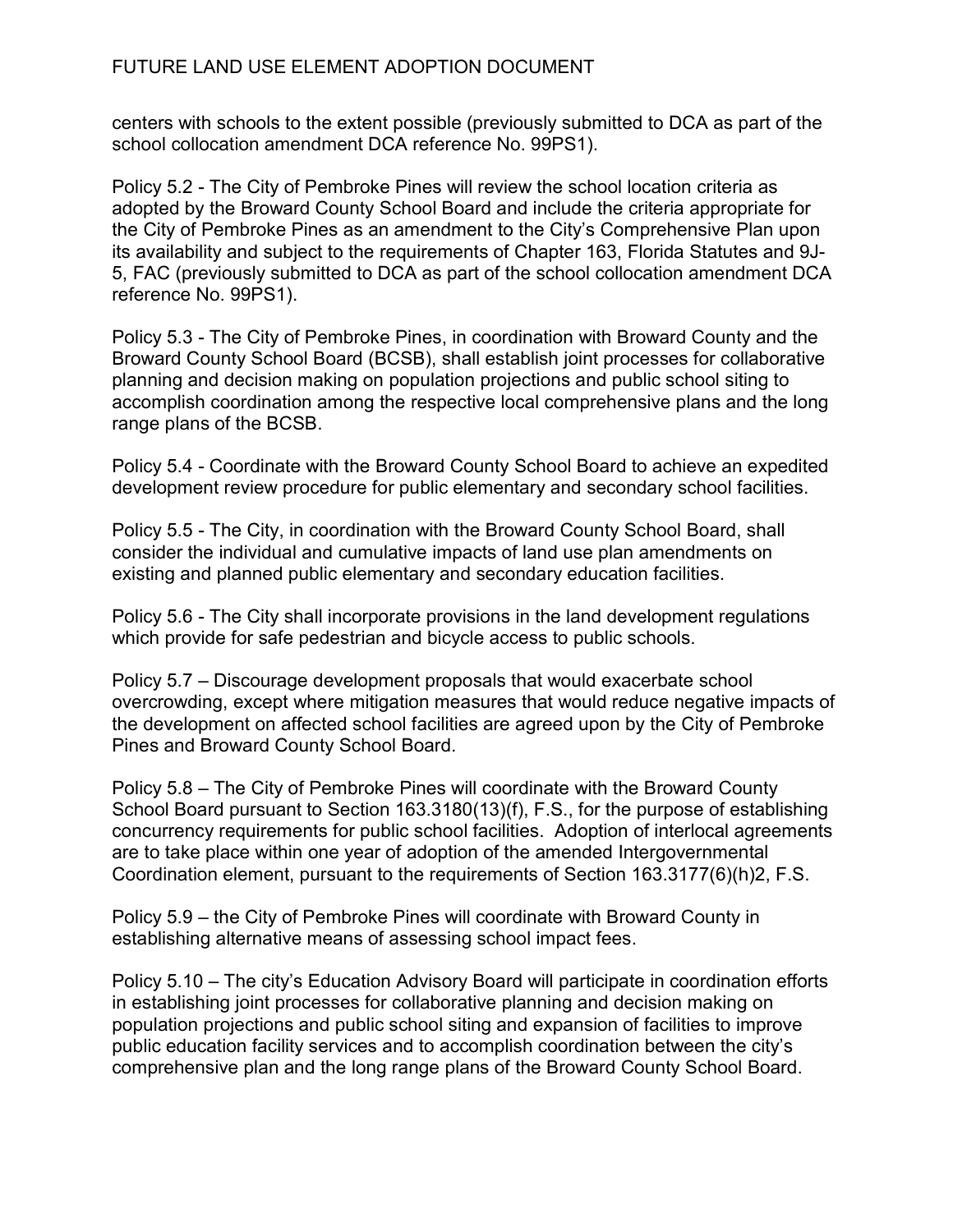centers with schools to the extent possible (previously submitted to DCA as part of the school collocation amendment DCA reference No. 99PS1).

Policy 5.2 - The City of Pembroke Pines will review the school location criteria as adopted by the Broward County School Board and include the criteria appropriate for the City of Pembroke Pines as an amendment to the City's Comprehensive Plan upon its availability and subject to the requirements of Chapter 163, Florida Statutes and 9J-5, FAC (previously submitted to DCA as part of the school collocation amendment DCA reference No. 99PS1).

Policy 5.3 - The City of Pembroke Pines, in coordination with Broward County and the Broward County School Board (BCSB), shall establish joint processes for collaborative planning and decision making on population projections and public school siting to accomplish coordination among the respective local comprehensive plans and the long range plans of the BCSB.

Policy 5.4 - Coordinate with the Broward County School Board to achieve an expedited development review procedure for public elementary and secondary school facilities.

Policy 5.5 - The City, in coordination with the Broward County School Board, shall consider the individual and cumulative impacts of land use plan amendments on existing and planned public elementary and secondary education facilities.

Policy 5.6 - The City shall incorporate provisions in the land development regulations which provide for safe pedestrian and bicycle access to public schools.

Policy 5.7 – Discourage development proposals that would exacerbate school overcrowding, except where mitigation measures that would reduce negative impacts of the development on affected school facilities are agreed upon by the City of Pembroke Pines and Broward County School Board.

Policy 5.8 – The City of Pembroke Pines will coordinate with the Broward County School Board pursuant to Section 163.3180(13)(f), F.S., for the purpose of establishing concurrency requirements for public school facilities. Adoption of interlocal agreements are to take place within one year of adoption of the amended Intergovernmental Coordination element, pursuant to the requirements of Section 163.3177(6)(h)2, F.S.

Policy 5.9 – the City of Pembroke Pines will coordinate with Broward County in establishing alternative means of assessing school impact fees.

Policy 5.10 – The city's Education Advisory Board will participate in coordination efforts in establishing joint processes for collaborative planning and decision making on population projections and public school siting and expansion of facilities to improve public education facility services and to accomplish coordination between the city's comprehensive plan and the long range plans of the Broward County School Board.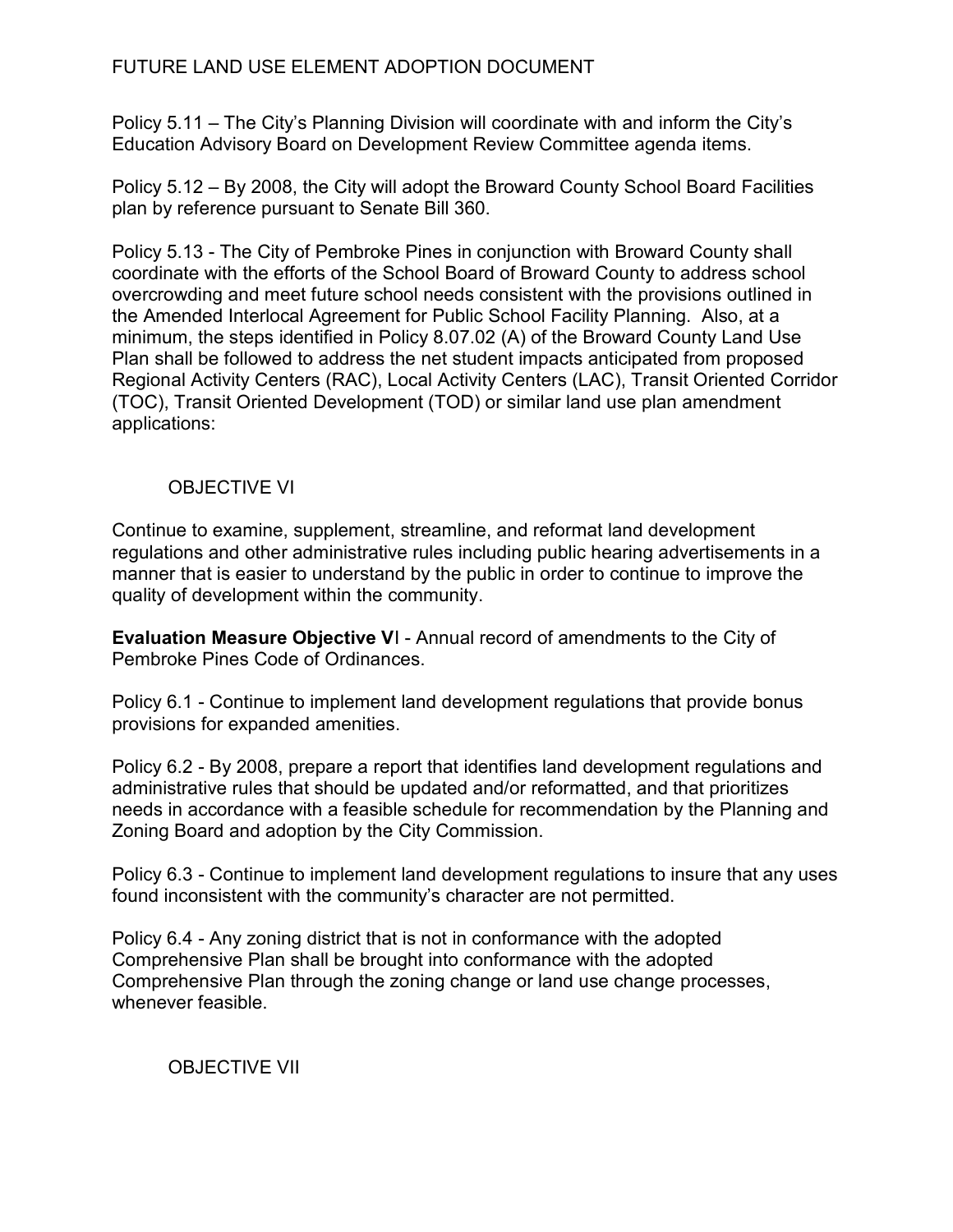Policy 5.11 – The City's Planning Division will coordinate with and inform the City's Education Advisory Board on Development Review Committee agenda items.

Policy 5.12 – By 2008, the City will adopt the Broward County School Board Facilities plan by reference pursuant to Senate Bill 360.

Policy 5.13 - The City of Pembroke Pines in conjunction with Broward County shall coordinate with the efforts of the School Board of Broward County to address school overcrowding and meet future school needs consistent with the provisions outlined in the Amended Interlocal Agreement for Public School Facility Planning. Also, at a minimum, the steps identified in Policy 8.07.02 (A) of the Broward County Land Use Plan shall be followed to address the net student impacts anticipated from proposed Regional Activity Centers (RAC), Local Activity Centers (LAC), Transit Oriented Corridor (TOC), Transit Oriented Development (TOD) or similar land use plan amendment applications:

## OBJECTIVE VI

Continue to examine, supplement, streamline, and reformat land development regulations and other administrative rules including public hearing advertisements in a manner that is easier to understand by the public in order to continue to improve the quality of development within the community.

**Evaluation Measure Objective V**I - Annual record of amendments to the City of Pembroke Pines Code of Ordinances.

Policy 6.1 - Continue to implement land development regulations that provide bonus provisions for expanded amenities.

Policy 6.2 - By 2008, prepare a report that identifies land development regulations and administrative rules that should be updated and/or reformatted, and that prioritizes needs in accordance with a feasible schedule for recommendation by the Planning and Zoning Board and adoption by the City Commission.

Policy 6.3 - Continue to implement land development regulations to insure that any uses found inconsistent with the community's character are not permitted.

Policy 6.4 - Any zoning district that is not in conformance with the adopted Comprehensive Plan shall be brought into conformance with the adopted Comprehensive Plan through the zoning change or land use change processes, whenever feasible.

## OBJECTIVE VII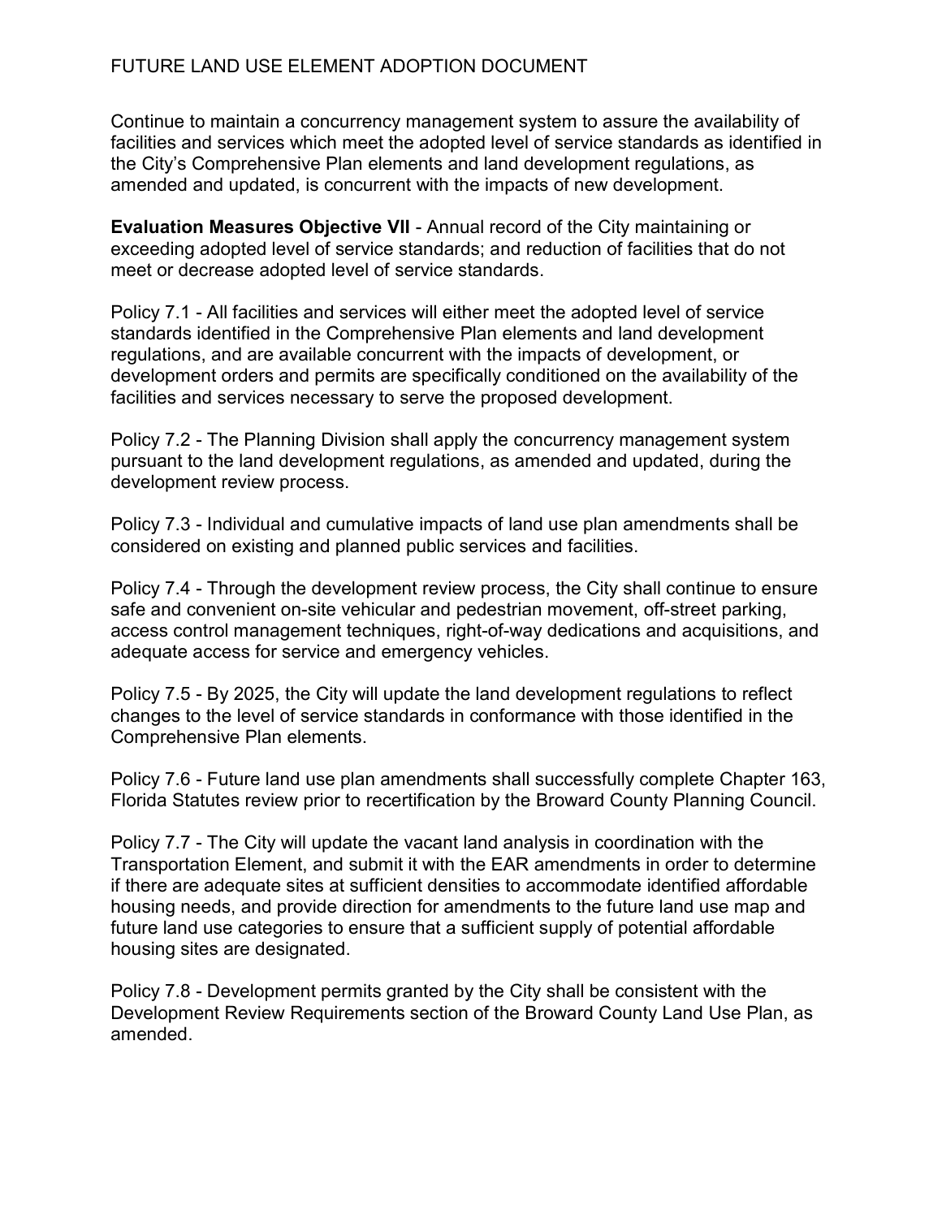Continue to maintain a concurrency management system to assure the availability of facilities and services which meet the adopted level of service standards as identified in the City's Comprehensive Plan elements and land development regulations, as amended and updated, is concurrent with the impacts of new development.

**Evaluation Measures Objective VII** - Annual record of the City maintaining or exceeding adopted level of service standards; and reduction of facilities that do not meet or decrease adopted level of service standards.

Policy 7.1 - All facilities and services will either meet the adopted level of service standards identified in the Comprehensive Plan elements and land development regulations, and are available concurrent with the impacts of development, or development orders and permits are specifically conditioned on the availability of the facilities and services necessary to serve the proposed development.

Policy 7.2 - The Planning Division shall apply the concurrency management system pursuant to the land development regulations, as amended and updated, during the development review process.

Policy 7.3 - Individual and cumulative impacts of land use plan amendments shall be considered on existing and planned public services and facilities.

Policy 7.4 - Through the development review process, the City shall continue to ensure safe and convenient on-site vehicular and pedestrian movement, off-street parking, access control management techniques, right-of-way dedications and acquisitions, and adequate access for service and emergency vehicles.

Policy 7.5 - By 2025, the City will update the land development regulations to reflect changes to the level of service standards in conformance with those identified in the Comprehensive Plan elements.

Policy 7.6 - Future land use plan amendments shall successfully complete Chapter 163, Florida Statutes review prior to recertification by the Broward County Planning Council.

Policy 7.7 - The City will update the vacant land analysis in coordination with the Transportation Element, and submit it with the EAR amendments in order to determine if there are adequate sites at sufficient densities to accommodate identified affordable housing needs, and provide direction for amendments to the future land use map and future land use categories to ensure that a sufficient supply of potential affordable housing sites are designated.

Policy 7.8 - Development permits granted by the City shall be consistent with the Development Review Requirements section of the Broward County Land Use Plan, as amended.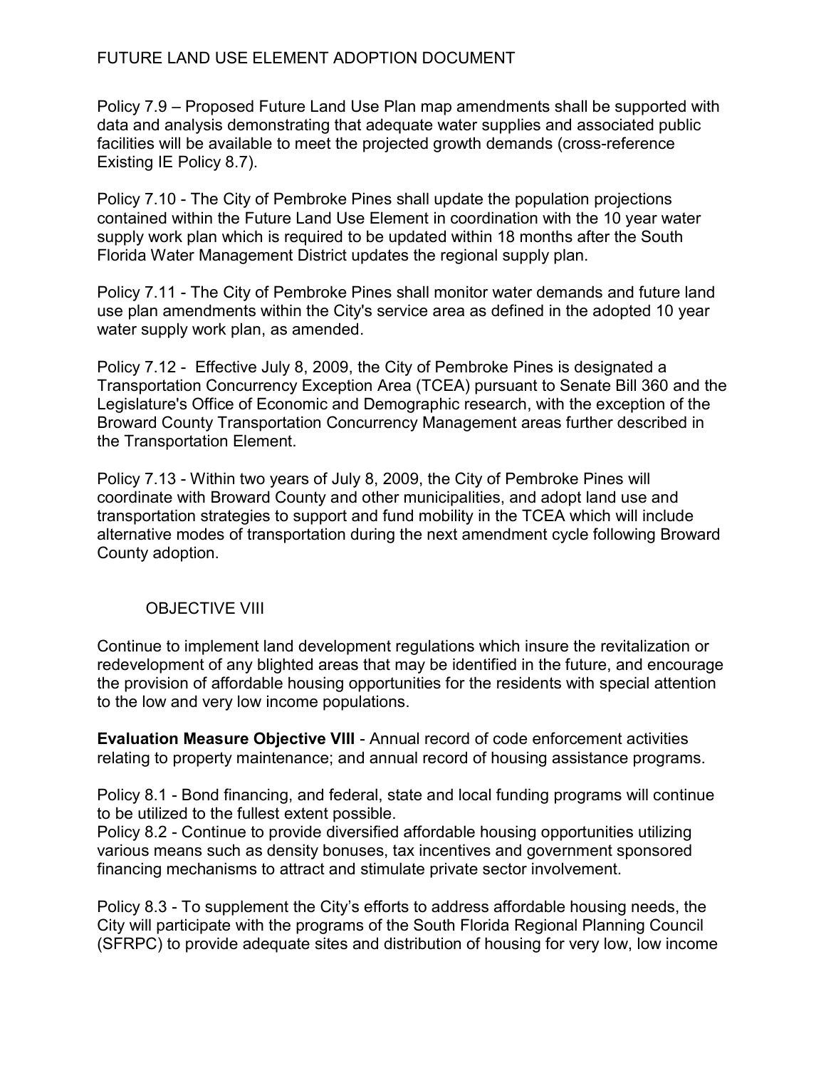Policy 7.9 – Proposed Future Land Use Plan map amendments shall be supported with data and analysis demonstrating that adequate water supplies and associated public facilities will be available to meet the projected growth demands (cross-reference Existing IE Policy 8.7).

Policy 7.10 - The City of Pembroke Pines shall update the population projections contained within the Future Land Use Element in coordination with the 10 year water supply work plan which is required to be updated within 18 months after the South Florida Water Management District updates the regional supply plan.

Policy 7.11 - The City of Pembroke Pines shall monitor water demands and future land use plan amendments within the City's service area as defined in the adopted 10 year water supply work plan, as amended.

Policy 7.12 - Effective July 8, 2009, the City of Pembroke Pines is designated a Transportation Concurrency Exception Area (TCEA) pursuant to Senate Bill 360 and the Legislature's Office of Economic and Demographic research, with the exception of the Broward County Transportation Concurrency Management areas further described in the Transportation Element.

Policy 7.13 - Within two years of July 8, 2009, the City of Pembroke Pines will coordinate with Broward County and other municipalities, and adopt land use and transportation strategies to support and fund mobility in the TCEA which will include alternative modes of transportation during the next amendment cycle following Broward County adoption.

## OBJECTIVE VIII

Continue to implement land development regulations which insure the revitalization or redevelopment of any blighted areas that may be identified in the future, and encourage the provision of affordable housing opportunities for the residents with special attention to the low and very low income populations.

**Evaluation Measure Objective VIII** - Annual record of code enforcement activities relating to property maintenance; and annual record of housing assistance programs.

Policy 8.1 - Bond financing, and federal, state and local funding programs will continue to be utilized to the fullest extent possible.

Policy 8.2 - Continue to provide diversified affordable housing opportunities utilizing various means such as density bonuses, tax incentives and government sponsored financing mechanisms to attract and stimulate private sector involvement.

Policy 8.3 - To supplement the City's efforts to address affordable housing needs, the City will participate with the programs of the South Florida Regional Planning Council (SFRPC) to provide adequate sites and distribution of housing for very low, low income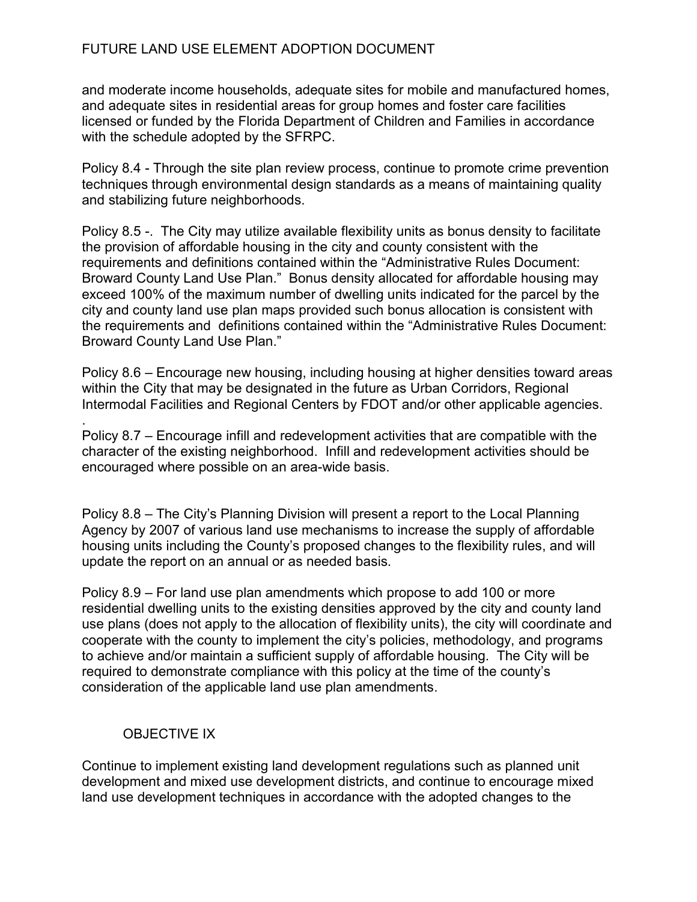and moderate income households, adequate sites for mobile and manufactured homes, and adequate sites in residential areas for group homes and foster care facilities licensed or funded by the Florida Department of Children and Families in accordance with the schedule adopted by the SFRPC.

Policy 8.4 - Through the site plan review process, continue to promote crime prevention techniques through environmental design standards as a means of maintaining quality and stabilizing future neighborhoods.

Policy 8.5 -. The City may utilize available flexibility units as bonus density to facilitate the provision of affordable housing in the city and county consistent with the requirements and definitions contained within the "Administrative Rules Document: Broward County Land Use Plan." Bonus density allocated for affordable housing may exceed 100% of the maximum number of dwelling units indicated for the parcel by the city and county land use plan maps provided such bonus allocation is consistent with the requirements and definitions contained within the "Administrative Rules Document: Broward County Land Use Plan."

Policy 8.6 – Encourage new housing, including housing at higher densities toward areas within the City that may be designated in the future as Urban Corridors, Regional Intermodal Facilities and Regional Centers by FDOT and/or other applicable agencies.

.

Policy 8.7 – Encourage infill and redevelopment activities that are compatible with the character of the existing neighborhood. Infill and redevelopment activities should be encouraged where possible on an area-wide basis.

Policy 8.8 – The City's Planning Division will present a report to the Local Planning Agency by 2007 of various land use mechanisms to increase the supply of affordable housing units including the County's proposed changes to the flexibility rules, and will update the report on an annual or as needed basis.

Policy 8.9 – For land use plan amendments which propose to add 100 or more residential dwelling units to the existing densities approved by the city and county land use plans (does not apply to the allocation of flexibility units), the city will coordinate and cooperate with the county to implement the city's policies, methodology, and programs to achieve and/or maintain a sufficient supply of affordable housing. The City will be required to demonstrate compliance with this policy at the time of the county's consideration of the applicable land use plan amendments.

## OBJECTIVE IX

Continue to implement existing land development regulations such as planned unit development and mixed use development districts, and continue to encourage mixed land use development techniques in accordance with the adopted changes to the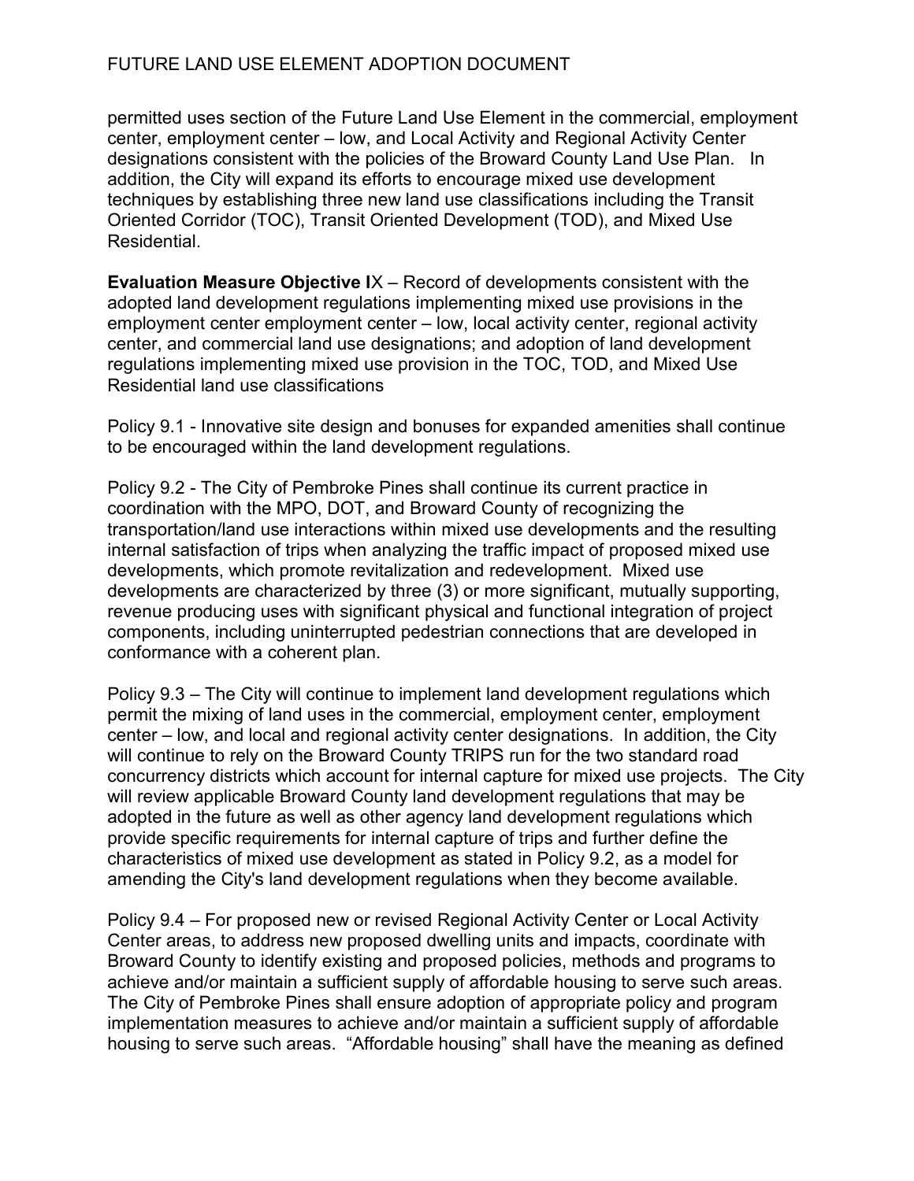permitted uses section of the Future Land Use Element in the commercial, employment center, employment center – low, and Local Activity and Regional Activity Center designations consistent with the policies of the Broward County Land Use Plan. In addition, the City will expand its efforts to encourage mixed use development techniques by establishing three new land use classifications including the Transit Oriented Corridor (TOC), Transit Oriented Development (TOD), and Mixed Use Residential.

**Evaluation Measure Objective I**X – Record of developments consistent with the adopted land development regulations implementing mixed use provisions in the employment center employment center – low, local activity center, regional activity center, and commercial land use designations; and adoption of land development regulations implementing mixed use provision in the TOC, TOD, and Mixed Use Residential land use classifications

Policy 9.1 - Innovative site design and bonuses for expanded amenities shall continue to be encouraged within the land development regulations.

Policy 9.2 - The City of Pembroke Pines shall continue its current practice in coordination with the MPO, DOT, and Broward County of recognizing the transportation/land use interactions within mixed use developments and the resulting internal satisfaction of trips when analyzing the traffic impact of proposed mixed use developments, which promote revitalization and redevelopment. Mixed use developments are characterized by three (3) or more significant, mutually supporting, revenue producing uses with significant physical and functional integration of project components, including uninterrupted pedestrian connections that are developed in conformance with a coherent plan.

Policy 9.3 – The City will continue to implement land development regulations which permit the mixing of land uses in the commercial, employment center, employment center – low, and local and regional activity center designations. In addition, the City will continue to rely on the Broward County TRIPS run for the two standard road concurrency districts which account for internal capture for mixed use projects. The City will review applicable Broward County land development regulations that may be adopted in the future as well as other agency land development regulations which provide specific requirements for internal capture of trips and further define the characteristics of mixed use development as stated in Policy 9.2, as a model for amending the City's land development regulations when they become available.

Policy 9.4 – For proposed new or revised Regional Activity Center or Local Activity Center areas, to address new proposed dwelling units and impacts, coordinate with Broward County to identify existing and proposed policies, methods and programs to achieve and/or maintain a sufficient supply of affordable housing to serve such areas. The City of Pembroke Pines shall ensure adoption of appropriate policy and program implementation measures to achieve and/or maintain a sufficient supply of affordable housing to serve such areas. "Affordable housing" shall have the meaning as defined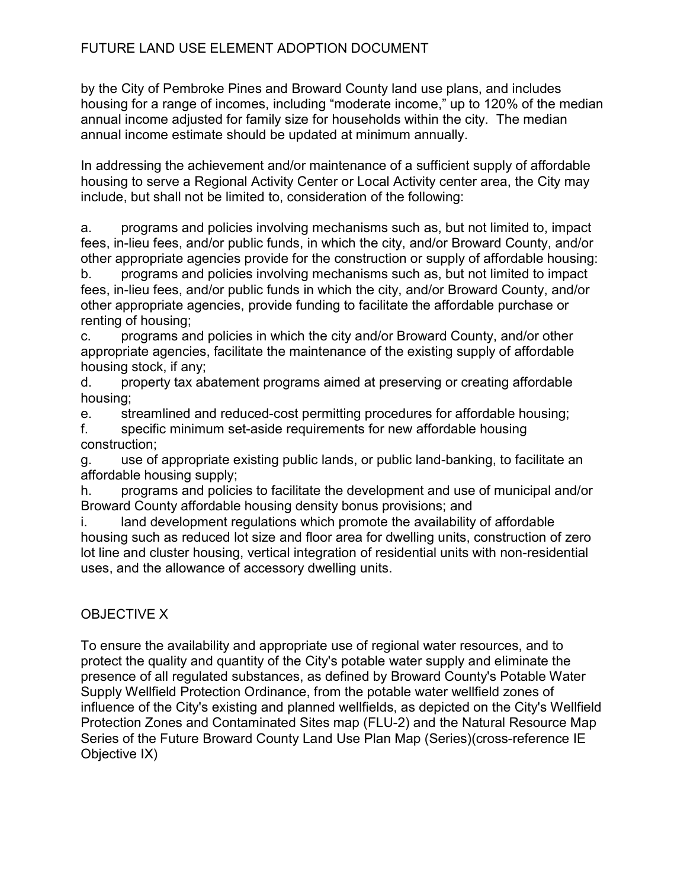by the City of Pembroke Pines and Broward County land use plans, and includes housing for a range of incomes, including "moderate income," up to 120% of the median annual income adjusted for family size for households within the city. The median annual income estimate should be updated at minimum annually.

In addressing the achievement and/or maintenance of a sufficient supply of affordable housing to serve a Regional Activity Center or Local Activity center area, the City may include, but shall not be limited to, consideration of the following:

a. programs and policies involving mechanisms such as, but not limited to, impact fees, in-lieu fees, and/or public funds, in which the city, and/or Broward County, and/or other appropriate agencies provide for the construction or supply of affordable housing:
b. programs and policies involving mechanisms such as, but not limited to impact fees, in-lieu fees, and/or public funds in which the city, and/or Broward County, and/or other appropriate agencies, provide funding to facilitate the affordable purchase or renting of housing;
c. programs and policies in which the city and/or Broward County, and/or other appropriate agencies, facilitate the maintenance of the existing supply of affordable housing stock, if any;
d. property tax abatement programs aimed at preserving or creating affordable housing;
e. streamlined and reduced-cost permitting procedures for affordable housing;
f. specific minimum set-aside requirements for new affordable housing construction;
g. use of appropriate existing public lands, or public land-banking, to facilitate an affordable housing supply;
h. programs and policies to facilitate the development and use of municipal and/or Broward County affordable housing density bonus provisions; and
i. land development regulations which promote the availability of affordable housing such as reduced lot size and floor area for dwelling units, construction of zero lot line and cluster housing, vertical integration of residential units with non-residential uses, and the allowance of accessory dwelling units.

## OBJECTIVE X

To ensure the availability and appropriate use of regional water resources, and to protect the quality and quantity of the City's potable water supply and eliminate the presence of all regulated substances, as defined by Broward County's Potable Water Supply Wellfield Protection Ordinance, from the potable water wellfield zones of influence of the City's existing and planned wellfields, as depicted on the City's Wellfield Protection Zones and Contaminated Sites map (FLU-2) and the Natural Resource Map Series of the Future Broward County Land Use Plan Map (Series)(cross-reference IE Objective IX)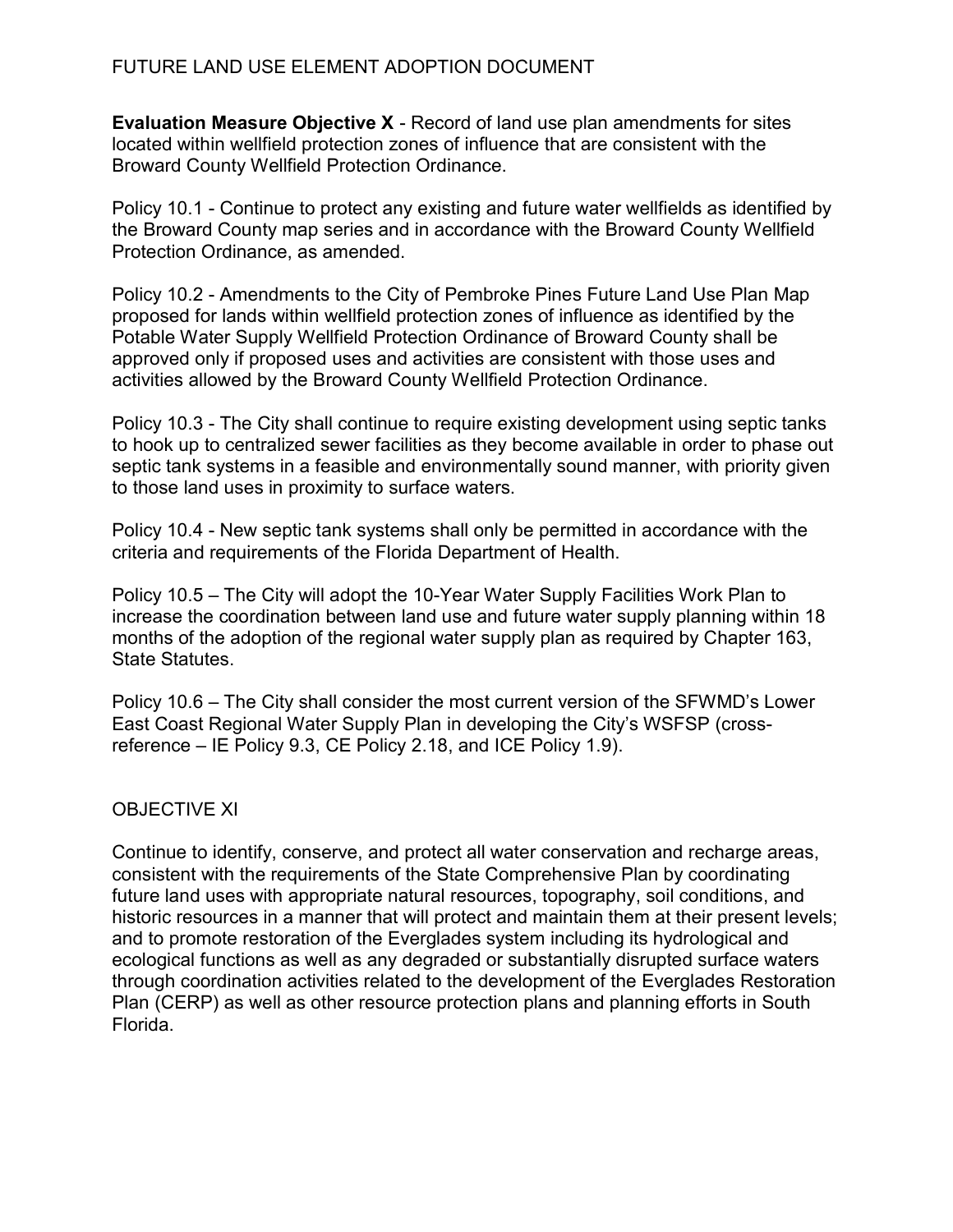**Evaluation Measure Objective X** - Record of land use plan amendments for sites located within wellfield protection zones of influence that are consistent with the Broward County Wellfield Protection Ordinance.

Policy 10.1 - Continue to protect any existing and future water wellfields as identified by the Broward County map series and in accordance with the Broward County Wellfield Protection Ordinance, as amended.

Policy 10.2 - Amendments to the City of Pembroke Pines Future Land Use Plan Map proposed for lands within wellfield protection zones of influence as identified by the Potable Water Supply Wellfield Protection Ordinance of Broward County shall be approved only if proposed uses and activities are consistent with those uses and activities allowed by the Broward County Wellfield Protection Ordinance.

Policy 10.3 - The City shall continue to require existing development using septic tanks to hook up to centralized sewer facilities as they become available in order to phase out septic tank systems in a feasible and environmentally sound manner, with priority given to those land uses in proximity to surface waters.

Policy 10.4 - New septic tank systems shall only be permitted in accordance with the criteria and requirements of the Florida Department of Health.

Policy 10.5 – The City will adopt the 10-Year Water Supply Facilities Work Plan to increase the coordination between land use and future water supply planning within 18 months of the adoption of the regional water supply plan as required by Chapter 163, State Statutes.

Policy 10.6 – The City shall consider the most current version of the SFWMD's Lower East Coast Regional Water Supply Plan in developing the City's WSFSP (cross-reference – IE Policy 9.3, CE Policy 2.18, and ICE Policy 1.9).

## OBJECTIVE XI

Continue to identify, conserve, and protect all water conservation and recharge areas, consistent with the requirements of the State Comprehensive Plan by coordinating future land uses with appropriate natural resources, topography, soil conditions, and historic resources in a manner that will protect and maintain them at their present levels; and to promote restoration of the Everglades system including its hydrological and ecological functions as well as any degraded or substantially disrupted surface waters through coordination activities related to the development of the Everglades Restoration Plan (CERP) as well as other resource protection plans and planning efforts in South Florida.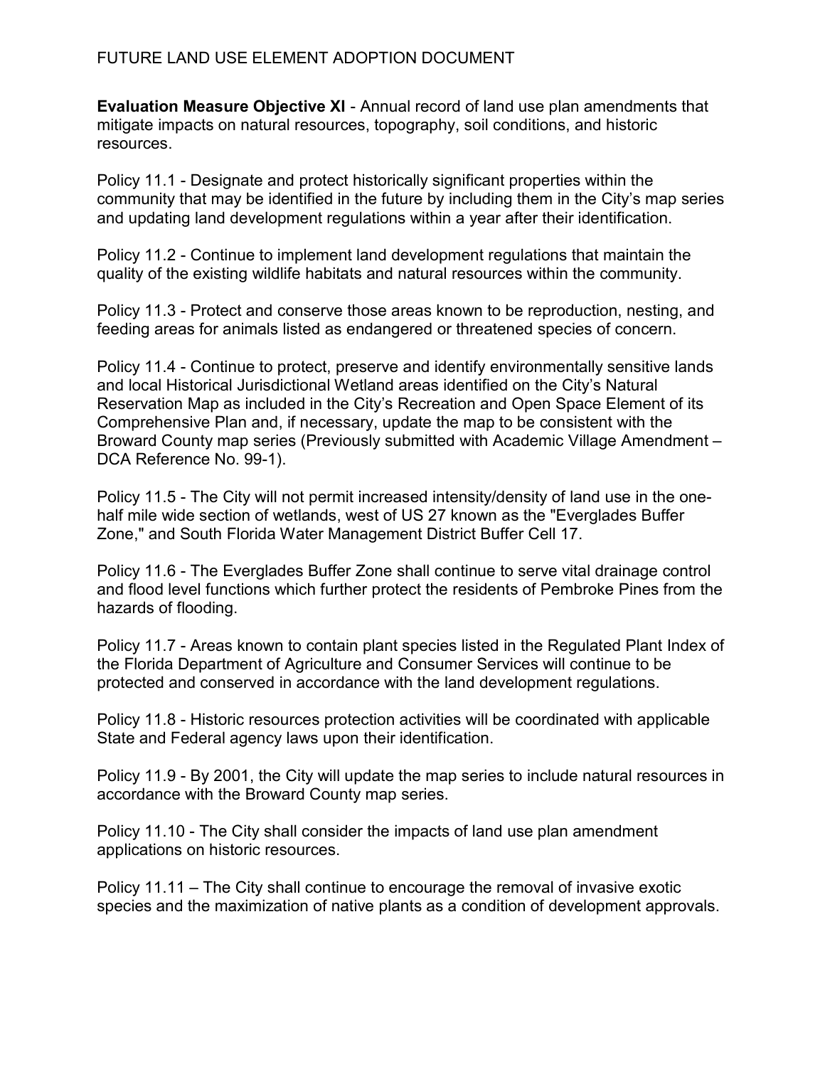**Evaluation Measure Objective XI** - Annual record of land use plan amendments that mitigate impacts on natural resources, topography, soil conditions, and historic resources.

Policy 11.1 - Designate and protect historically significant properties within the community that may be identified in the future by including them in the City's map series and updating land development regulations within a year after their identification.

Policy 11.2 - Continue to implement land development regulations that maintain the quality of the existing wildlife habitats and natural resources within the community.

Policy 11.3 - Protect and conserve those areas known to be reproduction, nesting, and feeding areas for animals listed as endangered or threatened species of concern.

Policy 11.4 - Continue to protect, preserve and identify environmentally sensitive lands and local Historical Jurisdictional Wetland areas identified on the City's Natural Reservation Map as included in the City's Recreation and Open Space Element of its Comprehensive Plan and, if necessary, update the map to be consistent with the Broward County map series (Previously submitted with Academic Village Amendment – DCA Reference No. 99-1).

Policy 11.5 - The City will not permit increased intensity/density of land use in the one-half mile wide section of wetlands, west of US 27 known as the "Everglades Buffer Zone," and South Florida Water Management District Buffer Cell 17.

Policy 11.6 - The Everglades Buffer Zone shall continue to serve vital drainage control and flood level functions which further protect the residents of Pembroke Pines from the hazards of flooding.

Policy 11.7 - Areas known to contain plant species listed in the Regulated Plant Index of the Florida Department of Agriculture and Consumer Services will continue to be protected and conserved in accordance with the land development regulations.

Policy 11.8 - Historic resources protection activities will be coordinated with applicable State and Federal agency laws upon their identification.

Policy 11.9 - By 2001, the City will update the map series to include natural resources in accordance with the Broward County map series.

Policy 11.10 - The City shall consider the impacts of land use plan amendment applications on historic resources.

Policy 11.11 – The City shall continue to encourage the removal of invasive exotic species and the maximization of native plants as a condition of development approvals.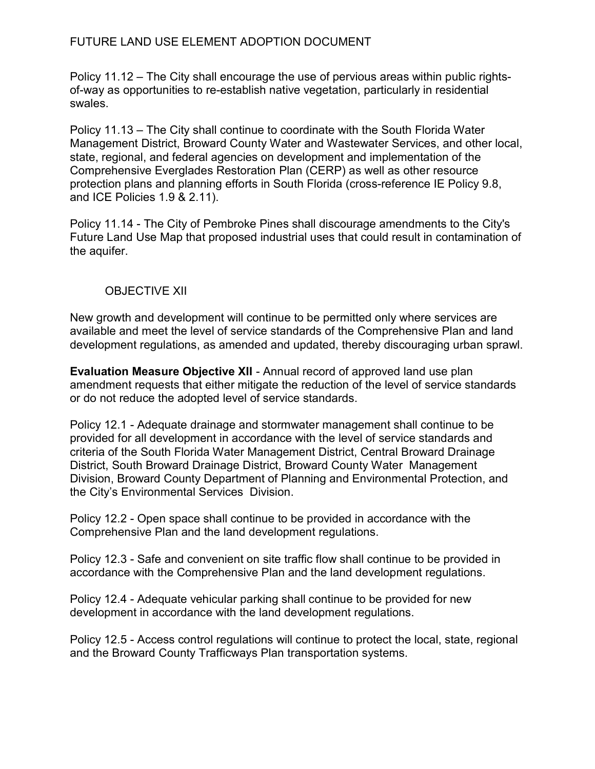Policy 11.12 – The City shall encourage the use of pervious areas within public rights-of-way as opportunities to re-establish native vegetation, particularly in residential swales.

Policy 11.13 – The City shall continue to coordinate with the South Florida Water Management District, Broward County Water and Wastewater Services, and other local, state, regional, and federal agencies on development and implementation of the Comprehensive Everglades Restoration Plan (CERP) as well as other resource protection plans and planning efforts in South Florida (cross-reference IE Policy 9.8, and ICE Policies 1.9 & 2.11).

Policy 11.14 - The City of Pembroke Pines shall discourage amendments to the City's Future Land Use Map that proposed industrial uses that could result in contamination of the aquifer.

## OBJECTIVE XII

New growth and development will continue to be permitted only where services are available and meet the level of service standards of the Comprehensive Plan and land development regulations, as amended and updated, thereby discouraging urban sprawl.

**Evaluation Measure Objective XII** - Annual record of approved land use plan amendment requests that either mitigate the reduction of the level of service standards or do not reduce the adopted level of service standards.

Policy 12.1 - Adequate drainage and stormwater management shall continue to be provided for all development in accordance with the level of service standards and criteria of the South Florida Water Management District, Central Broward Drainage District, South Broward Drainage District, Broward County Water Management Division, Broward County Department of Planning and Environmental Protection, and the City's Environmental Services Division.

Policy 12.2 - Open space shall continue to be provided in accordance with the Comprehensive Plan and the land development regulations.

Policy 12.3 - Safe and convenient on site traffic flow shall continue to be provided in accordance with the Comprehensive Plan and the land development regulations.

Policy 12.4 - Adequate vehicular parking shall continue to be provided for new development in accordance with the land development regulations.

Policy 12.5 - Access control regulations will continue to protect the local, state, regional and the Broward County Trafficways Plan transportation systems.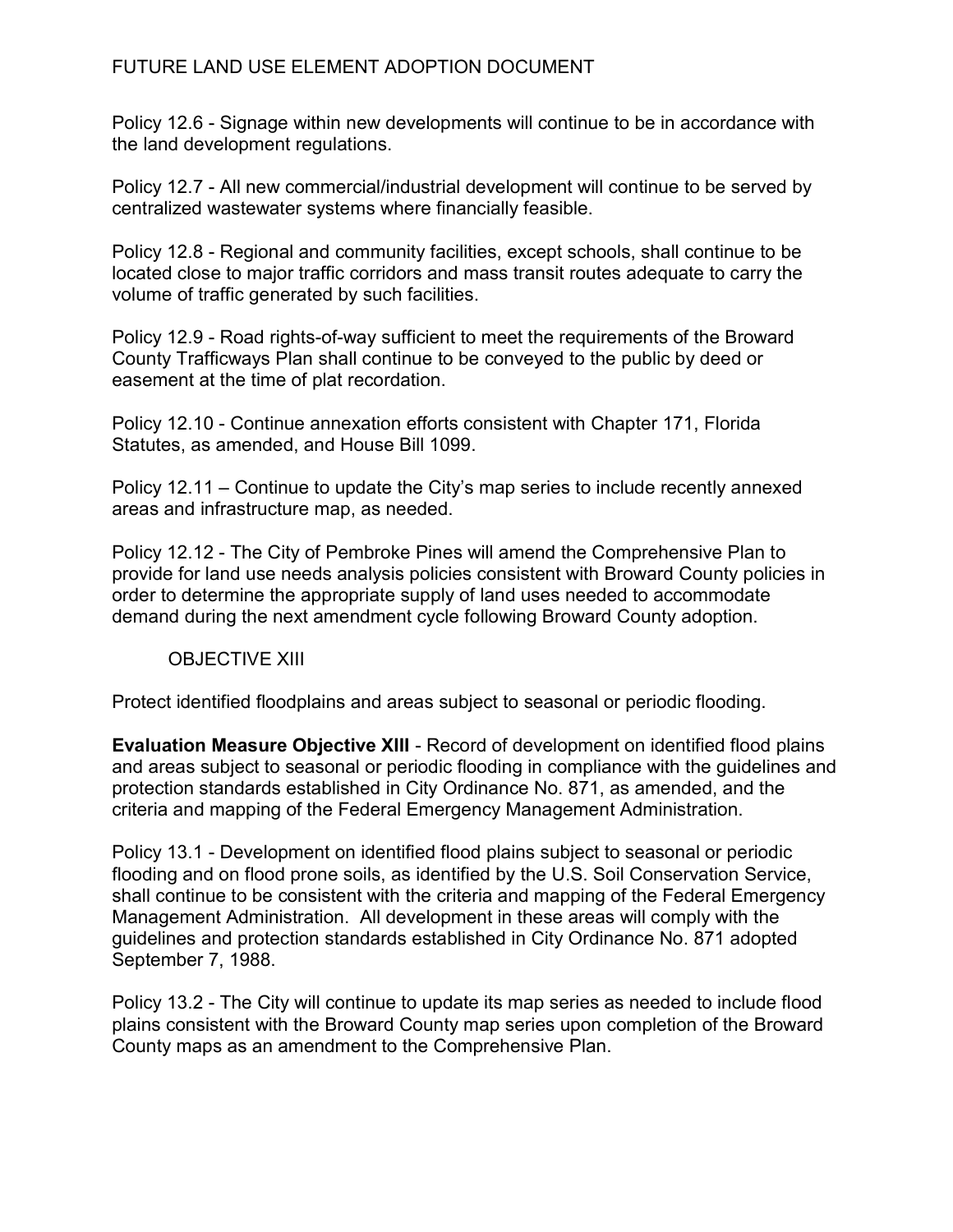Policy 12.6 - Signage within new developments will continue to be in accordance with the land development regulations.

Policy 12.7 - All new commercial/industrial development will continue to be served by centralized wastewater systems where financially feasible.

Policy 12.8 - Regional and community facilities, except schools, shall continue to be located close to major traffic corridors and mass transit routes adequate to carry the volume of traffic generated by such facilities.

Policy 12.9 - Road rights-of-way sufficient to meet the requirements of the Broward County Trafficways Plan shall continue to be conveyed to the public by deed or easement at the time of plat recordation.

Policy 12.10 - Continue annexation efforts consistent with Chapter 171, Florida Statutes, as amended, and House Bill 1099.

Policy 12.11 – Continue to update the City's map series to include recently annexed areas and infrastructure map, as needed.

Policy 12.12 - The City of Pembroke Pines will amend the Comprehensive Plan to provide for land use needs analysis policies consistent with Broward County policies in order to determine the appropriate supply of land uses needed to accommodate demand during the next amendment cycle following Broward County adoption.

## OBJECTIVE XIII

Protect identified floodplains and areas subject to seasonal or periodic flooding.

**Evaluation Measure Objective XIII** - Record of development on identified flood plains and areas subject to seasonal or periodic flooding in compliance with the guidelines and protection standards established in City Ordinance No. 871, as amended, and the criteria and mapping of the Federal Emergency Management Administration.

Policy 13.1 - Development on identified flood plains subject to seasonal or periodic flooding and on flood prone soils, as identified by the U.S. Soil Conservation Service, shall continue to be consistent with the criteria and mapping of the Federal Emergency Management Administration. All development in these areas will comply with the guidelines and protection standards established in City Ordinance No. 871 adopted September 7, 1988.

Policy 13.2 - The City will continue to update its map series as needed to include flood plains consistent with the Broward County map series upon completion of the Broward County maps as an amendment to the Comprehensive Plan.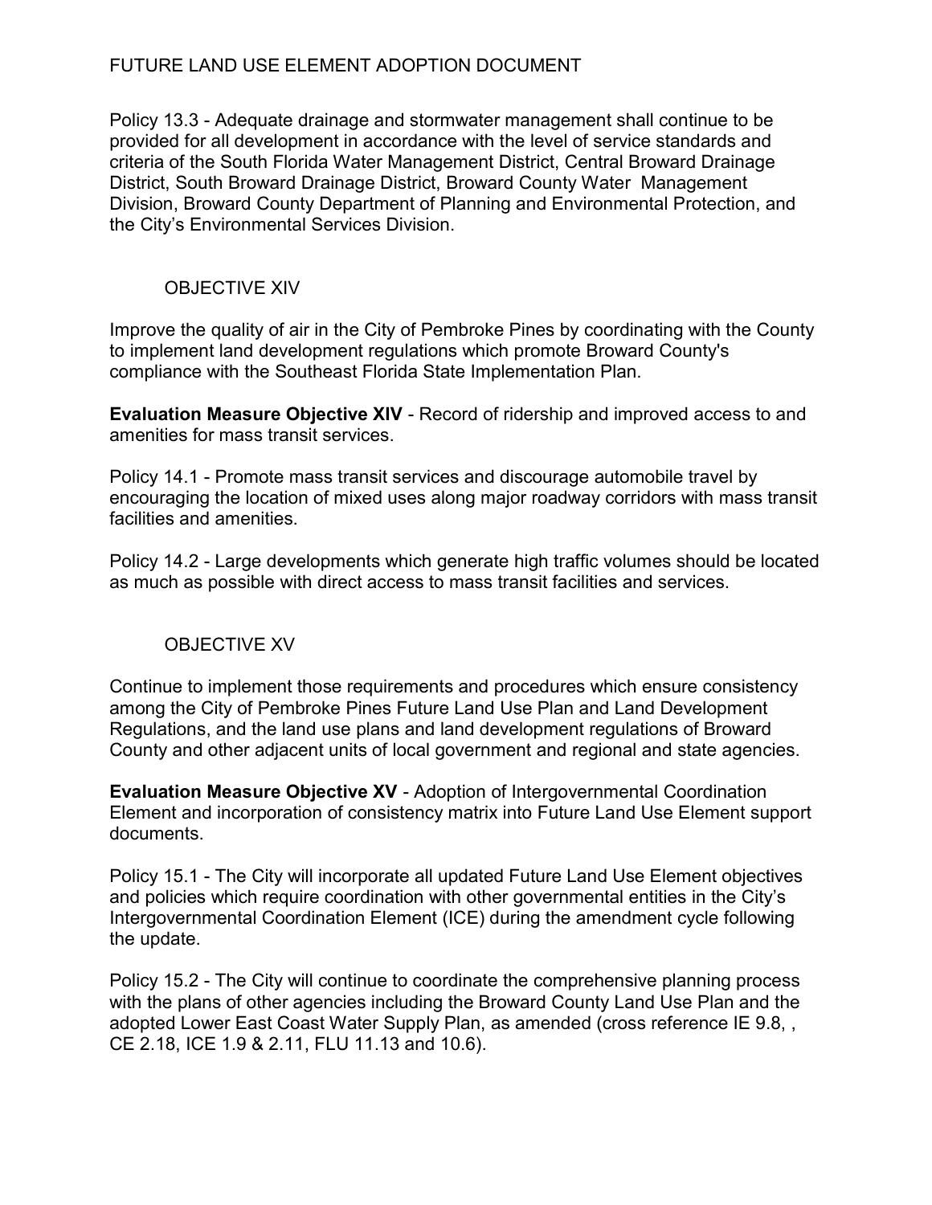Policy 13.3 - Adequate drainage and stormwater management shall continue to be provided for all development in accordance with the level of service standards and criteria of the South Florida Water Management District, Central Broward Drainage District, South Broward Drainage District, Broward County Water Management Division, Broward County Department of Planning and Environmental Protection, and the City's Environmental Services Division.

## OBJECTIVE XIV

Improve the quality of air in the City of Pembroke Pines by coordinating with the County to implement land development regulations which promote Broward County's compliance with the Southeast Florida State Implementation Plan.

**Evaluation Measure Objective XIV** - Record of ridership and improved access to and amenities for mass transit services.

Policy 14.1 - Promote mass transit services and discourage automobile travel by encouraging the location of mixed uses along major roadway corridors with mass transit facilities and amenities.

Policy 14.2 - Large developments which generate high traffic volumes should be located as much as possible with direct access to mass transit facilities and services.

## OBJECTIVE XV

Continue to implement those requirements and procedures which ensure consistency among the City of Pembroke Pines Future Land Use Plan and Land Development Regulations, and the land use plans and land development regulations of Broward County and other adjacent units of local government and regional and state agencies.

**Evaluation Measure Objective XV** - Adoption of Intergovernmental Coordination Element and incorporation of consistency matrix into Future Land Use Element support documents.

Policy 15.1 - The City will incorporate all updated Future Land Use Element objectives and policies which require coordination with other governmental entities in the City's Intergovernmental Coordination Element (ICE) during the amendment cycle following the update.

Policy 15.2 - The City will continue to coordinate the comprehensive planning process with the plans of other agencies including the Broward County Land Use Plan and the adopted Lower East Coast Water Supply Plan, as amended (cross reference IE 9.8, , CE 2.18, ICE 1.9 & 2.11, FLU 11.13 and 10.6).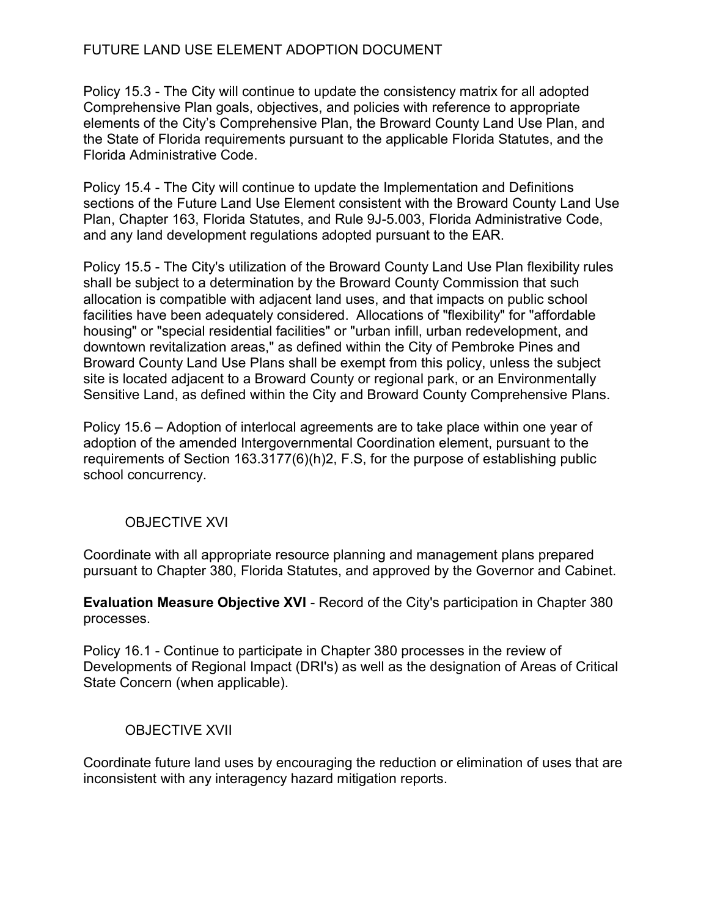Policy 15.3 - The City will continue to update the consistency matrix for all adopted Comprehensive Plan goals, objectives, and policies with reference to appropriate elements of the City's Comprehensive Plan, the Broward County Land Use Plan, and the State of Florida requirements pursuant to the applicable Florida Statutes, and the Florida Administrative Code.

Policy 15.4 - The City will continue to update the Implementation and Definitions sections of the Future Land Use Element consistent with the Broward County Land Use Plan, Chapter 163, Florida Statutes, and Rule 9J-5.003, Florida Administrative Code, and any land development regulations adopted pursuant to the EAR.

Policy 15.5 - The City's utilization of the Broward County Land Use Plan flexibility rules shall be subject to a determination by the Broward County Commission that such allocation is compatible with adjacent land uses, and that impacts on public school facilities have been adequately considered. Allocations of "flexibility" for "affordable housing" or "special residential facilities" or "urban infill, urban redevelopment, and downtown revitalization areas," as defined within the City of Pembroke Pines and Broward County Land Use Plans shall be exempt from this policy, unless the subject site is located adjacent to a Broward County or regional park, or an Environmentally Sensitive Land, as defined within the City and Broward County Comprehensive Plans.

Policy 15.6 – Adoption of interlocal agreements are to take place within one year of adoption of the amended Intergovernmental Coordination element, pursuant to the requirements of Section 163.3177(6)(h)2, F.S, for the purpose of establishing public school concurrency.

## OBJECTIVE XVI

Coordinate with all appropriate resource planning and management plans prepared pursuant to Chapter 380, Florida Statutes, and approved by the Governor and Cabinet.

**Evaluation Measure Objective XVI** - Record of the City's participation in Chapter 380 processes.

Policy 16.1 - Continue to participate in Chapter 380 processes in the review of Developments of Regional Impact (DRI's) as well as the designation of Areas of Critical State Concern (when applicable).

## OBJECTIVE XVII

Coordinate future land uses by encouraging the reduction or elimination of uses that are inconsistent with any interagency hazard mitigation reports.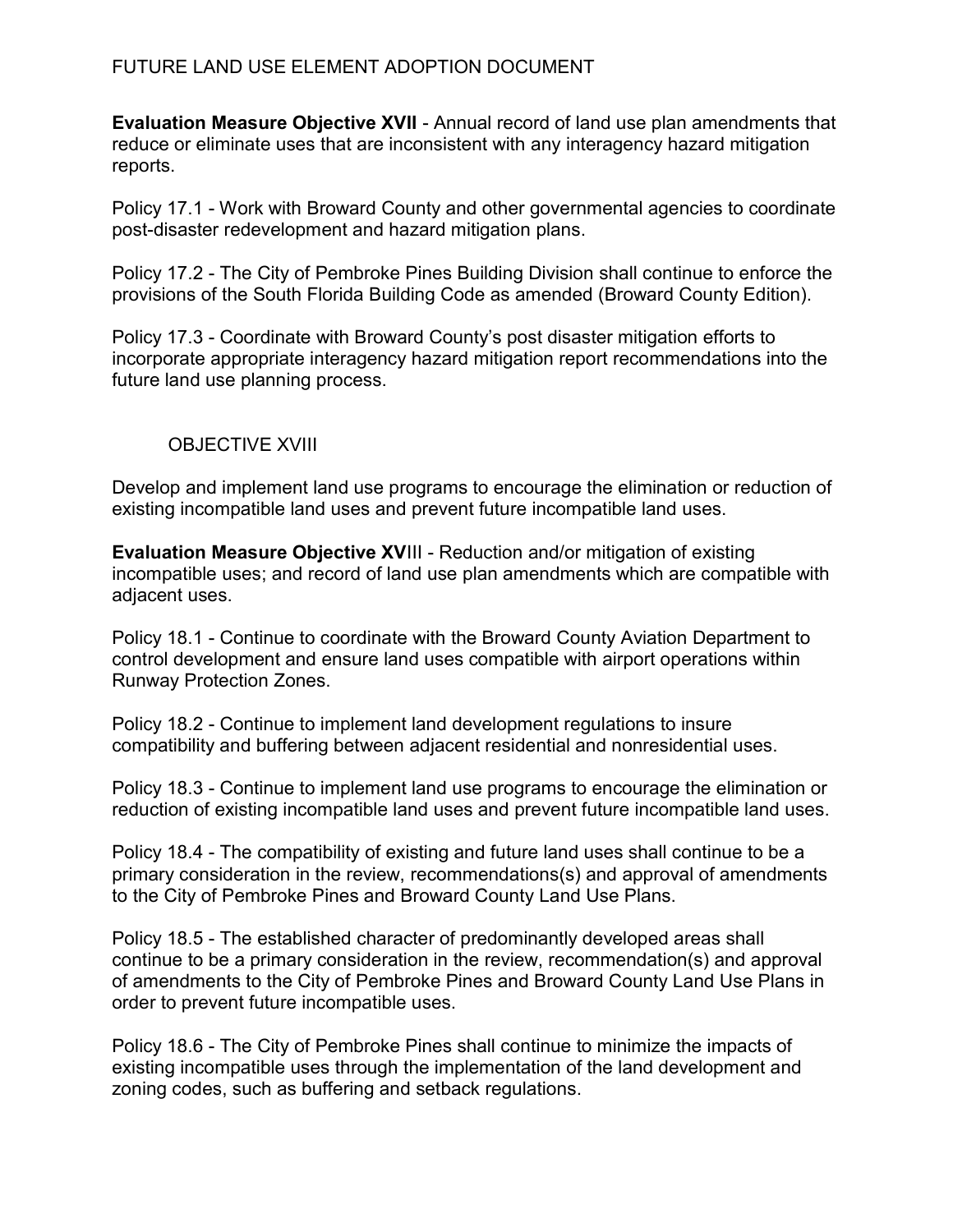**Evaluation Measure Objective XVII** - Annual record of land use plan amendments that reduce or eliminate uses that are inconsistent with any interagency hazard mitigation reports.

Policy 17.1 - Work with Broward County and other governmental agencies to coordinate post-disaster redevelopment and hazard mitigation plans.

Policy 17.2 - The City of Pembroke Pines Building Division shall continue to enforce the provisions of the South Florida Building Code as amended (Broward County Edition).

Policy 17.3 - Coordinate with Broward County's post disaster mitigation efforts to incorporate appropriate interagency hazard mitigation report recommendations into the future land use planning process.

## OBJECTIVE XVIII

Develop and implement land use programs to encourage the elimination or reduction of existing incompatible land uses and prevent future incompatible land uses.

**Evaluation Measure Objective XV**III - Reduction and/or mitigation of existing incompatible uses; and record of land use plan amendments which are compatible with adjacent uses.

Policy 18.1 - Continue to coordinate with the Broward County Aviation Department to control development and ensure land uses compatible with airport operations within Runway Protection Zones.

Policy 18.2 - Continue to implement land development regulations to insure compatibility and buffering between adjacent residential and nonresidential uses.

Policy 18.3 - Continue to implement land use programs to encourage the elimination or reduction of existing incompatible land uses and prevent future incompatible land uses.

Policy 18.4 - The compatibility of existing and future land uses shall continue to be a primary consideration in the review, recommendations(s) and approval of amendments to the City of Pembroke Pines and Broward County Land Use Plans.

Policy 18.5 - The established character of predominantly developed areas shall continue to be a primary consideration in the review, recommendation(s) and approval of amendments to the City of Pembroke Pines and Broward County Land Use Plans in order to prevent future incompatible uses.

Policy 18.6 - The City of Pembroke Pines shall continue to minimize the impacts of existing incompatible uses through the implementation of the land development and zoning codes, such as buffering and setback regulations.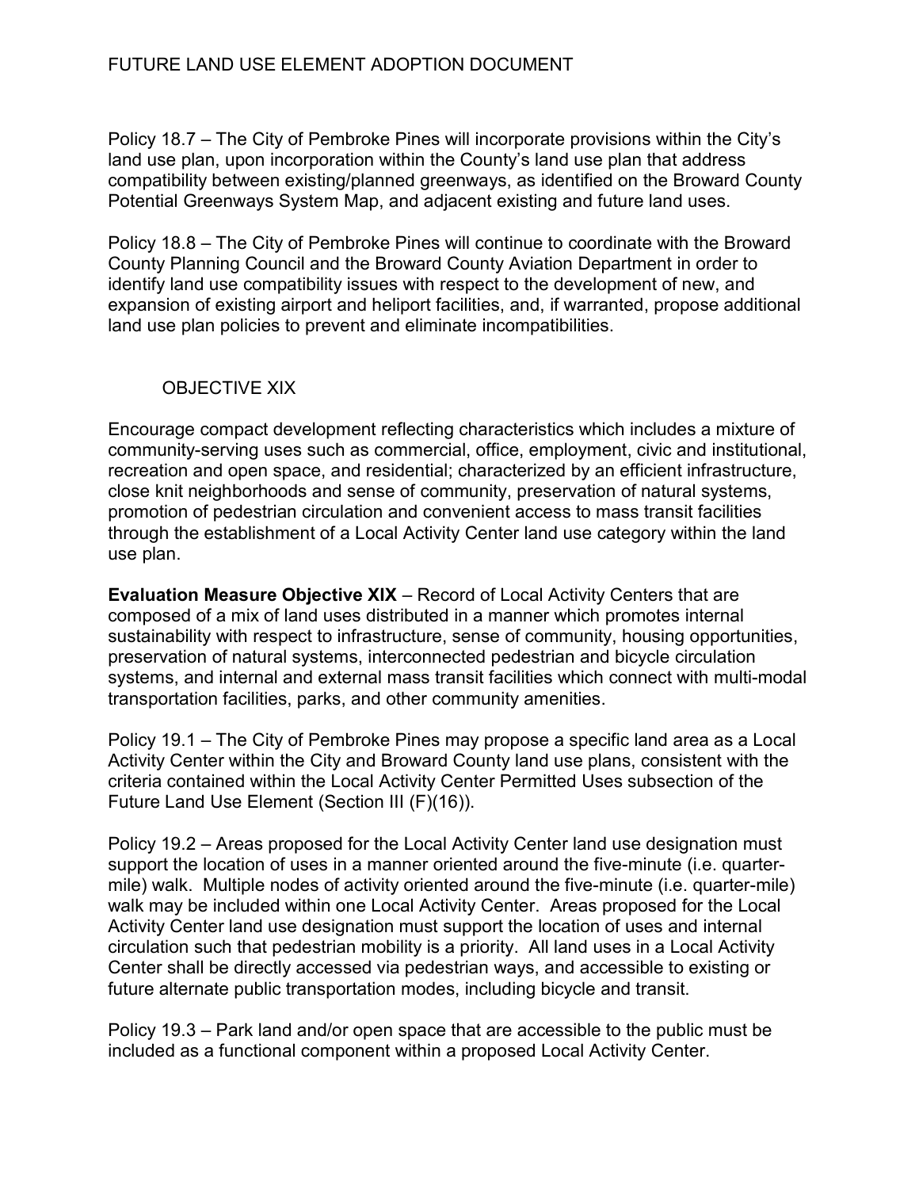Policy 18.7 – The City of Pembroke Pines will incorporate provisions within the City's land use plan, upon incorporation within the County's land use plan that address compatibility between existing/planned greenways, as identified on the Broward County Potential Greenways System Map, and adjacent existing and future land uses.

Policy 18.8 – The City of Pembroke Pines will continue to coordinate with the Broward County Planning Council and the Broward County Aviation Department in order to identify land use compatibility issues with respect to the development of new, and expansion of existing airport and heliport facilities, and, if warranted, propose additional land use plan policies to prevent and eliminate incompatibilities.

## OBJECTIVE XIX

Encourage compact development reflecting characteristics which includes a mixture of community-serving uses such as commercial, office, employment, civic and institutional, recreation and open space, and residential; characterized by an efficient infrastructure, close knit neighborhoods and sense of community, preservation of natural systems, promotion of pedestrian circulation and convenient access to mass transit facilities through the establishment of a Local Activity Center land use category within the land use plan.

**Evaluation Measure Objective XIX** – Record of Local Activity Centers that are composed of a mix of land uses distributed in a manner which promotes internal sustainability with respect to infrastructure, sense of community, housing opportunities, preservation of natural systems, interconnected pedestrian and bicycle circulation systems, and internal and external mass transit facilities which connect with multi-modal transportation facilities, parks, and other community amenities.

Policy 19.1 – The City of Pembroke Pines may propose a specific land area as a Local Activity Center within the City and Broward County land use plans, consistent with the criteria contained within the Local Activity Center Permitted Uses subsection of the Future Land Use Element (Section III (F)(16)).

Policy 19.2 – Areas proposed for the Local Activity Center land use designation must support the location of uses in a manner oriented around the five-minute (i.e. quarter-mile) walk. Multiple nodes of activity oriented around the five-minute (i.e. quarter-mile) walk may be included within one Local Activity Center. Areas proposed for the Local Activity Center land use designation must support the location of uses and internal circulation such that pedestrian mobility is a priority. All land uses in a Local Activity Center shall be directly accessed via pedestrian ways, and accessible to existing or future alternate public transportation modes, including bicycle and transit.

Policy 19.3 – Park land and/or open space that are accessible to the public must be included as a functional component within a proposed Local Activity Center.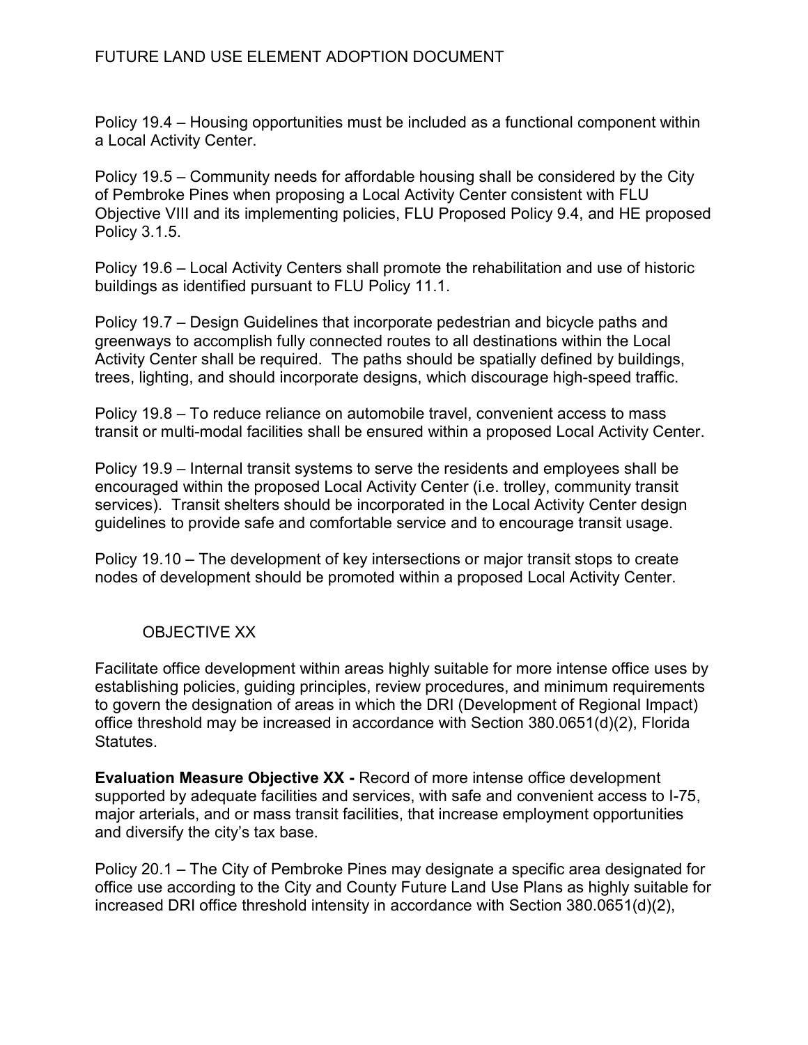Policy 19.4 – Housing opportunities must be included as a functional component within a Local Activity Center.

Policy 19.5 – Community needs for affordable housing shall be considered by the City of Pembroke Pines when proposing a Local Activity Center consistent with FLU Objective VIII and its implementing policies, FLU Proposed Policy 9.4, and HE proposed Policy 3.1.5.

Policy 19.6 – Local Activity Centers shall promote the rehabilitation and use of historic buildings as identified pursuant to FLU Policy 11.1.

Policy 19.7 – Design Guidelines that incorporate pedestrian and bicycle paths and greenways to accomplish fully connected routes to all destinations within the Local Activity Center shall be required. The paths should be spatially defined by buildings, trees, lighting, and should incorporate designs, which discourage high-speed traffic.

Policy 19.8 – To reduce reliance on automobile travel, convenient access to mass transit or multi-modal facilities shall be ensured within a proposed Local Activity Center.

Policy 19.9 – Internal transit systems to serve the residents and employees shall be encouraged within the proposed Local Activity Center (i.e. trolley, community transit services). Transit shelters should be incorporated in the Local Activity Center design guidelines to provide safe and comfortable service and to encourage transit usage.

Policy 19.10 – The development of key intersections or major transit stops to create nodes of development should be promoted within a proposed Local Activity Center.

## OBJECTIVE XX

Facilitate office development within areas highly suitable for more intense office uses by establishing policies, guiding principles, review procedures, and minimum requirements to govern the designation of areas in which the DRI (Development of Regional Impact) office threshold may be increased in accordance with Section 380.0651(d)(2), Florida Statutes.

**Evaluation Measure Objective XX -** Record of more intense office development supported by adequate facilities and services, with safe and convenient access to I-75, major arterials, and or mass transit facilities, that increase employment opportunities and diversify the city's tax base.

Policy 20.1 – The City of Pembroke Pines may designate a specific area designated for office use according to the City and County Future Land Use Plans as highly suitable for increased DRI office threshold intensity in accordance with Section 380.0651(d)(2),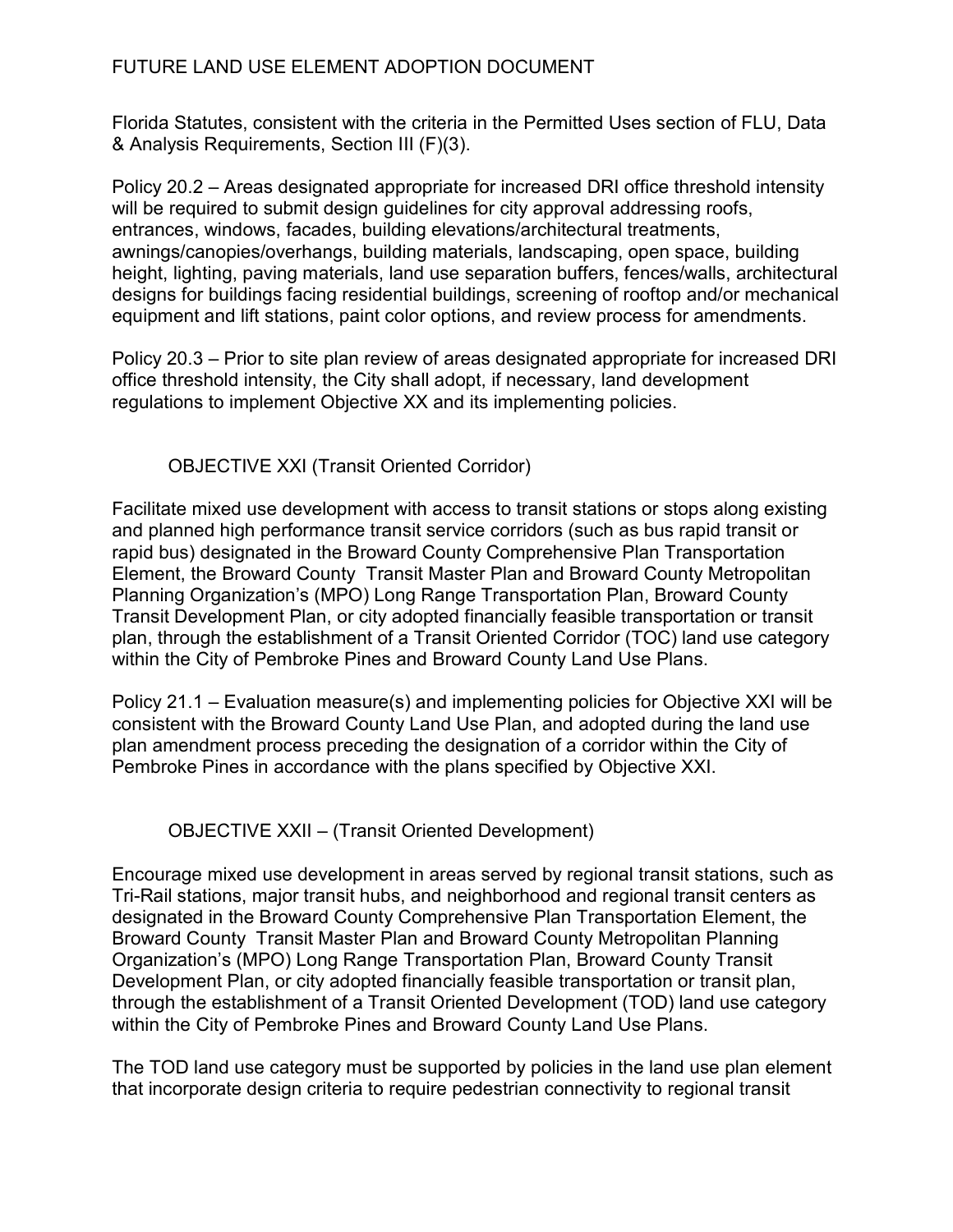Florida Statutes, consistent with the criteria in the Permitted Uses section of FLU, Data & Analysis Requirements, Section III (F)(3).

Policy 20.2 – Areas designated appropriate for increased DRI office threshold intensity will be required to submit design guidelines for city approval addressing roofs, entrances, windows, facades, building elevations/architectural treatments, awnings/canopies/overhangs, building materials, landscaping, open space, building height, lighting, paving materials, land use separation buffers, fences/walls, architectural designs for buildings facing residential buildings, screening of rooftop and/or mechanical equipment and lift stations, paint color options, and review process for amendments.

Policy 20.3 – Prior to site plan review of areas designated appropriate for increased DRI office threshold intensity, the City shall adopt, if necessary, land development regulations to implement Objective XX and its implementing policies.

### OBJECTIVE XXI (Transit Oriented Corridor)

Facilitate mixed use development with access to transit stations or stops along existing and planned high performance transit service corridors (such as bus rapid transit or rapid bus) designated in the Broward County Comprehensive Plan Transportation Element, the Broward County Transit Master Plan and Broward County Metropolitan Planning Organization's (MPO) Long Range Transportation Plan, Broward County Transit Development Plan, or city adopted financially feasible transportation or transit plan, through the establishment of a Transit Oriented Corridor (TOC) land use category within the City of Pembroke Pines and Broward County Land Use Plans.

Policy 21.1 – Evaluation measure(s) and implementing policies for Objective XXI will be consistent with the Broward County Land Use Plan, and adopted during the land use plan amendment process preceding the designation of a corridor within the City of Pembroke Pines in accordance with the plans specified by Objective XXI.

### OBJECTIVE XXII – (Transit Oriented Development)

Encourage mixed use development in areas served by regional transit stations, such as Tri-Rail stations, major transit hubs, and neighborhood and regional transit centers as designated in the Broward County Comprehensive Plan Transportation Element, the Broward County Transit Master Plan and Broward County Metropolitan Planning Organization's (MPO) Long Range Transportation Plan, Broward County Transit Development Plan, or city adopted financially feasible transportation or transit plan, through the establishment of a Transit Oriented Development (TOD) land use category within the City of Pembroke Pines and Broward County Land Use Plans.

The TOD land use category must be supported by policies in the land use plan element that incorporate design criteria to require pedestrian connectivity to regional transit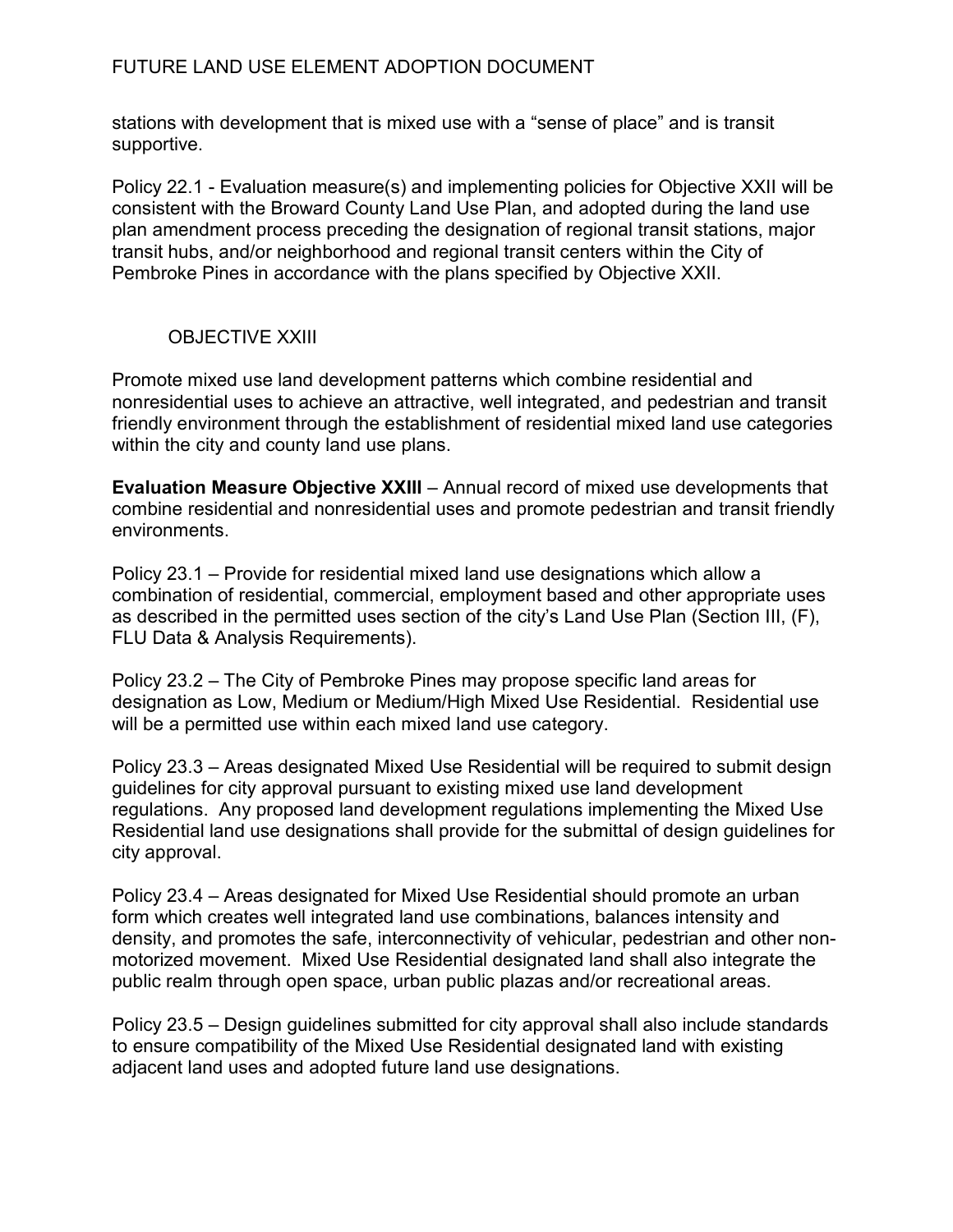stations with development that is mixed use with a “sense of place” and is transit supportive.

Policy 22.1 - Evaluation measure(s) and implementing policies for Objective XXII will be consistent with the Broward County Land Use Plan, and adopted during the land use plan amendment process preceding the designation of regional transit stations, major transit hubs, and/or neighborhood and regional transit centers within the City of Pembroke Pines in accordance with the plans specified by Objective XXII.

## OBJECTIVE XXIII

Promote mixed use land development patterns which combine residential and nonresidential uses to achieve an attractive, well integrated, and pedestrian and transit friendly environment through the establishment of residential mixed land use categories within the city and county land use plans.

**Evaluation Measure Objective XXIII** – Annual record of mixed use developments that combine residential and nonresidential uses and promote pedestrian and transit friendly environments.

Policy 23.1 – Provide for residential mixed land use designations which allow a combination of residential, commercial, employment based and other appropriate uses as described in the permitted uses section of the city’s Land Use Plan (Section III, (F), FLU Data & Analysis Requirements).

Policy 23.2 – The City of Pembroke Pines may propose specific land areas for designation as Low, Medium or Medium/High Mixed Use Residential. Residential use will be a permitted use within each mixed land use category.

Policy 23.3 – Areas designated Mixed Use Residential will be required to submit design guidelines for city approval pursuant to existing mixed use land development regulations. Any proposed land development regulations implementing the Mixed Use Residential land use designations shall provide for the submittal of design guidelines for city approval.

Policy 23.4 – Areas designated for Mixed Use Residential should promote an urban form which creates well integrated land use combinations, balances intensity and density, and promotes the safe, interconnectivity of vehicular, pedestrian and other non-motorized movement. Mixed Use Residential designated land shall also integrate the public realm through open space, urban public plazas and/or recreational areas.

Policy 23.5 – Design guidelines submitted for city approval shall also include standards to ensure compatibility of the Mixed Use Residential designated land with existing adjacent land uses and adopted future land use designations.